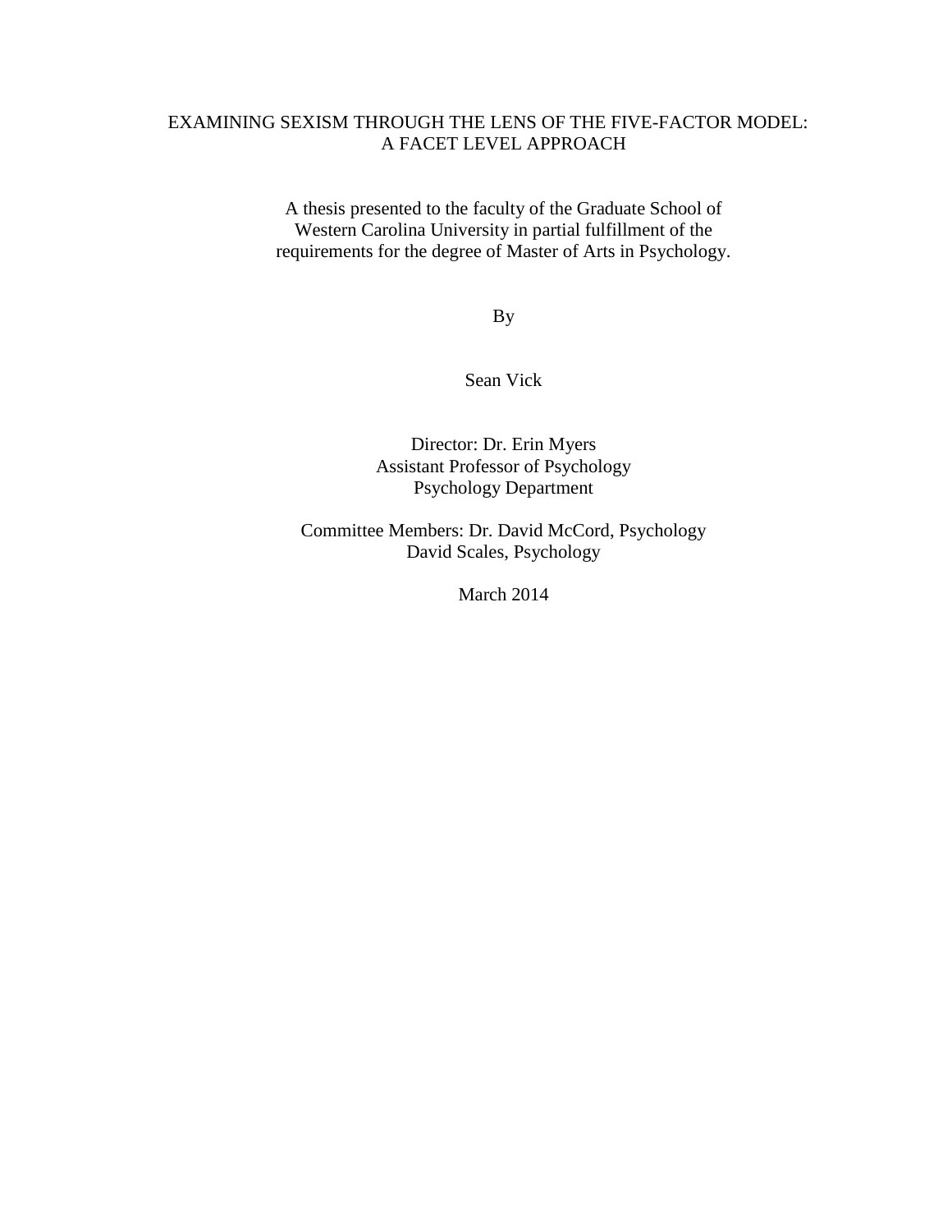# EXAMINING SEXISM THROUGH THE LENS OF THE FIVE-FACTOR MODEL: A FACET LEVEL APPROACH

A thesis presented to the faculty of the Graduate School of Western Carolina University in partial fulfillment of the requirements for the degree of Master of Arts in Psychology.

By

Sean Vick

Director: Dr. Erin Myers  
Assistant Professor of Psychology  
Psychology Department

Committee Members: Dr. David McCord, Psychology  
David Scales, Psychology

March 2014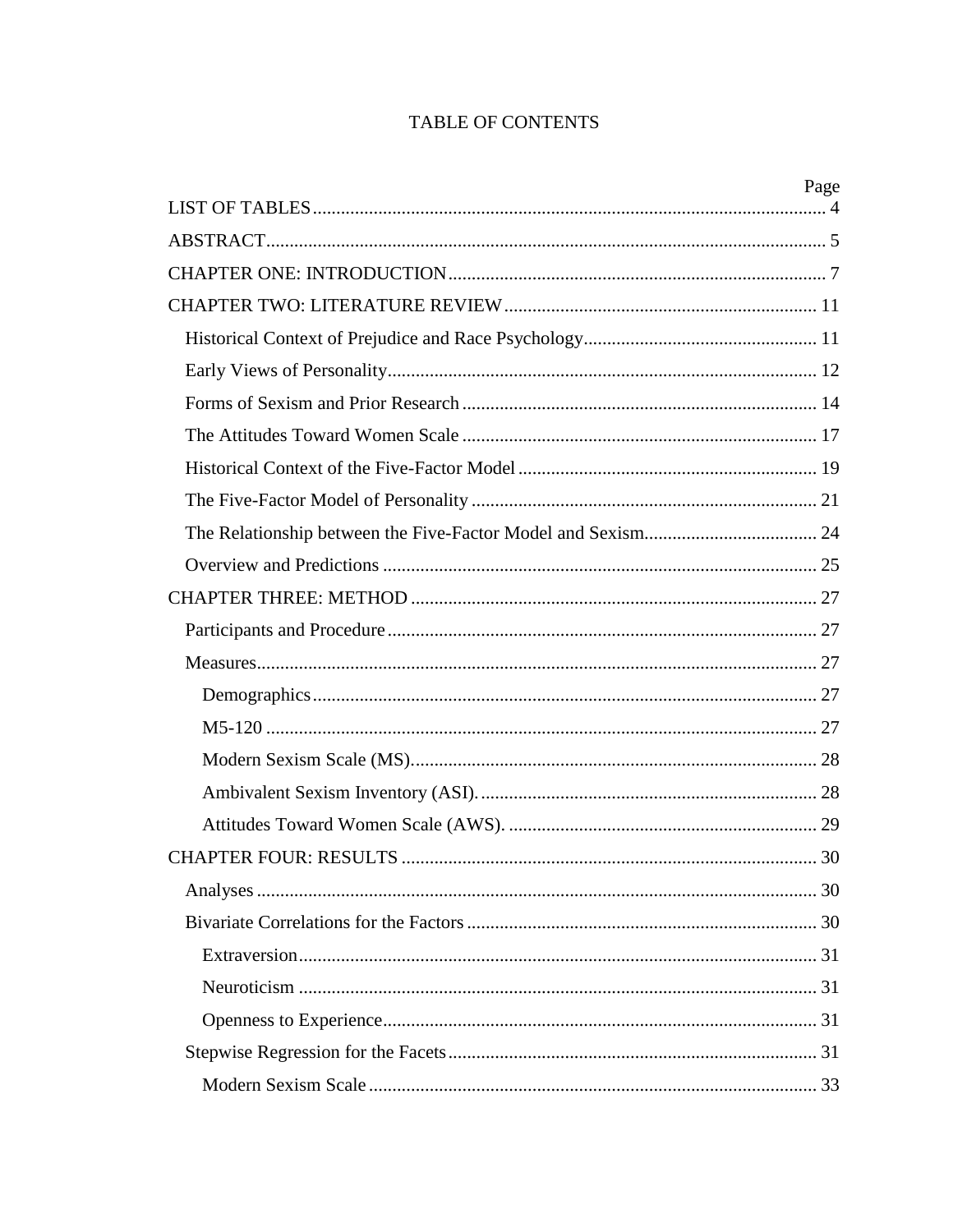# TABLE OF CONTENTS

| | Page |
|---|---|
| LIST OF TABLES | 4 |
| ABSTRACT | 5 |
| CHAPTER ONE: INTRODUCTION | 7 |
| CHAPTER TWO: LITERATURE REVIEW | 11 |
| Historical Context of Prejudice and Race Psychology | 11 |
| Early Views of Personality | 12 |
| Forms of Sexism and Prior Research | 14 |
| The Attitudes Toward Women Scale | 17 |
| Historical Context of the Five-Factor Model | 19 |
| The Five-Factor Model of Personality | 21 |
| The Relationship between the Five-Factor Model and Sexism | 24 |
| Overview and Predictions | 25 |
| CHAPTER THREE: METHOD | 27 |
| Participants and Procedure | 27 |
| Measures | 27 |
| Demographics | 27 |
| M5-120 | 27 |
| Modern Sexism Scale (MS) | 28 |
| Ambivalent Sexism Inventory (ASI). | 28 |
| Attitudes Toward Women Scale (AWS). | 29 |
| CHAPTER FOUR: RESULTS | 30 |
| Analyses | 30 |
| Bivariate Correlations for the Factors | 30 |
| Extraversion | 31 |
| Neuroticism | 31 |
| Openness to Experience | 31 |
| Stepwise Regression for the Facets | 31 |
| Modern Sexism Scale | 33 |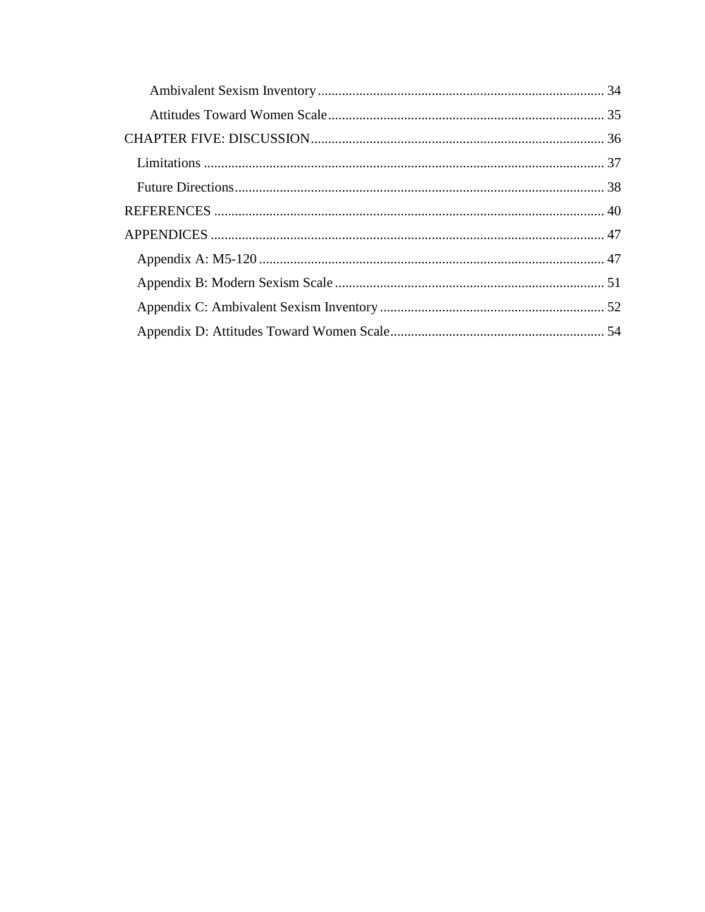Ambivalent Sexism Inventory ... 34

Attitudes Toward Women Scale ... 35

CHAPTER FIVE: DISCUSSION ... 36

Limitations ... 37

Future Directions ... 38

REFERENCES ... 40

APPENDICES ... 47

Appendix A: M5-120 ... 47

Appendix B: Modern Sexism Scale ... 51

Appendix C: Ambivalent Sexism Inventory ... 52

Appendix D: Attitudes Toward Women Scale ... 54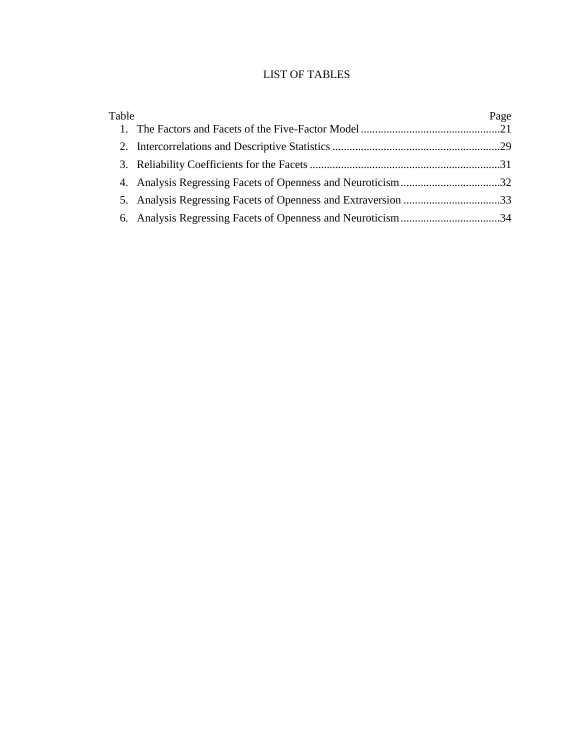# LIST OF TABLES

| Table | | Page |
|---|---|---|
| 1. | The Factors and Facets of the Five-Factor Model | 21 |
| 2. | Intercorrelations and Descriptive Statistics | 29 |
| 3. | Reliability Coefficients for the Facets | 31 |
| 4. | Analysis Regressing Facets of Openness and Neuroticism | 32 |
| 5. | Analysis Regressing Facets of Openness and Extraversion | 33 |
| 6. | Analysis Regressing Facets of Openness and Neuroticism | 34 |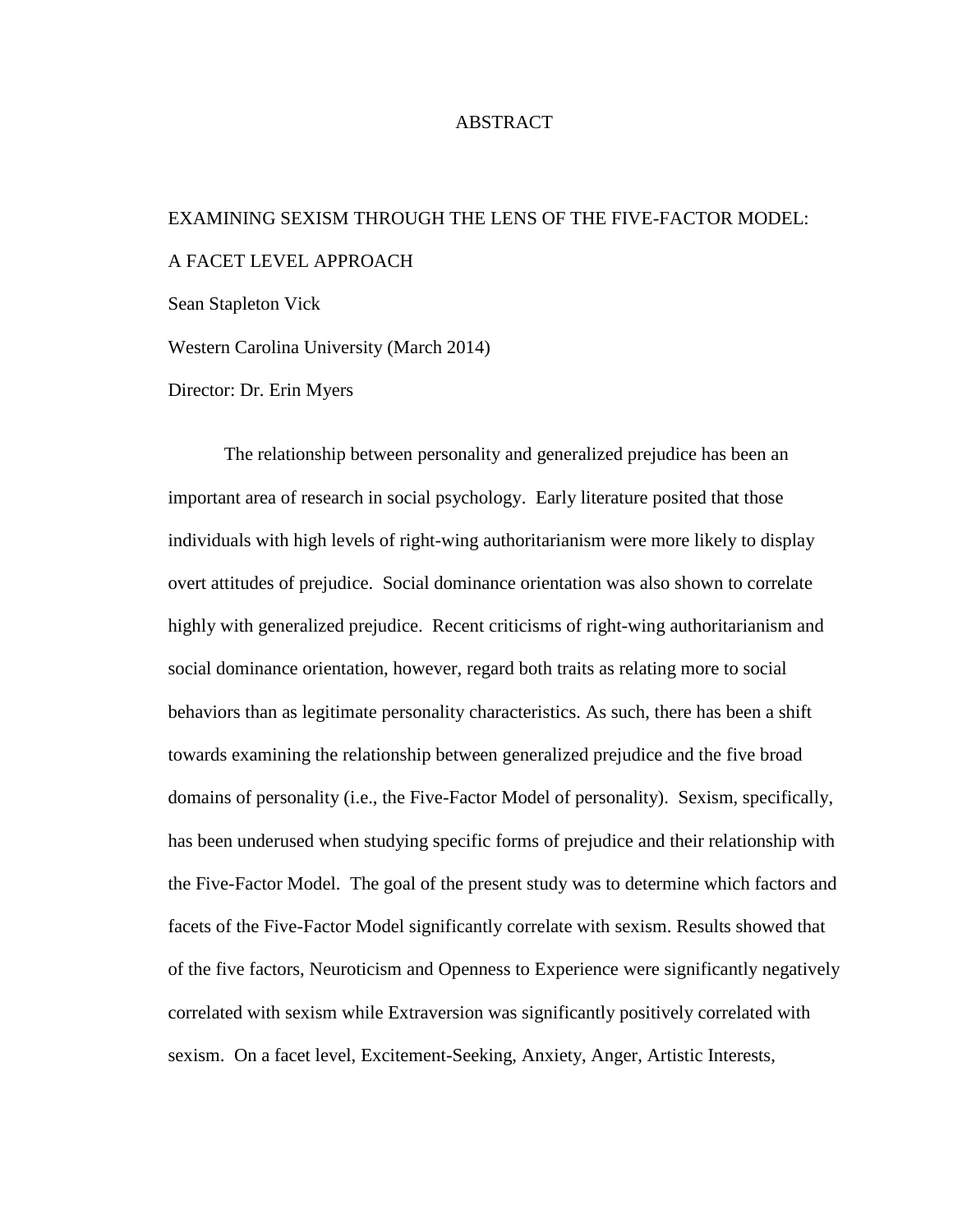# ABSTRACT

EXAMINING SEXISM THROUGH THE LENS OF THE FIVE-FACTOR MODEL: A FACET LEVEL APPROACH

Sean Stapleton Vick

Western Carolina University (March 2014)

Director: Dr. Erin Myers

The relationship between personality and generalized prejudice has been an important area of research in social psychology. Early literature posited that those individuals with high levels of right-wing authoritarianism were more likely to display overt attitudes of prejudice. Social dominance orientation was also shown to correlate highly with generalized prejudice. Recent criticisms of right-wing authoritarianism and social dominance orientation, however, regard both traits as relating more to social behaviors than as legitimate personality characteristics. As such, there has been a shift towards examining the relationship between generalized prejudice and the five broad domains of personality (i.e., the Five-Factor Model of personality). Sexism, specifically, has been underused when studying specific forms of prejudice and their relationship with the Five-Factor Model. The goal of the present study was to determine which factors and facets of the Five-Factor Model significantly correlate with sexism. Results showed that of the five factors, Neuroticism and Openness to Experience were significantly negatively correlated with sexism while Extraversion was significantly positively correlated with sexism. On a facet level, Excitement-Seeking, Anxiety, Anger, Artistic Interests,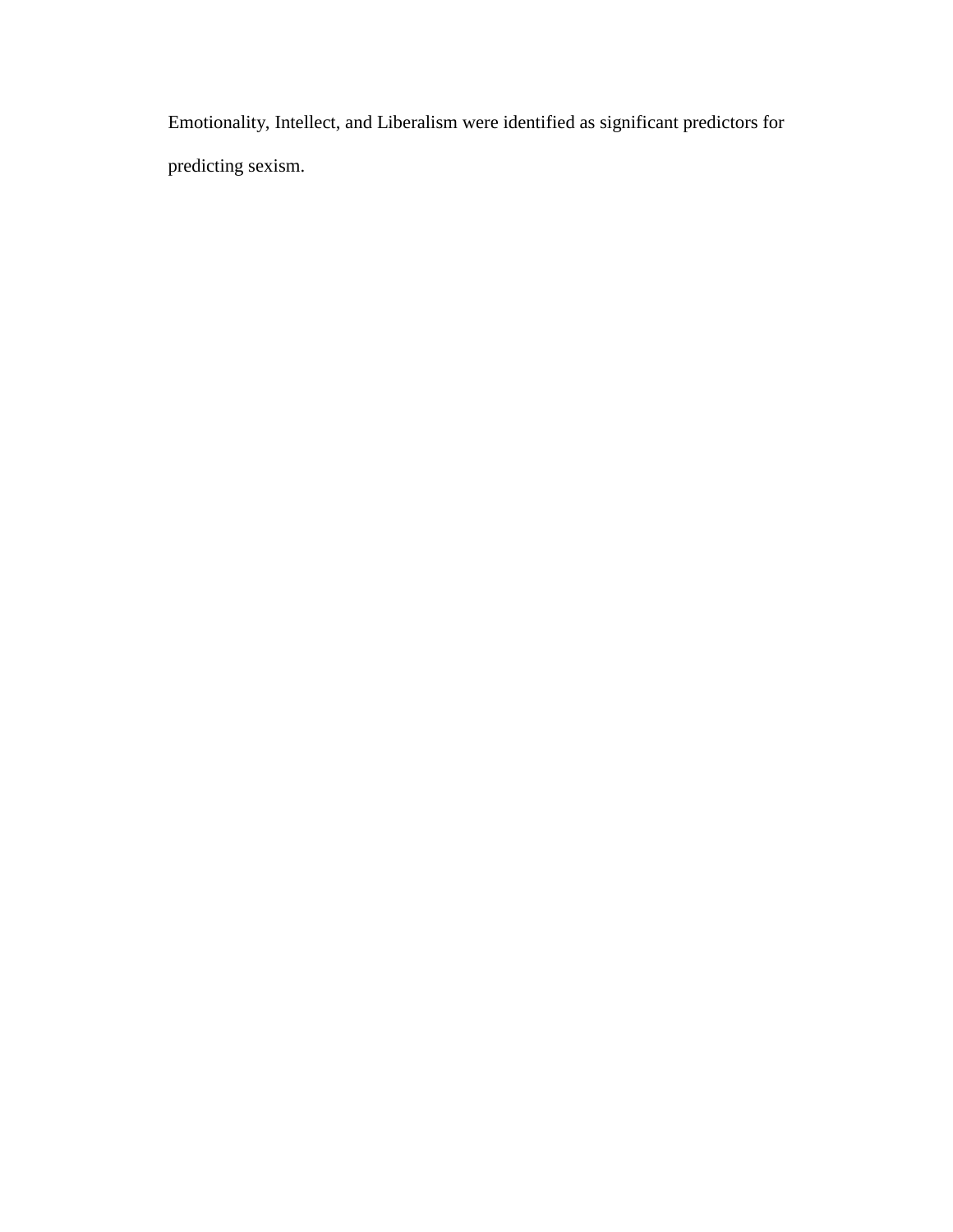Emotionality, Intellect, and Liberalism were identified as significant predictors for predicting sexism.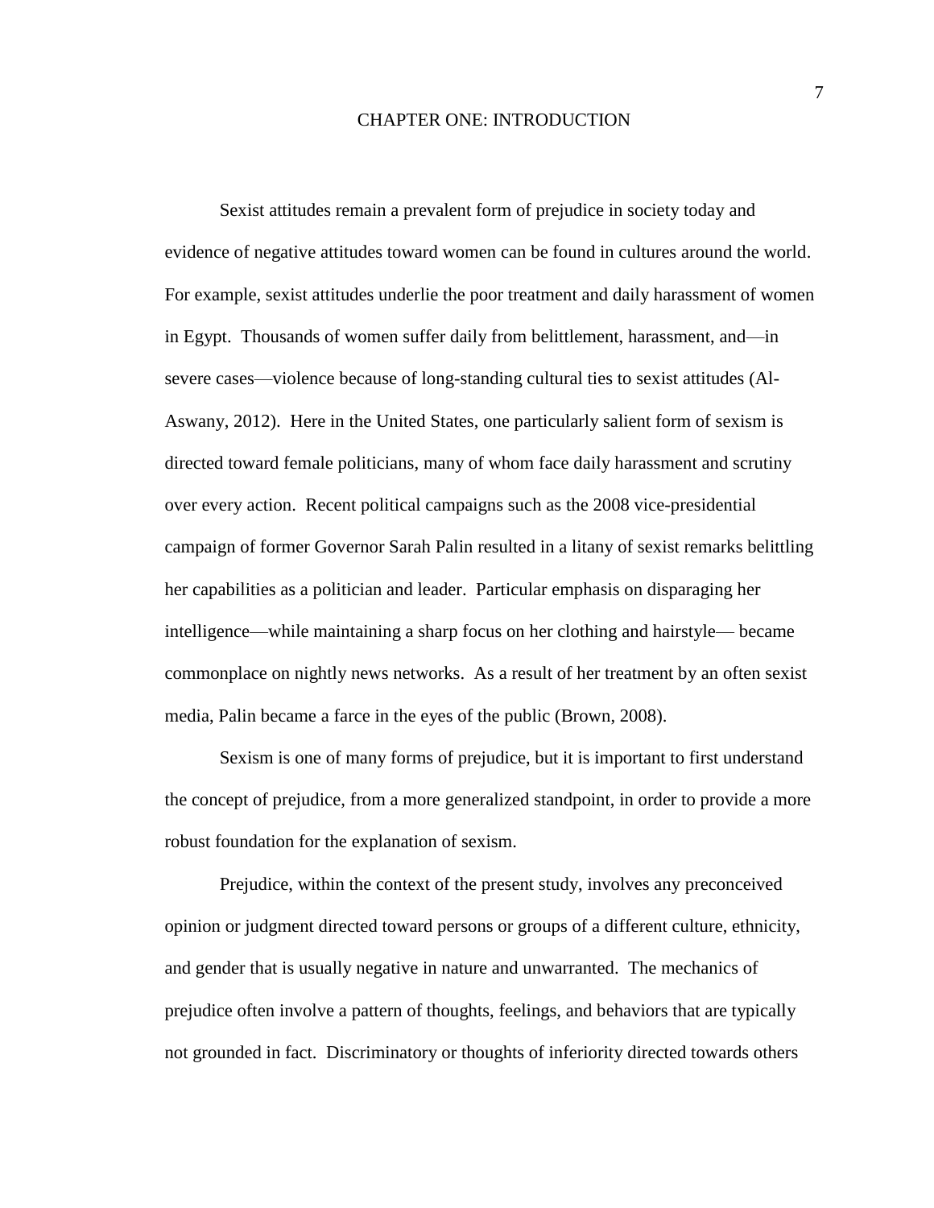# CHAPTER ONE: INTRODUCTION

Sexist attitudes remain a prevalent form of prejudice in society today and evidence of negative attitudes toward women can be found in cultures around the world. For example, sexist attitudes underlie the poor treatment and daily harassment of women in Egypt. Thousands of women suffer daily from belittlement, harassment, and—in severe cases—violence because of long-standing cultural ties to sexist attitudes (Al-Aswany, 2012). Here in the United States, one particularly salient form of sexism is directed toward female politicians, many of whom face daily harassment and scrutiny over every action. Recent political campaigns such as the 2008 vice-presidential campaign of former Governor Sarah Palin resulted in a litany of sexist remarks belittling her capabilities as a politician and leader. Particular emphasis on disparaging her intelligence—while maintaining a sharp focus on her clothing and hairstyle— became commonplace on nightly news networks. As a result of her treatment by an often sexist media, Palin became a farce in the eyes of the public (Brown, 2008).

Sexism is one of many forms of prejudice, but it is important to first understand the concept of prejudice, from a more generalized standpoint, in order to provide a more robust foundation for the explanation of sexism.

Prejudice, within the context of the present study, involves any preconceived opinion or judgment directed toward persons or groups of a different culture, ethnicity, and gender that is usually negative in nature and unwarranted. The mechanics of prejudice often involve a pattern of thoughts, feelings, and behaviors that are typically not grounded in fact. Discriminatory or thoughts of inferiority directed towards others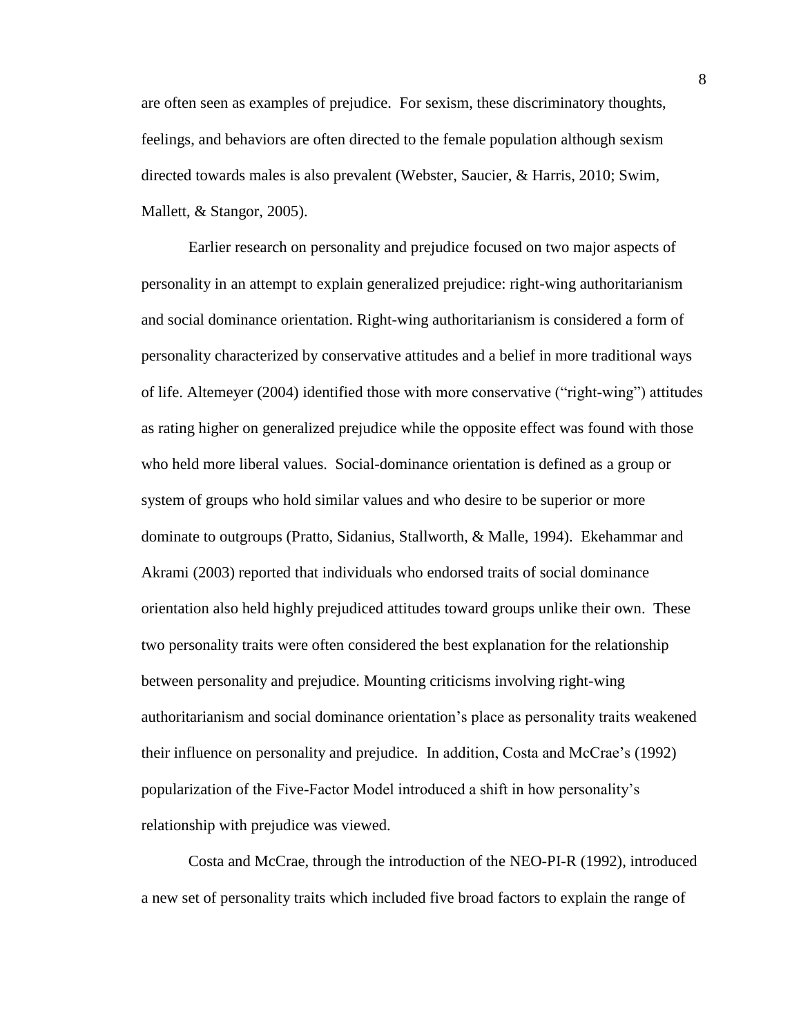are often seen as examples of prejudice. For sexism, these discriminatory thoughts, feelings, and behaviors are often directed to the female population although sexism directed towards males is also prevalent (Webster, Saucier, & Harris, 2010; Swim, Mallett, & Stangor, 2005).

Earlier research on personality and prejudice focused on two major aspects of personality in an attempt to explain generalized prejudice: right-wing authoritarianism and social dominance orientation. Right-wing authoritarianism is considered a form of personality characterized by conservative attitudes and a belief in more traditional ways of life. Altemeyer (2004) identified those with more conservative ("right-wing") attitudes as rating higher on generalized prejudice while the opposite effect was found with those who held more liberal values. Social-dominance orientation is defined as a group or system of groups who hold similar values and who desire to be superior or more dominate to outgroups (Pratto, Sidanius, Stallworth, & Malle, 1994). Ekehammar and Akrami (2003) reported that individuals who endorsed traits of social dominance orientation also held highly prejudiced attitudes toward groups unlike their own. These two personality traits were often considered the best explanation for the relationship between personality and prejudice. Mounting criticisms involving right-wing authoritarianism and social dominance orientation's place as personality traits weakened their influence on personality and prejudice. In addition, Costa and McCrae's (1992) popularization of the Five-Factor Model introduced a shift in how personality's relationship with prejudice was viewed.

Costa and McCrae, through the introduction of the NEO-PI-R (1992), introduced a new set of personality traits which included five broad factors to explain the range of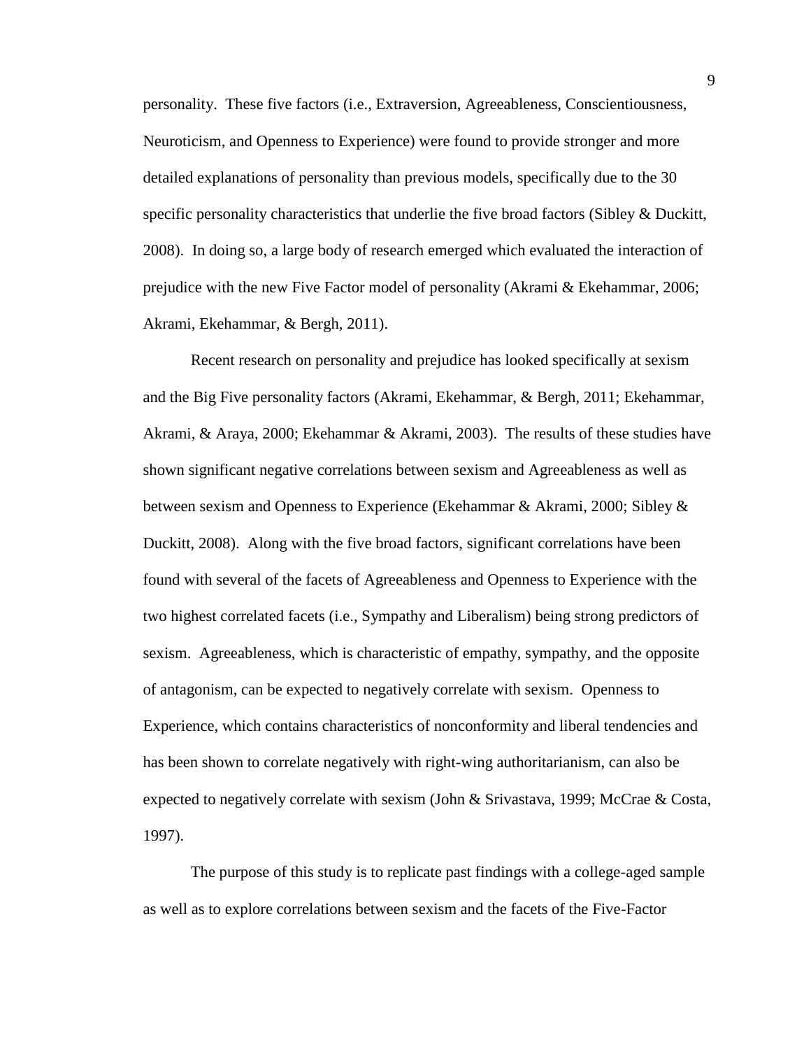personality. These five factors (i.e., Extraversion, Agreeableness, Conscientiousness, Neuroticism, and Openness to Experience) were found to provide stronger and more detailed explanations of personality than previous models, specifically due to the 30 specific personality characteristics that underlie the five broad factors (Sibley & Duckitt, 2008). In doing so, a large body of research emerged which evaluated the interaction of prejudice with the new Five Factor model of personality (Akrami & Ekehammar, 2006; Akrami, Ekehammar, & Bergh, 2011).

Recent research on personality and prejudice has looked specifically at sexism and the Big Five personality factors (Akrami, Ekehammar, & Bergh, 2011; Ekehammar, Akrami, & Araya, 2000; Ekehammar & Akrami, 2003). The results of these studies have shown significant negative correlations between sexism and Agreeableness as well as between sexism and Openness to Experience (Ekehammar & Akrami, 2000; Sibley & Duckitt, 2008). Along with the five broad factors, significant correlations have been found with several of the facets of Agreeableness and Openness to Experience with the two highest correlated facets (i.e., Sympathy and Liberalism) being strong predictors of sexism. Agreeableness, which is characteristic of empathy, sympathy, and the opposite of antagonism, can be expected to negatively correlate with sexism. Openness to Experience, which contains characteristics of nonconformity and liberal tendencies and has been shown to correlate negatively with right-wing authoritarianism, can also be expected to negatively correlate with sexism (John & Srivastava, 1999; McCrae & Costa, 1997).

The purpose of this study is to replicate past findings with a college-aged sample as well as to explore correlations between sexism and the facets of the Five-Factor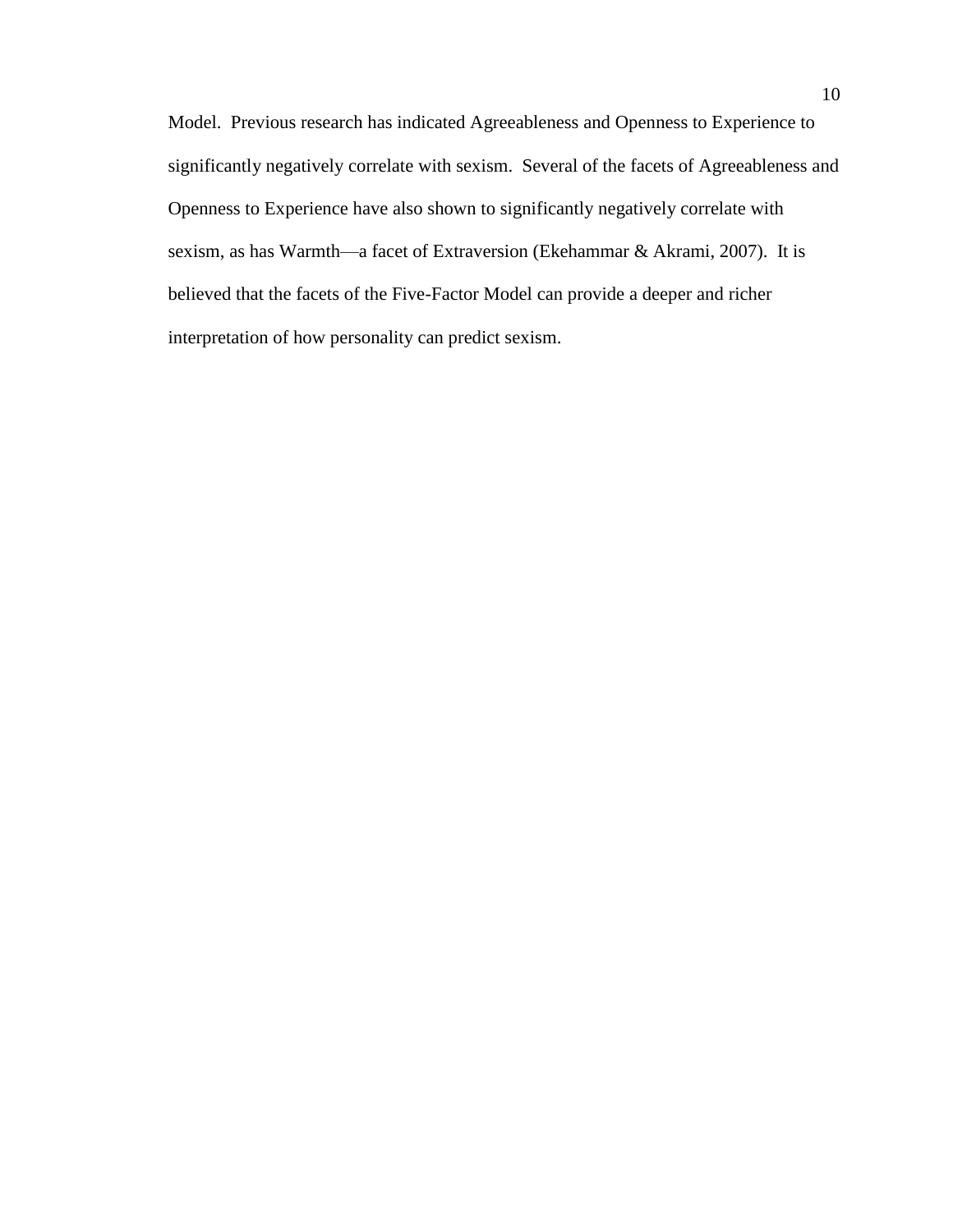Model. Previous research has indicated Agreeableness and Openness to Experience to significantly negatively correlate with sexism. Several of the facets of Agreeableness and Openness to Experience have also shown to significantly negatively correlate with sexism, as has Warmth—a facet of Extraversion (Ekehammar & Akrami, 2007). It is believed that the facets of the Five-Factor Model can provide a deeper and richer interpretation of how personality can predict sexism.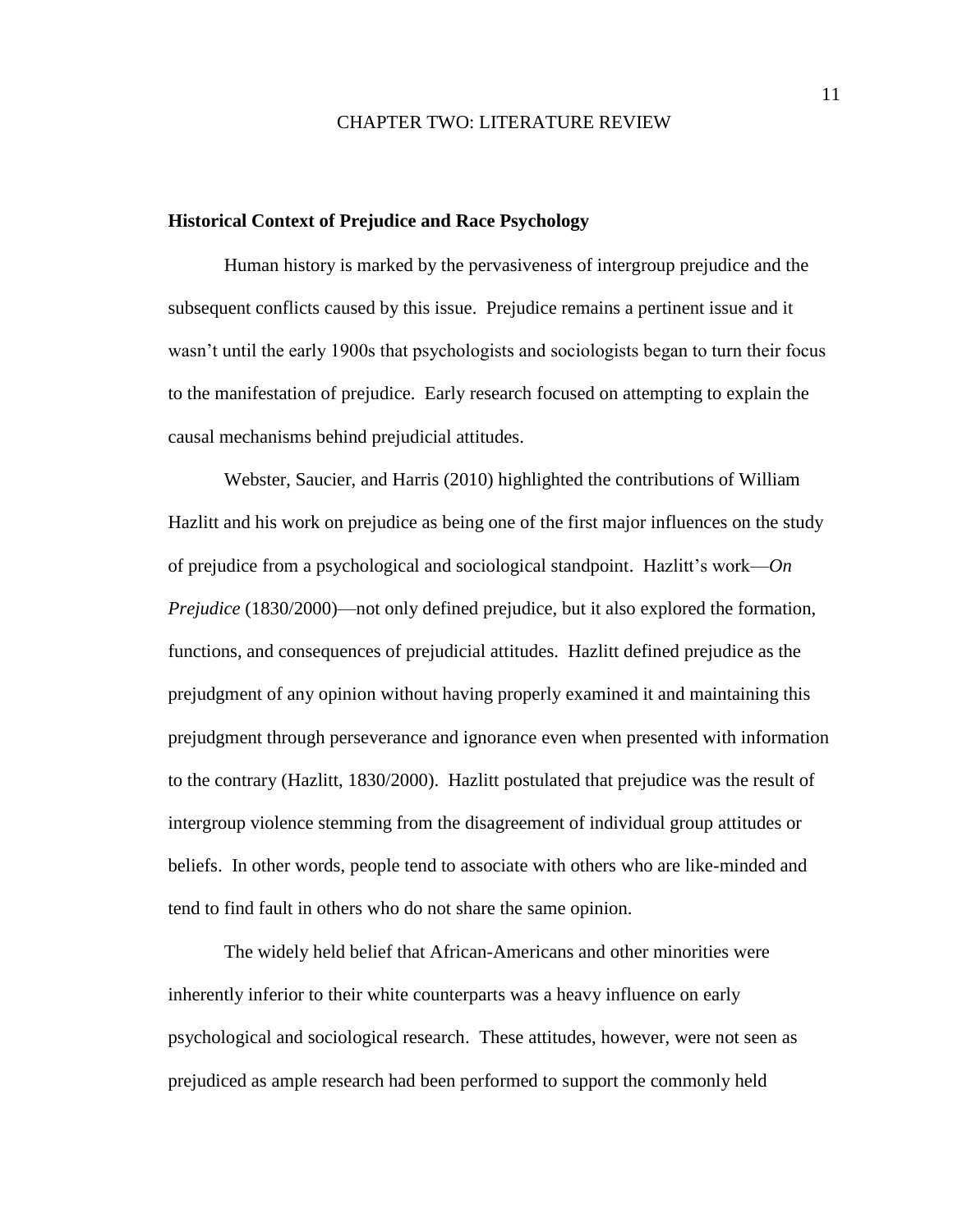# CHAPTER TWO: LITERATURE REVIEW

## Historical Context of Prejudice and Race Psychology

Human history is marked by the pervasiveness of intergroup prejudice and the subsequent conflicts caused by this issue. Prejudice remains a pertinent issue and it wasn't until the early 1900s that psychologists and sociologists began to turn their focus to the manifestation of prejudice. Early research focused on attempting to explain the causal mechanisms behind prejudicial attitudes.

Webster, Saucier, and Harris (2010) highlighted the contributions of William Hazlitt and his work on prejudice as being one of the first major influences on the study of prejudice from a psychological and sociological standpoint. Hazlitt's work—*On Prejudice* (1830/2000)—not only defined prejudice, but it also explored the formation, functions, and consequences of prejudicial attitudes. Hazlitt defined prejudice as the prejudgment of any opinion without having properly examined it and maintaining this prejudgment through perseverance and ignorance even when presented with information to the contrary (Hazlitt, 1830/2000). Hazlitt postulated that prejudice was the result of intergroup violence stemming from the disagreement of individual group attitudes or beliefs. In other words, people tend to associate with others who are like-minded and tend to find fault in others who do not share the same opinion.

The widely held belief that African-Americans and other minorities were inherently inferior to their white counterparts was a heavy influence on early psychological and sociological research. These attitudes, however, were not seen as prejudiced as ample research had been performed to support the commonly held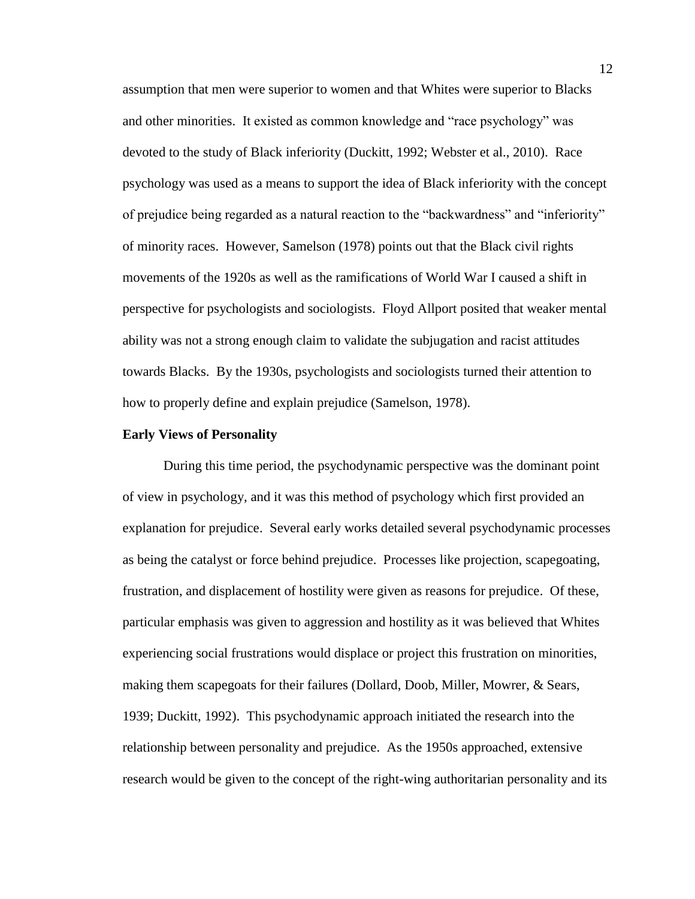assumption that men were superior to women and that Whites were superior to Blacks and other minorities. It existed as common knowledge and "race psychology" was devoted to the study of Black inferiority (Duckitt, 1992; Webster et al., 2010). Race psychology was used as a means to support the idea of Black inferiority with the concept of prejudice being regarded as a natural reaction to the "backwardness" and "inferiority" of minority races. However, Samelson (1978) points out that the Black civil rights movements of the 1920s as well as the ramifications of World War I caused a shift in perspective for psychologists and sociologists. Floyd Allport posited that weaker mental ability was not a strong enough claim to validate the subjugation and racist attitudes towards Blacks. By the 1930s, psychologists and sociologists turned their attention to how to properly define and explain prejudice (Samelson, 1978).

**Early Views of Personality**

During this time period, the psychodynamic perspective was the dominant point of view in psychology, and it was this method of psychology which first provided an explanation for prejudice. Several early works detailed several psychodynamic processes as being the catalyst or force behind prejudice. Processes like projection, scapegoating, frustration, and displacement of hostility were given as reasons for prejudice. Of these, particular emphasis was given to aggression and hostility as it was believed that Whites experiencing social frustrations would displace or project this frustration on minorities, making them scapegoats for their failures (Dollard, Doob, Miller, Mowrer, & Sears, 1939; Duckitt, 1992). This psychodynamic approach initiated the research into the relationship between personality and prejudice. As the 1950s approached, extensive research would be given to the concept of the right-wing authoritarian personality and its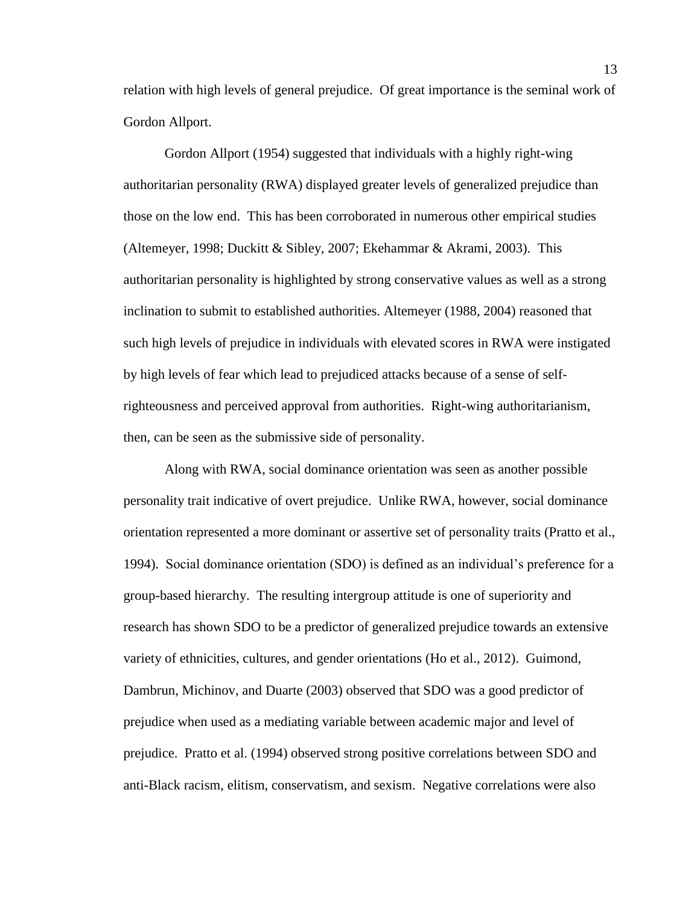relation with high levels of general prejudice. Of great importance is the seminal work of Gordon Allport.

Gordon Allport (1954) suggested that individuals with a highly right-wing authoritarian personality (RWA) displayed greater levels of generalized prejudice than those on the low end. This has been corroborated in numerous other empirical studies (Altemeyer, 1998; Duckitt & Sibley, 2007; Ekehammar & Akrami, 2003). This authoritarian personality is highlighted by strong conservative values as well as a strong inclination to submit to established authorities. Altemeyer (1988, 2004) reasoned that such high levels of prejudice in individuals with elevated scores in RWA were instigated by high levels of fear which lead to prejudiced attacks because of a sense of self-righteousness and perceived approval from authorities. Right-wing authoritarianism, then, can be seen as the submissive side of personality.

Along with RWA, social dominance orientation was seen as another possible personality trait indicative of overt prejudice. Unlike RWA, however, social dominance orientation represented a more dominant or assertive set of personality traits (Pratto et al., 1994). Social dominance orientation (SDO) is defined as an individual's preference for a group-based hierarchy. The resulting intergroup attitude is one of superiority and research has shown SDO to be a predictor of generalized prejudice towards an extensive variety of ethnicities, cultures, and gender orientations (Ho et al., 2012). Guimond, Dambrun, Michinov, and Duarte (2003) observed that SDO was a good predictor of prejudice when used as a mediating variable between academic major and level of prejudice. Pratto et al. (1994) observed strong positive correlations between SDO and anti-Black racism, elitism, conservatism, and sexism. Negative correlations were also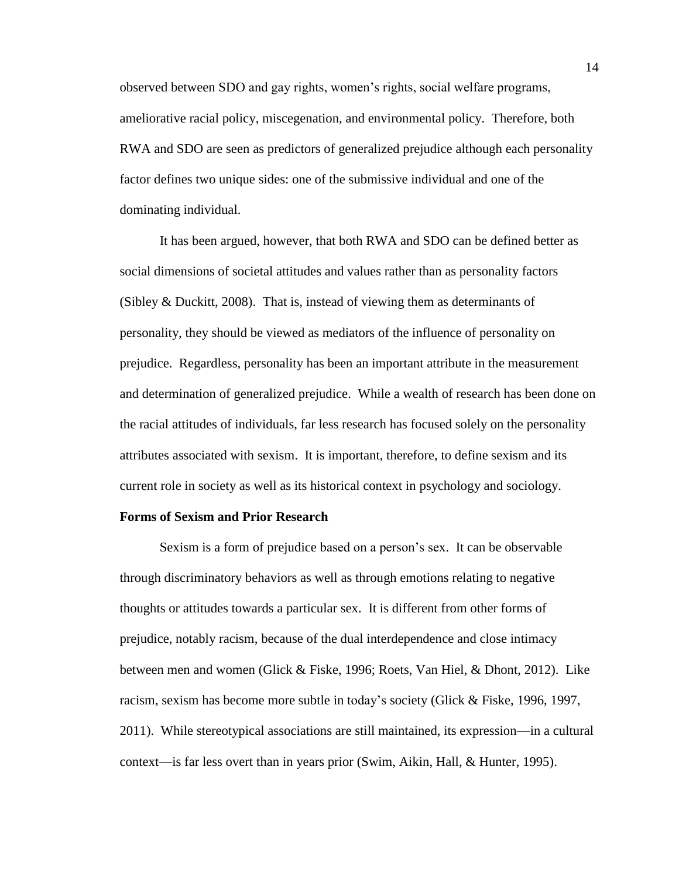observed between SDO and gay rights, women's rights, social welfare programs, ameliorative racial policy, miscegenation, and environmental policy. Therefore, both RWA and SDO are seen as predictors of generalized prejudice although each personality factor defines two unique sides: one of the submissive individual and one of the dominating individual.

It has been argued, however, that both RWA and SDO can be defined better as social dimensions of societal attitudes and values rather than as personality factors (Sibley & Duckitt, 2008). That is, instead of viewing them as determinants of personality, they should be viewed as mediators of the influence of personality on prejudice. Regardless, personality has been an important attribute in the measurement and determination of generalized prejudice. While a wealth of research has been done on the racial attitudes of individuals, far less research has focused solely on the personality attributes associated with sexism. It is important, therefore, to define sexism and its current role in society as well as its historical context in psychology and sociology.

**Forms of Sexism and Prior Research**

Sexism is a form of prejudice based on a person's sex. It can be observable through discriminatory behaviors as well as through emotions relating to negative thoughts or attitudes towards a particular sex. It is different from other forms of prejudice, notably racism, because of the dual interdependence and close intimacy between men and women (Glick & Fiske, 1996; Roets, Van Hiel, & Dhont, 2012). Like racism, sexism has become more subtle in today's society (Glick & Fiske, 1996, 1997, 2011). While stereotypical associations are still maintained, its expression—in a cultural context—is far less overt than in years prior (Swim, Aikin, Hall, & Hunter, 1995).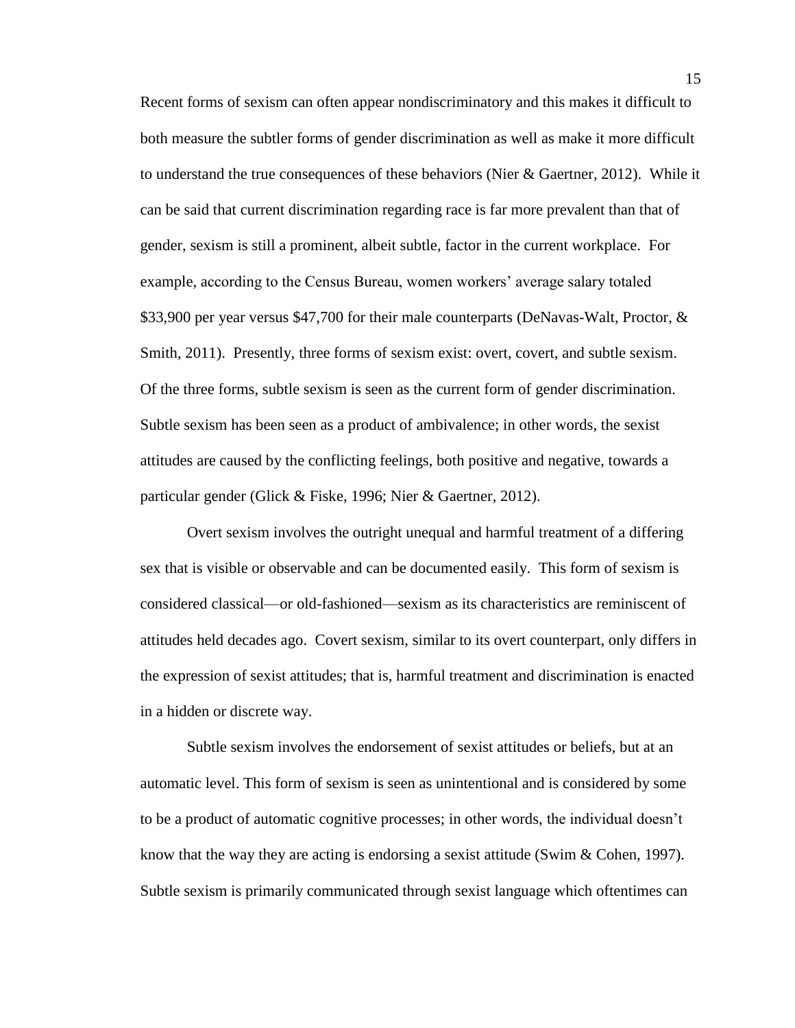Recent forms of sexism can often appear nondiscriminatory and this makes it difficult to both measure the subtler forms of gender discrimination as well as make it more difficult to understand the true consequences of these behaviors (Nier & Gaertner, 2012). While it can be said that current discrimination regarding race is far more prevalent than that of gender, sexism is still a prominent, albeit subtle, factor in the current workplace. For example, according to the Census Bureau, women workers' average salary totaled $33,900 per year versus $47,700 for their male counterparts (DeNavas-Walt, Proctor, & Smith, 2011). Presently, three forms of sexism exist: overt, covert, and subtle sexism. Of the three forms, subtle sexism is seen as the current form of gender discrimination. Subtle sexism has been seen as a product of ambivalence; in other words, the sexist attitudes are caused by the conflicting feelings, both positive and negative, towards a particular gender (Glick & Fiske, 1996; Nier & Gaertner, 2012).

Overt sexism involves the outright unequal and harmful treatment of a differing sex that is visible or observable and can be documented easily. This form of sexism is considered classical—or old-fashioned—sexism as its characteristics are reminiscent of attitudes held decades ago. Covert sexism, similar to its overt counterpart, only differs in the expression of sexist attitudes; that is, harmful treatment and discrimination is enacted in a hidden or discrete way.

Subtle sexism involves the endorsement of sexist attitudes or beliefs, but at an automatic level. This form of sexism is seen as unintentional and is considered by some to be a product of automatic cognitive processes; in other words, the individual doesn't know that the way they are acting is endorsing a sexist attitude (Swim & Cohen, 1997). Subtle sexism is primarily communicated through sexist language which oftentimes can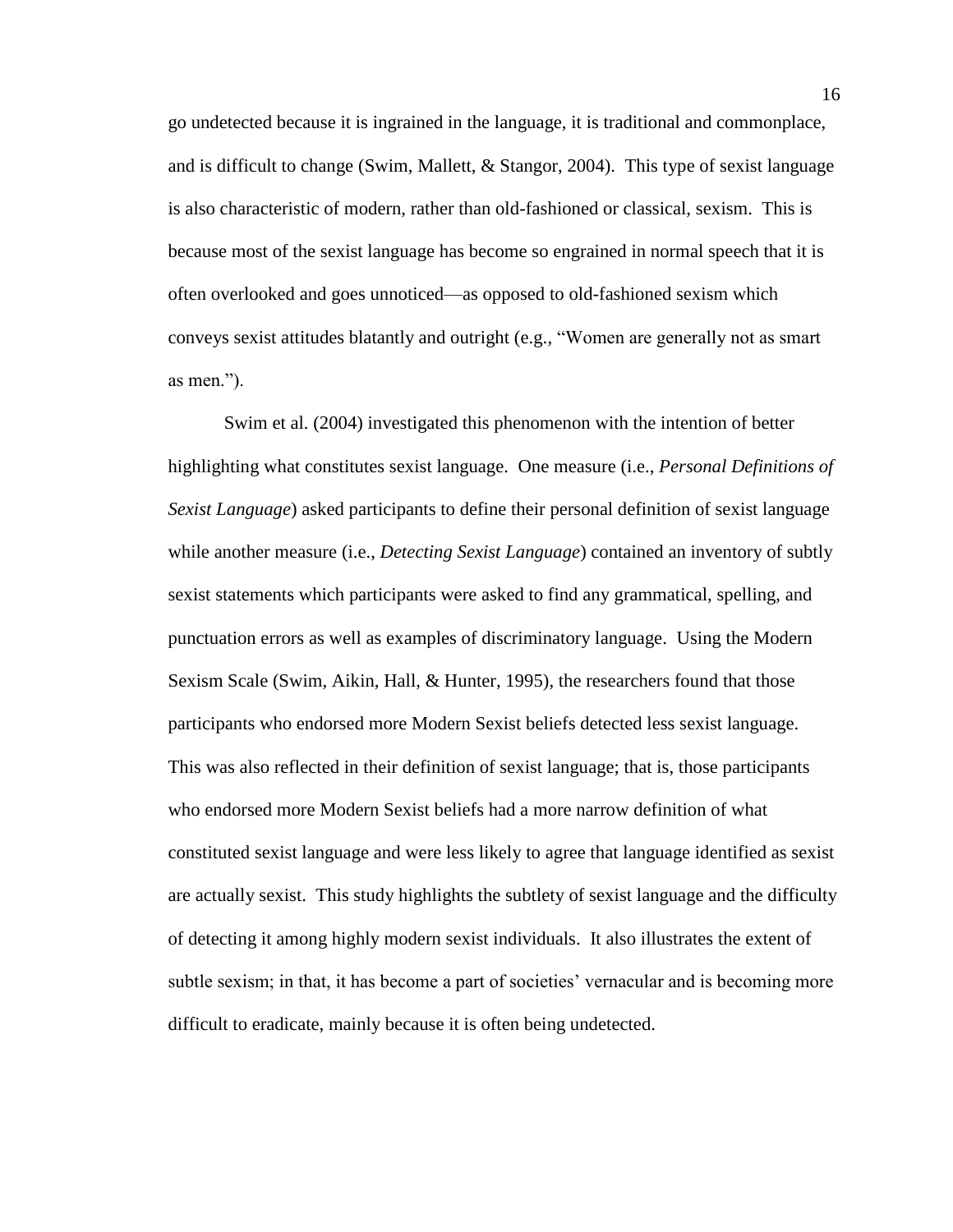go undetected because it is ingrained in the language, it is traditional and commonplace, and is difficult to change (Swim, Mallett, & Stangor, 2004). This type of sexist language is also characteristic of modern, rather than old-fashioned or classical, sexism. This is because most of the sexist language has become so engrained in normal speech that it is often overlooked and goes unnoticed—as opposed to old-fashioned sexism which conveys sexist attitudes blatantly and outright (e.g., "Women are generally not as smart as men.").

Swim et al. (2004) investigated this phenomenon with the intention of better highlighting what constitutes sexist language. One measure (i.e., *Personal Definitions of Sexist Language*) asked participants to define their personal definition of sexist language while another measure (i.e., *Detecting Sexist Language*) contained an inventory of subtly sexist statements which participants were asked to find any grammatical, spelling, and punctuation errors as well as examples of discriminatory language. Using the Modern Sexism Scale (Swim, Aikin, Hall, & Hunter, 1995), the researchers found that those participants who endorsed more Modern Sexist beliefs detected less sexist language. This was also reflected in their definition of sexist language; that is, those participants who endorsed more Modern Sexist beliefs had a more narrow definition of what constituted sexist language and were less likely to agree that language identified as sexist are actually sexist. This study highlights the subtlety of sexist language and the difficulty of detecting it among highly modern sexist individuals. It also illustrates the extent of subtle sexism; in that, it has become a part of societies' vernacular and is becoming more difficult to eradicate, mainly because it is often being undetected.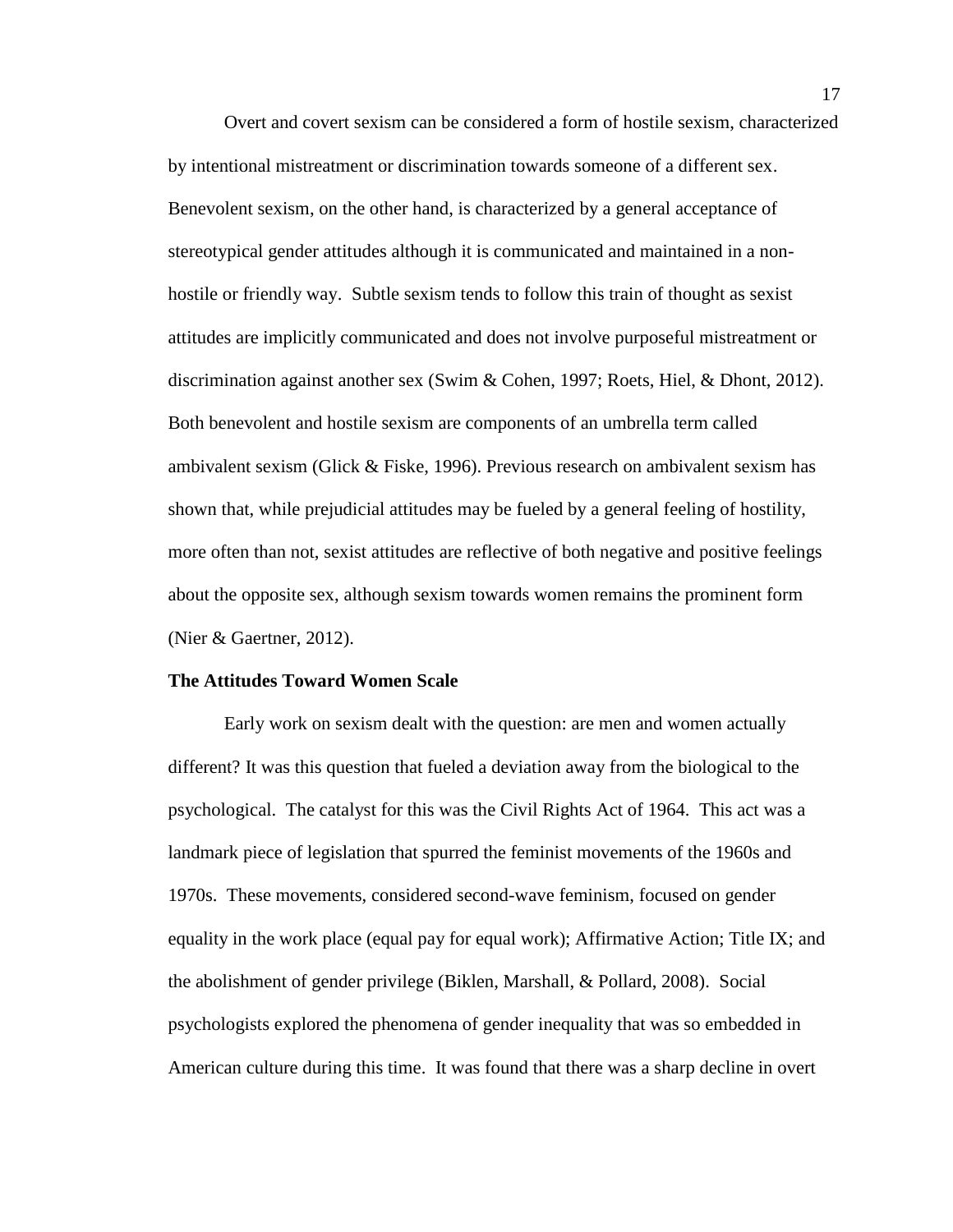Overt and covert sexism can be considered a form of hostile sexism, characterized by intentional mistreatment or discrimination towards someone of a different sex. Benevolent sexism, on the other hand, is characterized by a general acceptance of stereotypical gender attitudes although it is communicated and maintained in a non-hostile or friendly way. Subtle sexism tends to follow this train of thought as sexist attitudes are implicitly communicated and does not involve purposeful mistreatment or discrimination against another sex (Swim & Cohen, 1997; Roets, Hiel, & Dhont, 2012). Both benevolent and hostile sexism are components of an umbrella term called ambivalent sexism (Glick & Fiske, 1996). Previous research on ambivalent sexism has shown that, while prejudicial attitudes may be fueled by a general feeling of hostility, more often than not, sexist attitudes are reflective of both negative and positive feelings about the opposite sex, although sexism towards women remains the prominent form (Nier & Gaertner, 2012).

**The Attitudes Toward Women Scale**

Early work on sexism dealt with the question: are men and women actually different? It was this question that fueled a deviation away from the biological to the psychological. The catalyst for this was the Civil Rights Act of 1964. This act was a landmark piece of legislation that spurred the feminist movements of the 1960s and 1970s. These movements, considered second-wave feminism, focused on gender equality in the work place (equal pay for equal work); Affirmative Action; Title IX; and the abolishment of gender privilege (Biklen, Marshall, & Pollard, 2008). Social psychologists explored the phenomena of gender inequality that was so embedded in American culture during this time. It was found that there was a sharp decline in overt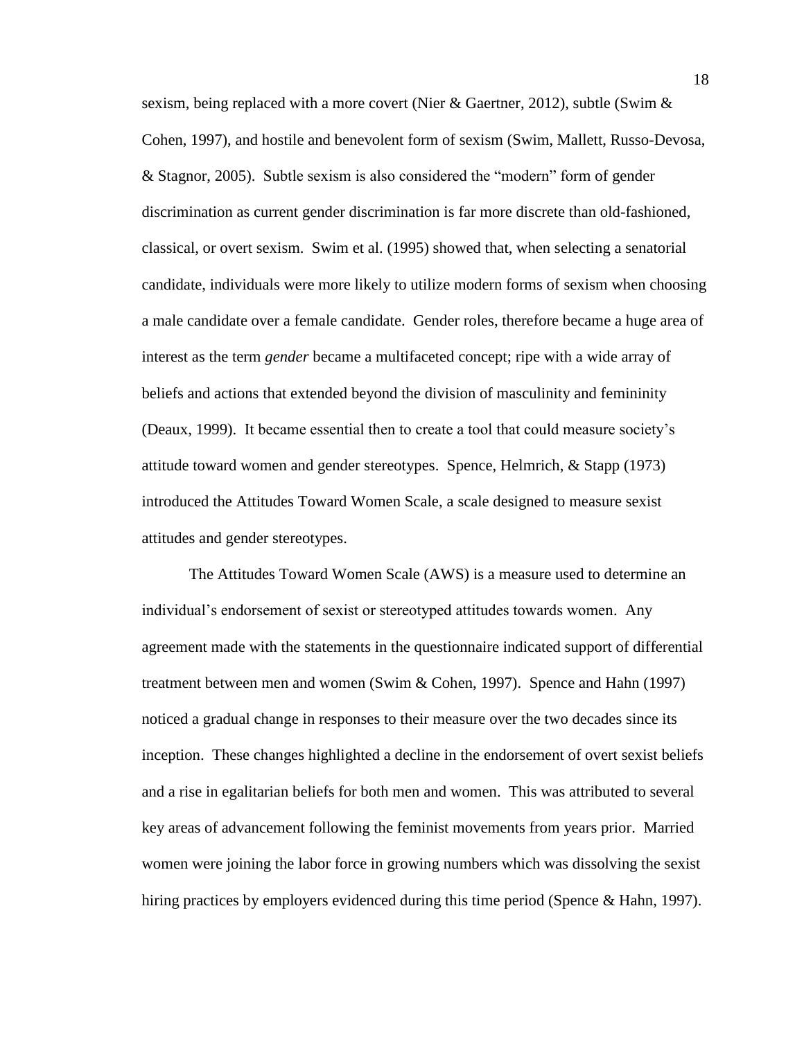sexism, being replaced with a more covert (Nier & Gaertner, 2012), subtle (Swim & Cohen, 1997), and hostile and benevolent form of sexism (Swim, Mallett, Russo-Devosa, & Stagnor, 2005). Subtle sexism is also considered the "modern" form of gender discrimination as current gender discrimination is far more discrete than old-fashioned, classical, or overt sexism. Swim et al. (1995) showed that, when selecting a senatorial candidate, individuals were more likely to utilize modern forms of sexism when choosing a male candidate over a female candidate. Gender roles, therefore became a huge area of interest as the term *gender* became a multifaceted concept; ripe with a wide array of beliefs and actions that extended beyond the division of masculinity and femininity (Deaux, 1999). It became essential then to create a tool that could measure society's attitude toward women and gender stereotypes. Spence, Helmrich, & Stapp (1973) introduced the Attitudes Toward Women Scale, a scale designed to measure sexist attitudes and gender stereotypes.

The Attitudes Toward Women Scale (AWS) is a measure used to determine an individual's endorsement of sexist or stereotyped attitudes towards women. Any agreement made with the statements in the questionnaire indicated support of differential treatment between men and women (Swim & Cohen, 1997). Spence and Hahn (1997) noticed a gradual change in responses to their measure over the two decades since its inception. These changes highlighted a decline in the endorsement of overt sexist beliefs and a rise in egalitarian beliefs for both men and women. This was attributed to several key areas of advancement following the feminist movements from years prior. Married women were joining the labor force in growing numbers which was dissolving the sexist hiring practices by employers evidenced during this time period (Spence & Hahn, 1997).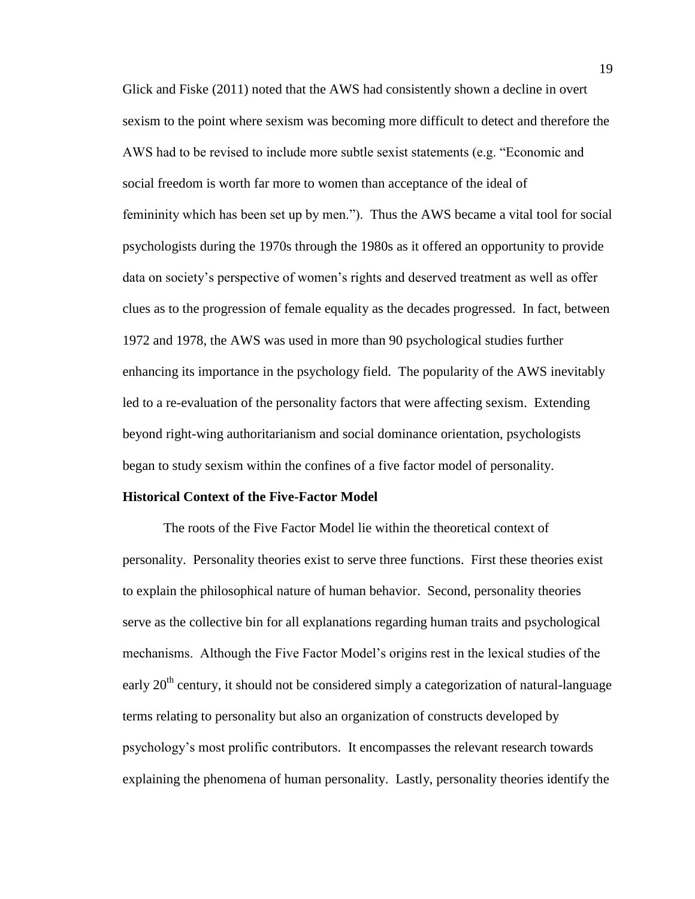Glick and Fiske (2011) noted that the AWS had consistently shown a decline in overt sexism to the point where sexism was becoming more difficult to detect and therefore the AWS had to be revised to include more subtle sexist statements (e.g. "Economic and social freedom is worth far more to women than acceptance of the ideal of femininity which has been set up by men."). Thus the AWS became a vital tool for social psychologists during the 1970s through the 1980s as it offered an opportunity to provide data on society's perspective of women's rights and deserved treatment as well as offer clues as to the progression of female equality as the decades progressed. In fact, between 1972 and 1978, the AWS was used in more than 90 psychological studies further enhancing its importance in the psychology field. The popularity of the AWS inevitably led to a re-evaluation of the personality factors that were affecting sexism. Extending beyond right-wing authoritarianism and social dominance orientation, psychologists began to study sexism within the confines of a five factor model of personality.

**Historical Context of the Five-Factor Model**

The roots of the Five Factor Model lie within the theoretical context of personality. Personality theories exist to serve three functions. First these theories exist to explain the philosophical nature of human behavior. Second, personality theories serve as the collective bin for all explanations regarding human traits and psychological mechanisms. Although the Five Factor Model's origins rest in the lexical studies of the early 20th century, it should not be considered simply a categorization of natural-language terms relating to personality but also an organization of constructs developed by psychology's most prolific contributors. It encompasses the relevant research towards explaining the phenomena of human personality. Lastly, personality theories identify the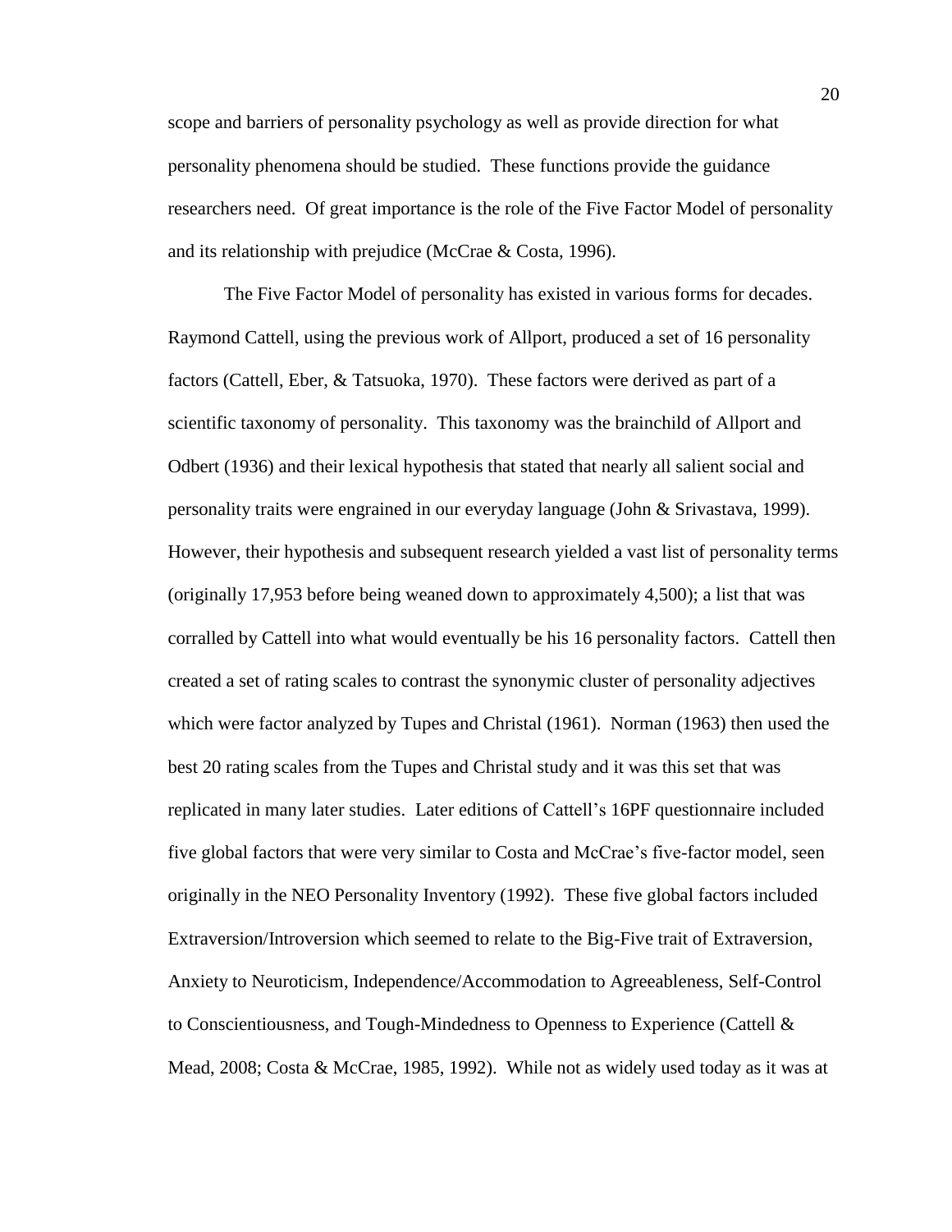scope and barriers of personality psychology as well as provide direction for what personality phenomena should be studied. These functions provide the guidance researchers need. Of great importance is the role of the Five Factor Model of personality and its relationship with prejudice (McCrae & Costa, 1996).

The Five Factor Model of personality has existed in various forms for decades. Raymond Cattell, using the previous work of Allport, produced a set of 16 personality factors (Cattell, Eber, & Tatsuoka, 1970). These factors were derived as part of a scientific taxonomy of personality. This taxonomy was the brainchild of Allport and Odbert (1936) and their lexical hypothesis that stated that nearly all salient social and personality traits were engrained in our everyday language (John & Srivastava, 1999). However, their hypothesis and subsequent research yielded a vast list of personality terms (originally 17,953 before being weaned down to approximately 4,500); a list that was corralled by Cattell into what would eventually be his 16 personality factors. Cattell then created a set of rating scales to contrast the synonymic cluster of personality adjectives which were factor analyzed by Tupes and Christal (1961). Norman (1963) then used the best 20 rating scales from the Tupes and Christal study and it was this set that was replicated in many later studies. Later editions of Cattell's 16PF questionnaire included five global factors that were very similar to Costa and McCrae's five-factor model, seen originally in the NEO Personality Inventory (1992). These five global factors included Extraversion/Introversion which seemed to relate to the Big-Five trait of Extraversion, Anxiety to Neuroticism, Independence/Accommodation to Agreeableness, Self-Control to Conscientiousness, and Tough-Mindedness to Openness to Experience (Cattell & Mead, 2008; Costa & McCrae, 1985, 1992). While not as widely used today as it was at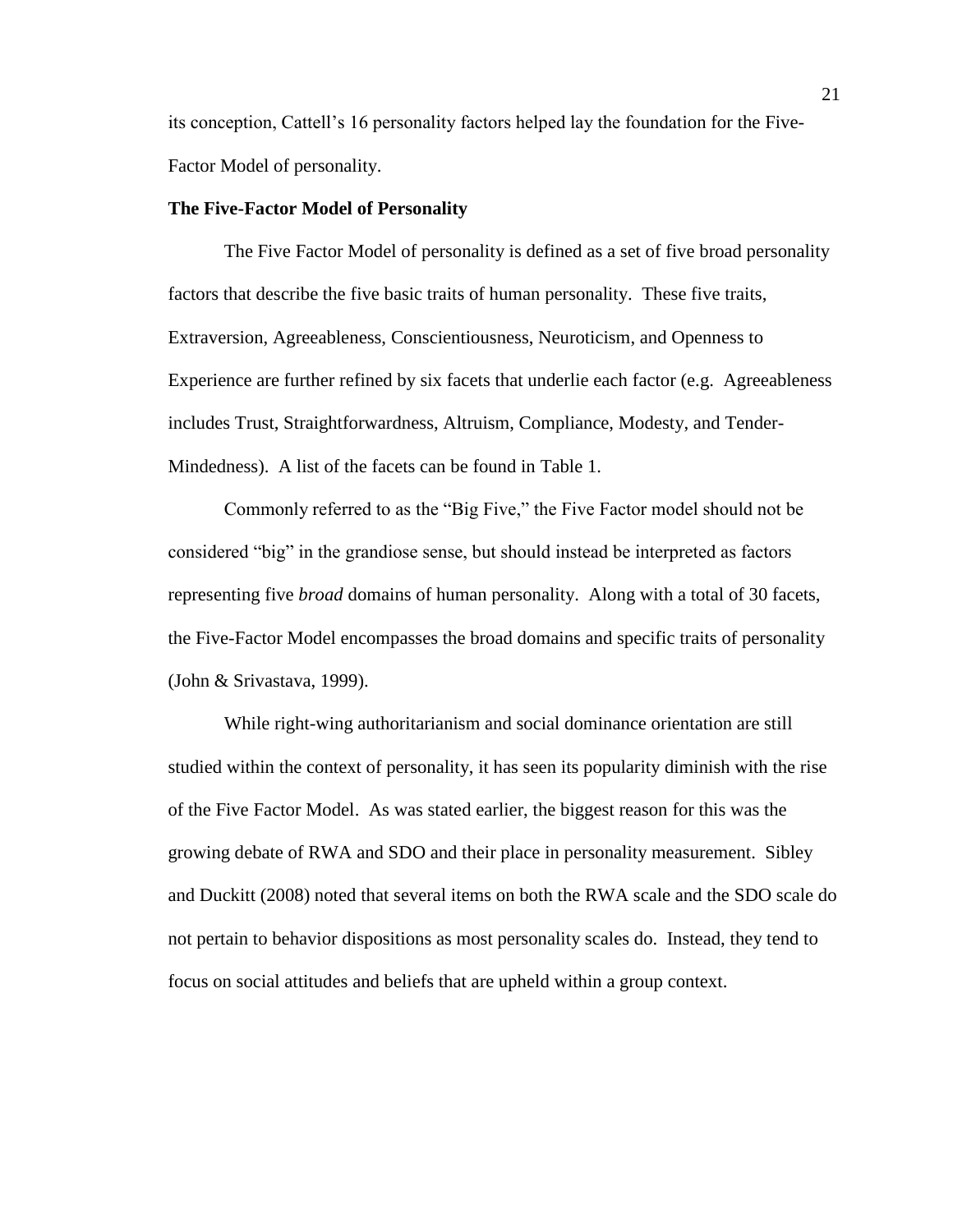its conception, Cattell's 16 personality factors helped lay the foundation for the Five-Factor Model of personality.

**The Five-Factor Model of Personality**

The Five Factor Model of personality is defined as a set of five broad personality factors that describe the five basic traits of human personality. These five traits, Extraversion, Agreeableness, Conscientiousness, Neuroticism, and Openness to Experience are further refined by six facets that underlie each factor (e.g. Agreeableness includes Trust, Straightforwardness, Altruism, Compliance, Modesty, and Tender-Mindedness). A list of the facets can be found in Table 1.

Commonly referred to as the "Big Five," the Five Factor model should not be considered "big" in the grandiose sense, but should instead be interpreted as factors representing five *broad* domains of human personality. Along with a total of 30 facets, the Five-Factor Model encompasses the broad domains and specific traits of personality (John & Srivastava, 1999).

While right-wing authoritarianism and social dominance orientation are still studied within the context of personality, it has seen its popularity diminish with the rise of the Five Factor Model. As was stated earlier, the biggest reason for this was the growing debate of RWA and SDO and their place in personality measurement. Sibley and Duckitt (2008) noted that several items on both the RWA scale and the SDO scale do not pertain to behavior dispositions as most personality scales do. Instead, they tend to focus on social attitudes and beliefs that are upheld within a group context.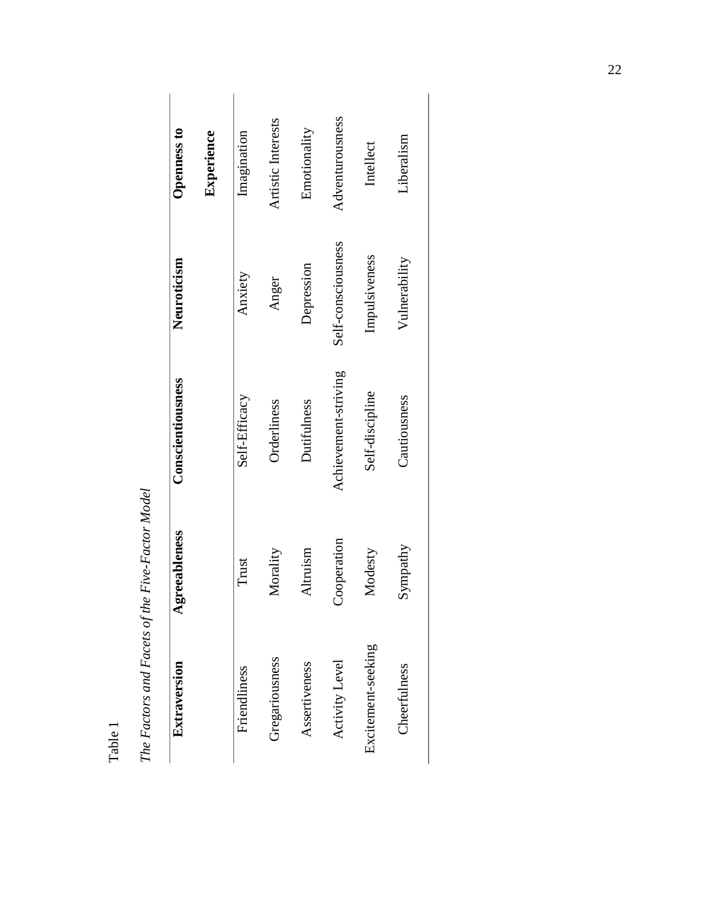Table 1

*The Factors and Facets of the Five-Factor Model*

| **Extraversion** | **Agreeableness** | **Conscientiousness** | **Neuroticism** | **Openness to Experience** |
|---|---|---|---|---|
| Friendliness | Trust | Self-Efficacy | Anxiety | Imagination |
| Gregariousness | Morality | Orderliness | Anger | Artistic Interests |
| Assertiveness | Altruism | Dutifulness | Depression | Emotionality |
| Activity Level | Cooperation | Achievement-striving | Self-consciousness | Adventurousness |
| Excitement-seeking | Modesty | Self-discipline | Impulsiveness | Intellect |
| Cheerfulness | Sympathy | Cautiousness | Vulnerability | Liberalism |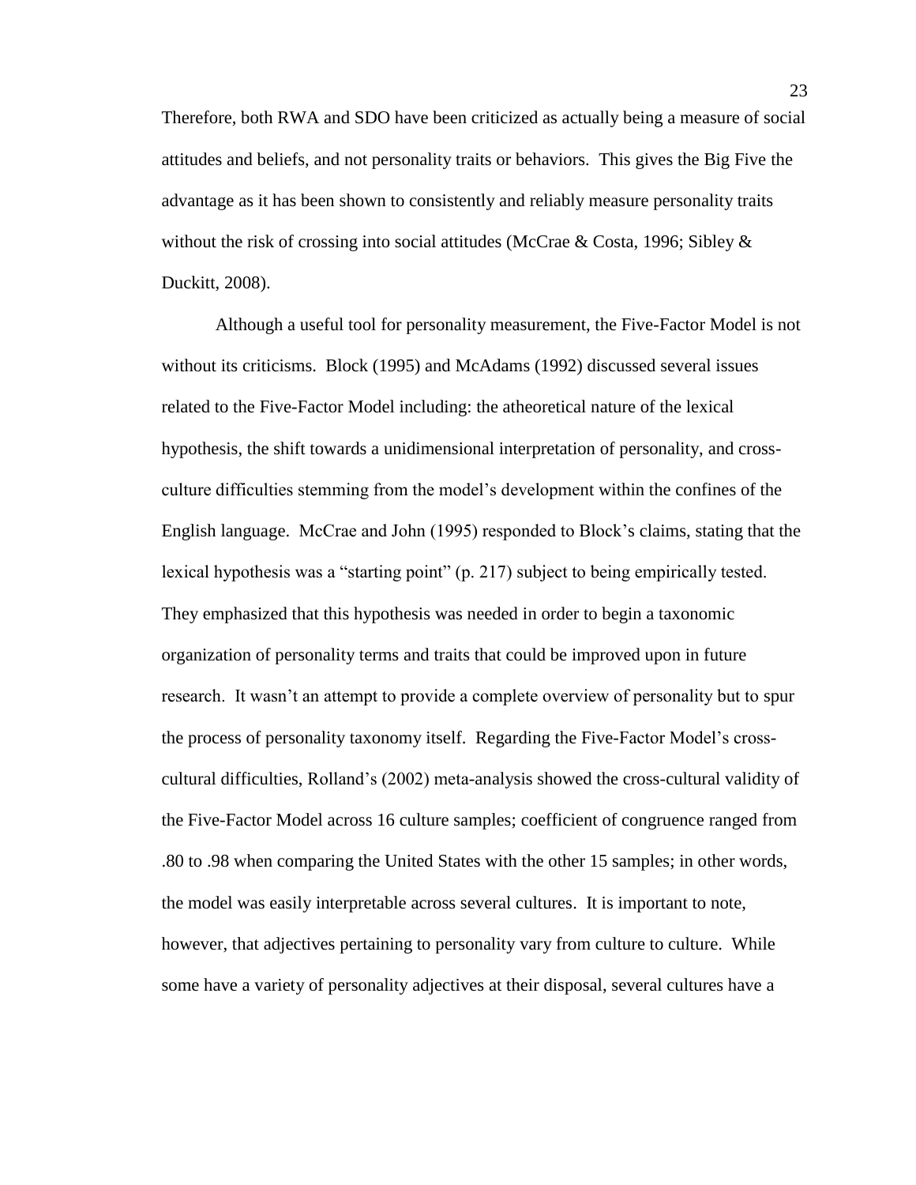Therefore, both RWA and SDO have been criticized as actually being a measure of social attitudes and beliefs, and not personality traits or behaviors. This gives the Big Five the advantage as it has been shown to consistently and reliably measure personality traits without the risk of crossing into social attitudes (McCrae & Costa, 1996; Sibley & Duckitt, 2008).

Although a useful tool for personality measurement, the Five-Factor Model is not without its criticisms. Block (1995) and McAdams (1992) discussed several issues related to the Five-Factor Model including: the atheoretical nature of the lexical hypothesis, the shift towards a unidimensional interpretation of personality, and cross-culture difficulties stemming from the model's development within the confines of the English language. McCrae and John (1995) responded to Block's claims, stating that the lexical hypothesis was a "starting point" (p. 217) subject to being empirically tested. They emphasized that this hypothesis was needed in order to begin a taxonomic organization of personality terms and traits that could be improved upon in future research. It wasn't an attempt to provide a complete overview of personality but to spur the process of personality taxonomy itself. Regarding the Five-Factor Model's cross-cultural difficulties, Rolland's (2002) meta-analysis showed the cross-cultural validity of the Five-Factor Model across 16 culture samples; coefficient of congruence ranged from .80 to .98 when comparing the United States with the other 15 samples; in other words, the model was easily interpretable across several cultures. It is important to note, however, that adjectives pertaining to personality vary from culture to culture. While some have a variety of personality adjectives at their disposal, several cultures have a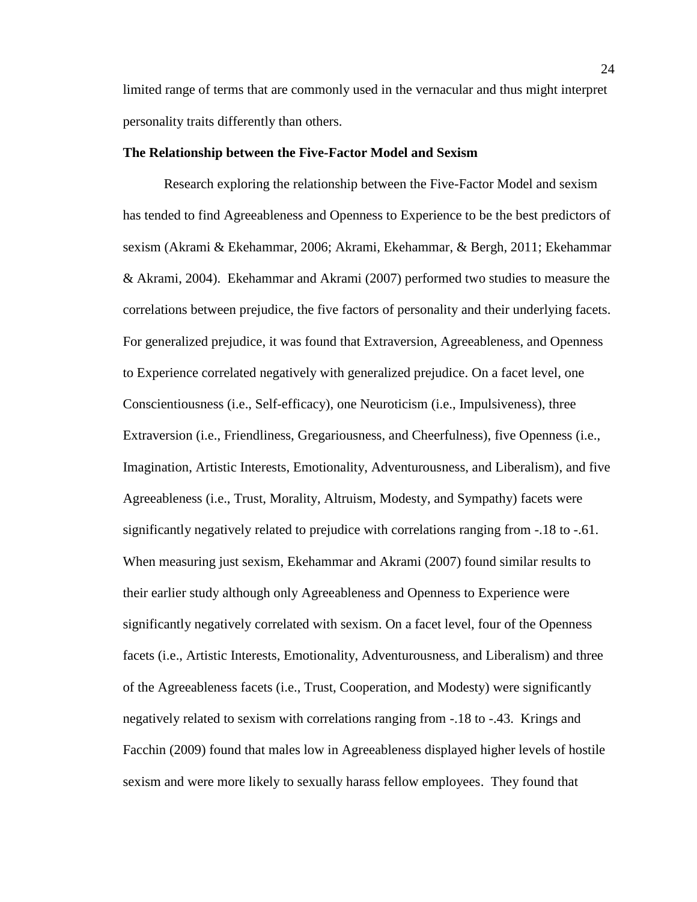limited range of terms that are commonly used in the vernacular and thus might interpret personality traits differently than others.

**The Relationship between the Five-Factor Model and Sexism**

Research exploring the relationship between the Five-Factor Model and sexism has tended to find Agreeableness and Openness to Experience to be the best predictors of sexism (Akrami & Ekehammar, 2006; Akrami, Ekehammar, & Bergh, 2011; Ekehammar & Akrami, 2004). Ekehammar and Akrami (2007) performed two studies to measure the correlations between prejudice, the five factors of personality and their underlying facets. For generalized prejudice, it was found that Extraversion, Agreeableness, and Openness to Experience correlated negatively with generalized prejudice. On a facet level, one Conscientiousness (i.e., Self-efficacy), one Neuroticism (i.e., Impulsiveness), three Extraversion (i.e., Friendliness, Gregariousness, and Cheerfulness), five Openness (i.e., Imagination, Artistic Interests, Emotionality, Adventurousness, and Liberalism), and five Agreeableness (i.e., Trust, Morality, Altruism, Modesty, and Sympathy) facets were significantly negatively related to prejudice with correlations ranging from -.18 to -.61. When measuring just sexism, Ekehammar and Akrami (2007) found similar results to their earlier study although only Agreeableness and Openness to Experience were significantly negatively correlated with sexism. On a facet level, four of the Openness facets (i.e., Artistic Interests, Emotionality, Adventurousness, and Liberalism) and three of the Agreeableness facets (i.e., Trust, Cooperation, and Modesty) were significantly negatively related to sexism with correlations ranging from -.18 to -.43. Krings and Facchin (2009) found that males low in Agreeableness displayed higher levels of hostile sexism and were more likely to sexually harass fellow employees. They found that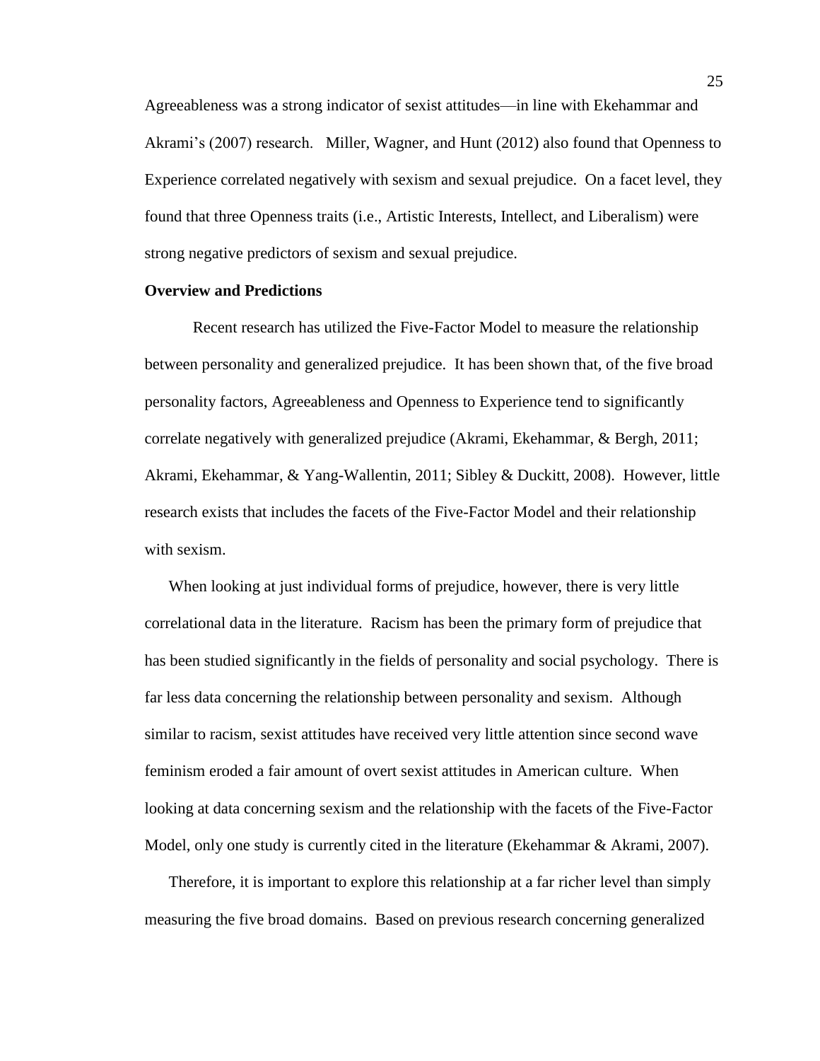Agreeableness was a strong indicator of sexist attitudes—in line with Ekehammar and Akrami's (2007) research. Miller, Wagner, and Hunt (2012) also found that Openness to Experience correlated negatively with sexism and sexual prejudice. On a facet level, they found that three Openness traits (i.e., Artistic Interests, Intellect, and Liberalism) were strong negative predictors of sexism and sexual prejudice.

## Overview and Predictions

Recent research has utilized the Five-Factor Model to measure the relationship between personality and generalized prejudice. It has been shown that, of the five broad personality factors, Agreeableness and Openness to Experience tend to significantly correlate negatively with generalized prejudice (Akrami, Ekehammar, & Bergh, 2011; Akrami, Ekehammar, & Yang-Wallentin, 2011; Sibley & Duckitt, 2008). However, little research exists that includes the facets of the Five-Factor Model and their relationship with sexism.

When looking at just individual forms of prejudice, however, there is very little correlational data in the literature. Racism has been the primary form of prejudice that has been studied significantly in the fields of personality and social psychology. There is far less data concerning the relationship between personality and sexism. Although similar to racism, sexist attitudes have received very little attention since second wave feminism eroded a fair amount of overt sexist attitudes in American culture. When looking at data concerning sexism and the relationship with the facets of the Five-Factor Model, only one study is currently cited in the literature (Ekehammar & Akrami, 2007).

Therefore, it is important to explore this relationship at a far richer level than simply measuring the five broad domains. Based on previous research concerning generalized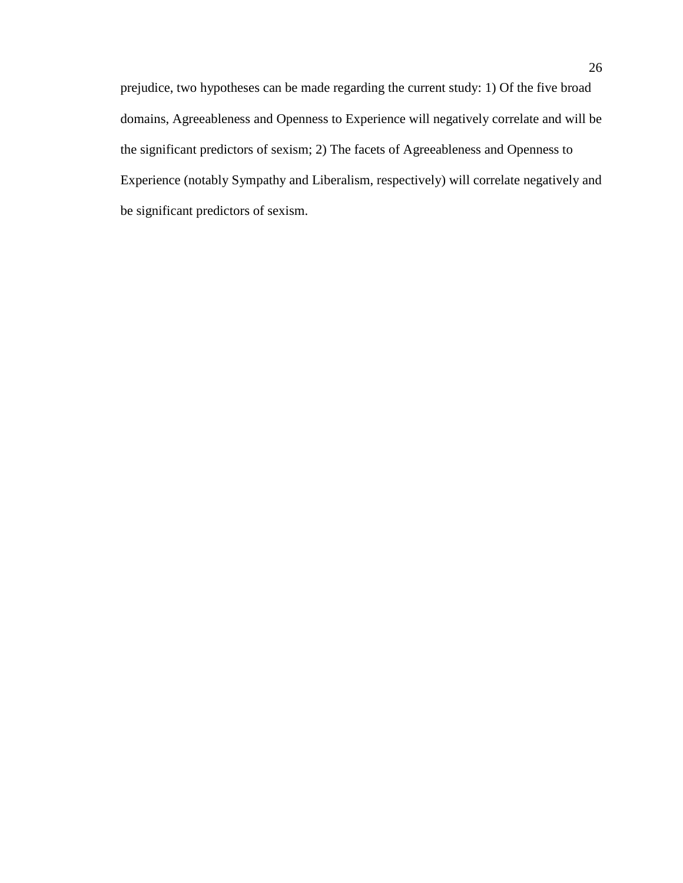prejudice, two hypotheses can be made regarding the current study: 1) Of the five broad domains, Agreeableness and Openness to Experience will negatively correlate and will be the significant predictors of sexism; 2) The facets of Agreeableness and Openness to Experience (notably Sympathy and Liberalism, respectively) will correlate negatively and be significant predictors of sexism.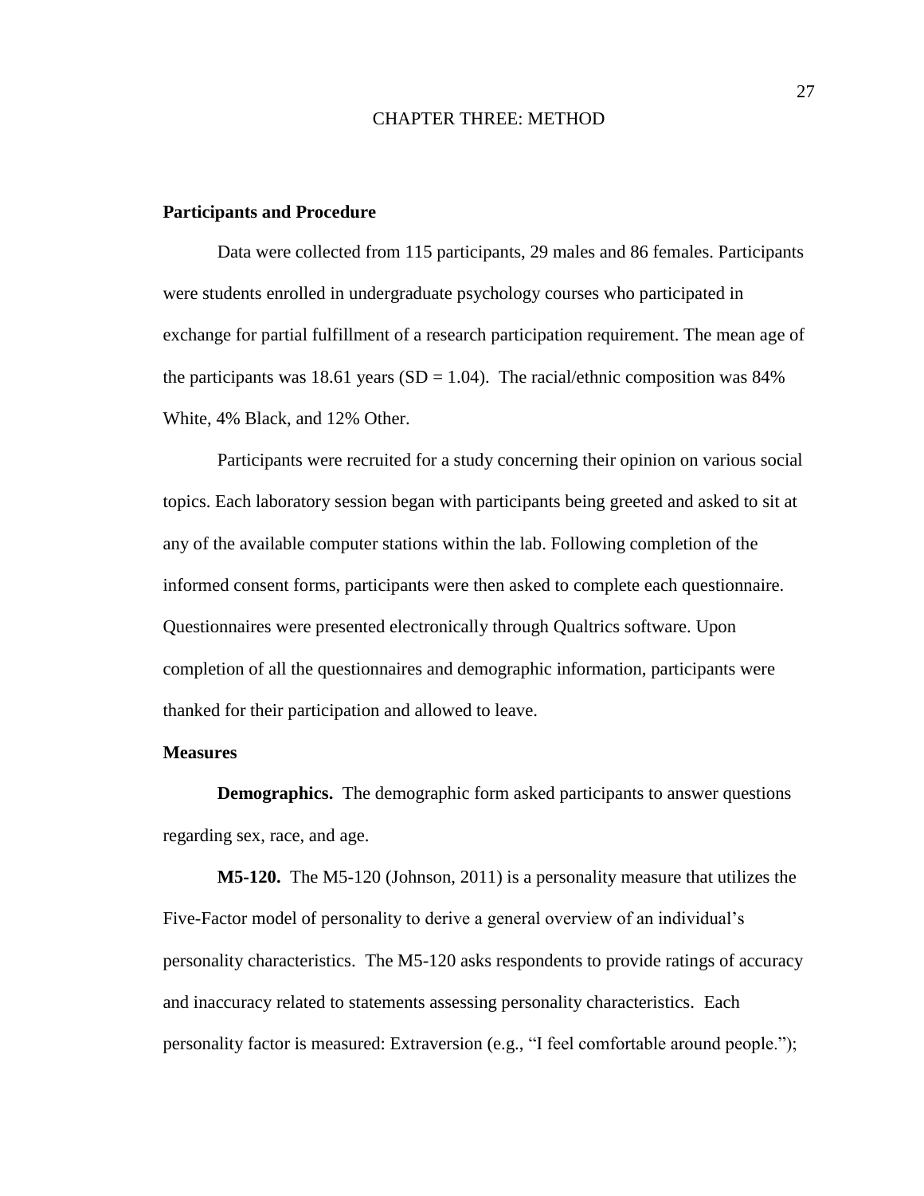# CHAPTER THREE: METHOD

## Participants and Procedure

Data were collected from 115 participants, 29 males and 86 females. Participants were students enrolled in undergraduate psychology courses who participated in exchange for partial fulfillment of a research participation requirement. The mean age of the participants was 18.61 years (SD = 1.04). The racial/ethnic composition was 84% White, 4% Black, and 12% Other.

Participants were recruited for a study concerning their opinion on various social topics. Each laboratory session began with participants being greeted and asked to sit at any of the available computer stations within the lab. Following completion of the informed consent forms, participants were then asked to complete each questionnaire. Questionnaires were presented electronically through Qualtrics software. Upon completion of all the questionnaires and demographic information, participants were thanked for their participation and allowed to leave.

## Measures

**Demographics.** The demographic form asked participants to answer questions regarding sex, race, and age.

**M5-120.** The M5-120 (Johnson, 2011) is a personality measure that utilizes the Five-Factor model of personality to derive a general overview of an individual's personality characteristics. The M5-120 asks respondents to provide ratings of accuracy and inaccuracy related to statements assessing personality characteristics. Each personality factor is measured: Extraversion (e.g., "I feel comfortable around people.");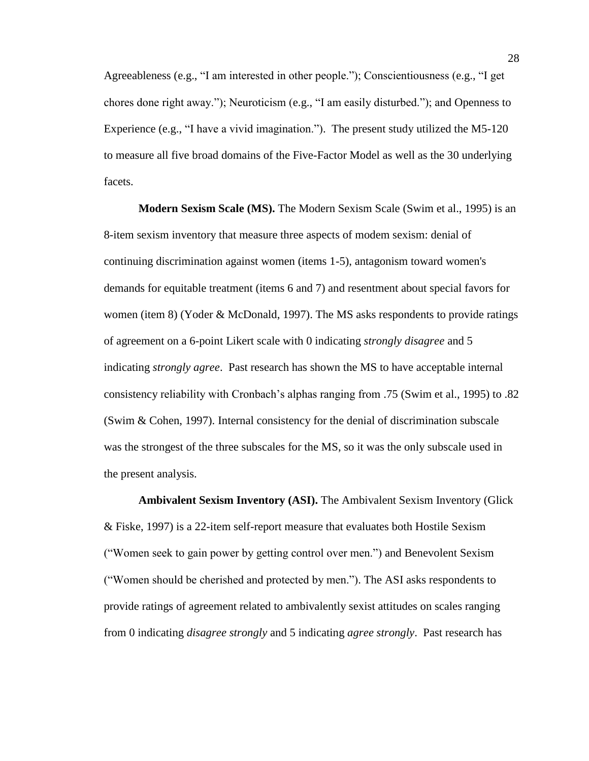Agreeableness (e.g., “I am interested in other people.”); Conscientiousness (e.g., “I get chores done right away.”); Neuroticism (e.g., “I am easily disturbed.”); and Openness to Experience (e.g., “I have a vivid imagination.”). The present study utilized the M5-120 to measure all five broad domains of the Five-Factor Model as well as the 30 underlying facets.

**Modern Sexism Scale (MS).** The Modern Sexism Scale (Swim et al., 1995) is an 8-item sexism inventory that measure three aspects of modem sexism: denial of continuing discrimination against women (items 1-5), antagonism toward women's demands for equitable treatment (items 6 and 7) and resentment about special favors for women (item 8) (Yoder & McDonald, 1997). The MS asks respondents to provide ratings of agreement on a 6-point Likert scale with 0 indicating *strongly disagree* and 5 indicating *strongly agree*. Past research has shown the MS to have acceptable internal consistency reliability with Cronbach’s alphas ranging from .75 (Swim et al., 1995) to .82 (Swim & Cohen, 1997). Internal consistency for the denial of discrimination subscale was the strongest of the three subscales for the MS, so it was the only subscale used in the present analysis.

**Ambivalent Sexism Inventory (ASI).** The Ambivalent Sexism Inventory (Glick & Fiske, 1997) is a 22-item self-report measure that evaluates both Hostile Sexism (“Women seek to gain power by getting control over men.”) and Benevolent Sexism (“Women should be cherished and protected by men.”). The ASI asks respondents to provide ratings of agreement related to ambivalently sexist attitudes on scales ranging from 0 indicating *disagree strongly* and 5 indicating *agree strongly*. Past research has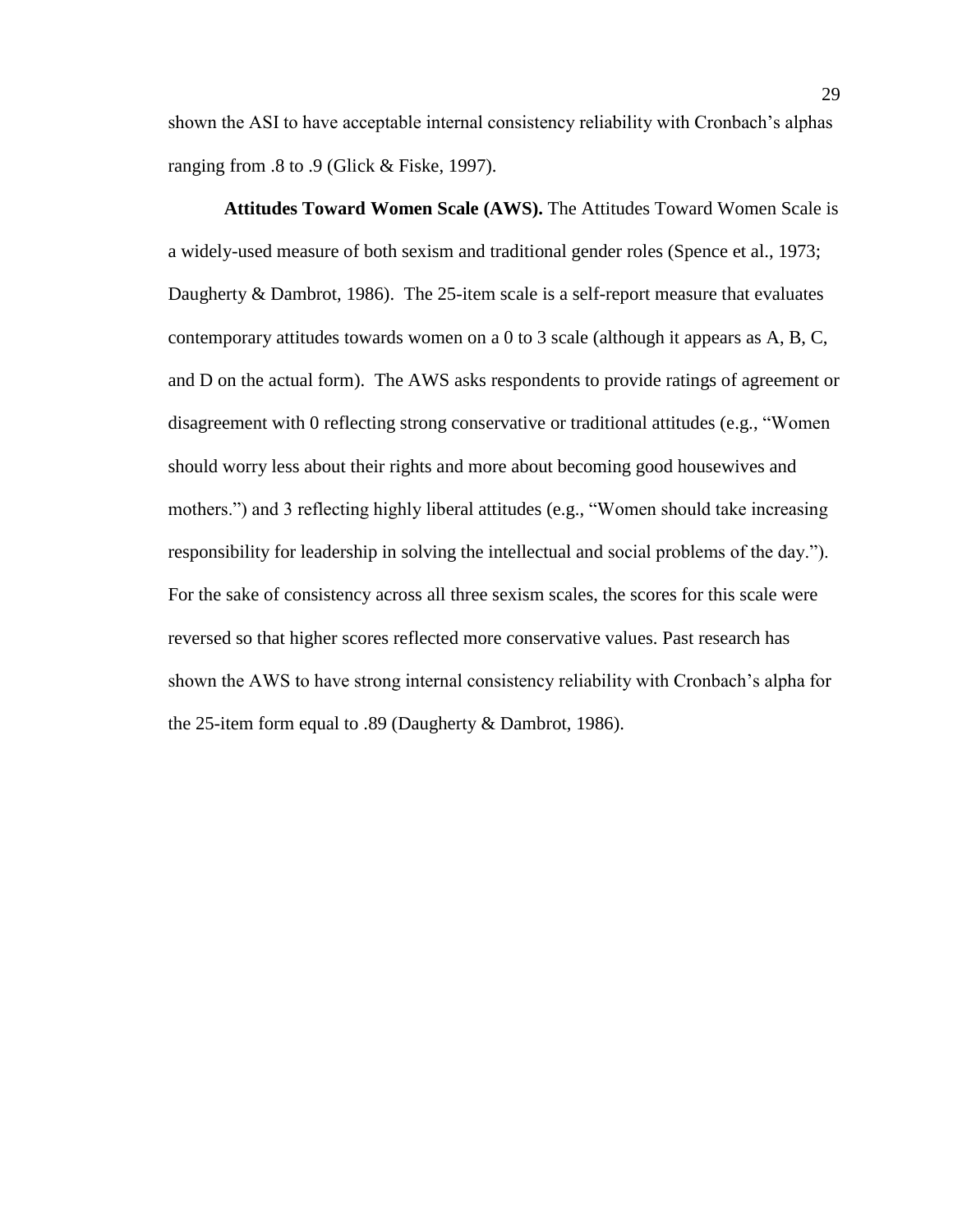shown the ASI to have acceptable internal consistency reliability with Cronbach's alphas ranging from .8 to .9 (Glick & Fiske, 1997).

**Attitudes Toward Women Scale (AWS).** The Attitudes Toward Women Scale is a widely-used measure of both sexism and traditional gender roles (Spence et al., 1973; Daugherty & Dambrot, 1986). The 25-item scale is a self-report measure that evaluates contemporary attitudes towards women on a 0 to 3 scale (although it appears as A, B, C, and D on the actual form). The AWS asks respondents to provide ratings of agreement or disagreement with 0 reflecting strong conservative or traditional attitudes (e.g., "Women should worry less about their rights and more about becoming good housewives and mothers.") and 3 reflecting highly liberal attitudes (e.g., "Women should take increasing responsibility for leadership in solving the intellectual and social problems of the day."). For the sake of consistency across all three sexism scales, the scores for this scale were reversed so that higher scores reflected more conservative values. Past research has shown the AWS to have strong internal consistency reliability with Cronbach's alpha for the 25-item form equal to .89 (Daugherty & Dambrot, 1986).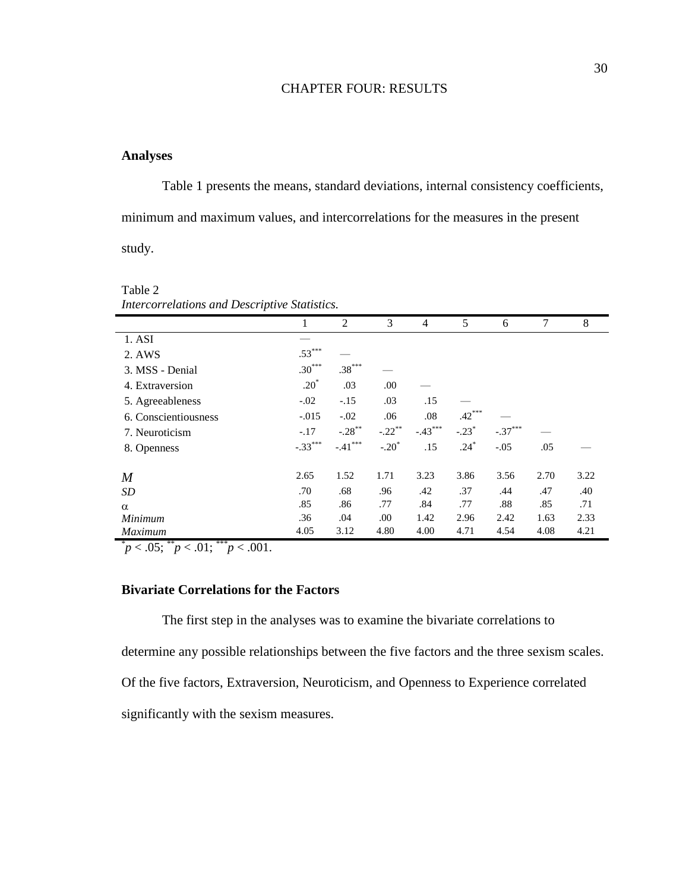# CHAPTER FOUR: RESULTS

## Analyses

Table 1 presents the means, standard deviations, internal consistency coefficients, minimum and maximum values, and intercorrelations for the measures in the present study.

Table 2

*Intercorrelations and Descriptive Statistics.*

| | 1 | 2 | 3 | 4 | 5 | 6 | 7 | 8 |
|---|---|---|---|---|---|---|---|---|
| 1. ASI | — | | | | | | | |
| 2. AWS | .53*** | — | | | | | | |
| 3. MSS - Denial | .30*** | .38*** | — | | | | | |
| 4. Extraversion | .20* | .03 | .00 | — | | | | |
| 5. Agreeableness | -.02 | -.15 | .03 | .15 | — | | | |
| 6. Conscientiousness | -.015 | -.02 | .06 | .08 | .42*** | — | | |
| 7. Neuroticism | -.17 | -.28** | -.22** | -.43*** | -.23* | -.37*** | — | |
| 8. Openness | -.33*** | -.41*** | -.20* | .15 | .24* | -.05 | .05 | — |
| *M* | 2.65 | 1.52 | 1.71 | 3.23 | 3.86 | 3.56 | 2.70 | 3.22 |
| *SD* | .70 | .68 | .96 | .42 | .37 | .44 | .47 | .40 |
| $\alpha$ | .85 | .86 | .77 | .84 | .77 | .88 | .85 | .71 |
| *Minimum* | .36 | .04 | .00 | 1.42 | 2.96 | 2.42 | 1.63 | 2.33 |
| *Maximum* | 4.05 | 3.12 | 4.80 | 4.00 | 4.71 | 4.54 | 4.08 | 4.21 |

*$p < .05$; **$p < .01$; ***$p < .001$.

## Bivariate Correlations for the Factors

The first step in the analyses was to examine the bivariate correlations to determine any possible relationships between the five factors and the three sexism scales. Of the five factors, Extraversion, Neuroticism, and Openness to Experience correlated significantly with the sexism measures.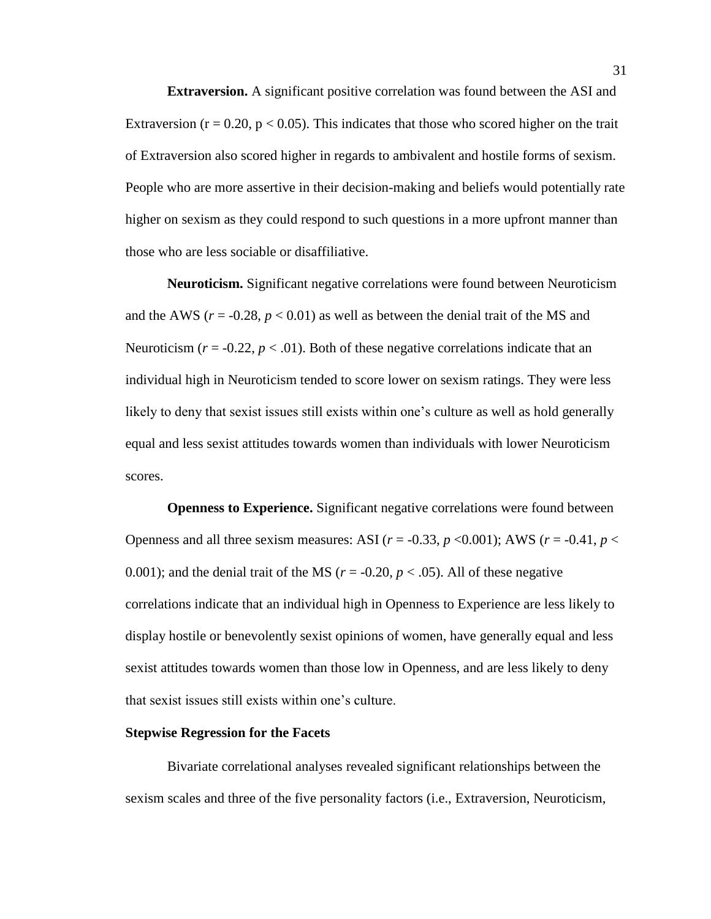**Extraversion.** A significant positive correlation was found between the ASI and Extraversion ($r = 0.20$, $p < 0.05$). This indicates that those who scored higher on the trait of Extraversion also scored higher in regards to ambivalent and hostile forms of sexism. People who are more assertive in their decision-making and beliefs would potentially rate higher on sexism as they could respond to such questions in a more upfront manner than those who are less sociable or disaffiliative.

**Neuroticism.** Significant negative correlations were found between Neuroticism and the AWS ($r = -0.28$, $p < 0.01$) as well as between the denial trait of the MS and Neuroticism ($r = -0.22$, $p < .01$). Both of these negative correlations indicate that an individual high in Neuroticism tended to score lower on sexism ratings. They were less likely to deny that sexist issues still exists within one's culture as well as hold generally equal and less sexist attitudes towards women than individuals with lower Neuroticism scores.

**Openness to Experience.** Significant negative correlations were found between Openness and all three sexism measures: ASI ($r = -0.33$, $p < 0.001$); AWS ($r = -0.41$, $p < 0.001$); and the denial trait of the MS ($r = -0.20$, $p < .05$). All of these negative correlations indicate that an individual high in Openness to Experience are less likely to display hostile or benevolently sexist opinions of women, have generally equal and less sexist attitudes towards women than those low in Openness, and are less likely to deny that sexist issues still exists within one's culture.

**Stepwise Regression for the Facets**

Bivariate correlational analyses revealed significant relationships between the sexism scales and three of the five personality factors (i.e., Extraversion, Neuroticism,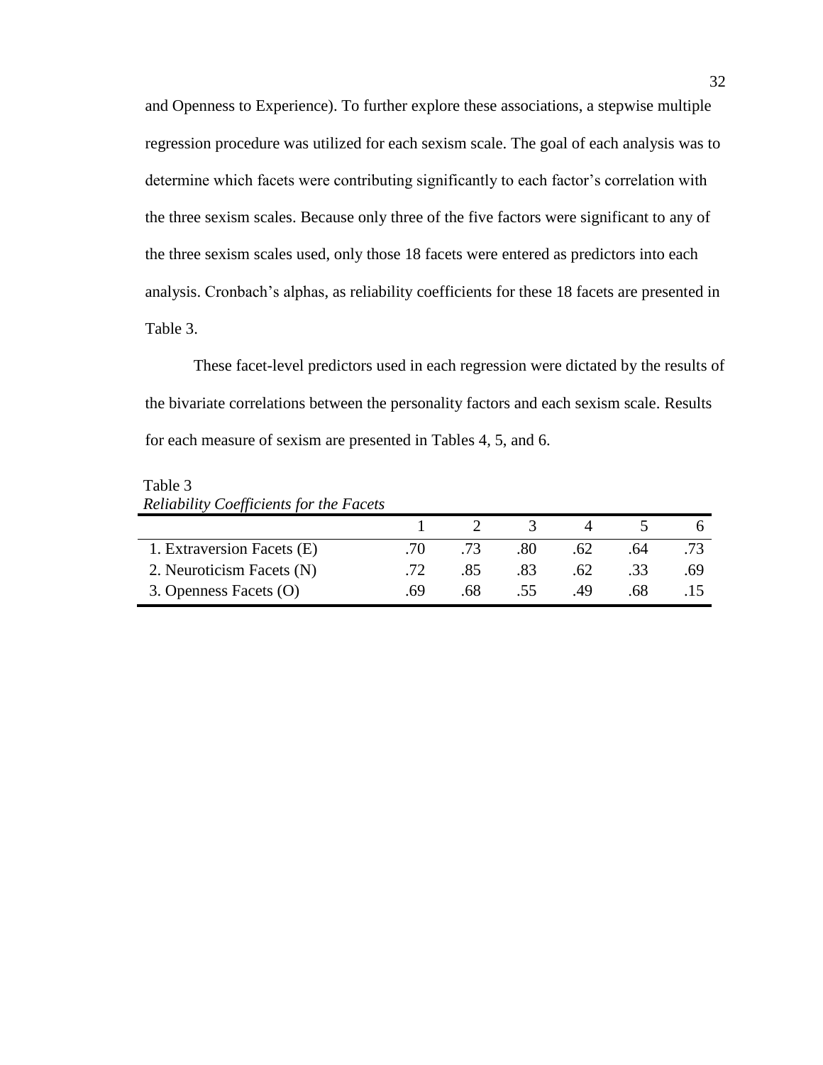and Openness to Experience). To further explore these associations, a stepwise multiple regression procedure was utilized for each sexism scale. The goal of each analysis was to determine which facets were contributing significantly to each factor's correlation with the three sexism scales. Because only three of the five factors were significant to any of the three sexism scales used, only those 18 facets were entered as predictors into each analysis. Cronbach's alphas, as reliability coefficients for these 18 facets are presented in Table 3.

These facet-level predictors used in each regression were dictated by the results of the bivariate correlations between the personality factors and each sexism scale. Results for each measure of sexism are presented in Tables 4, 5, and 6.

Table 3
*Reliability Coefficients for the Facets*

| | 1 | 2 | 3 | 4 | 5 | 6 |
|---|---|---|---|---|---|---|
| 1. Extraversion Facets (E) | .70 | .73 | .80 | .62 | .64 | .73 |
| 2. Neuroticism Facets (N) | .72 | .85 | .83 | .62 | .33 | .69 |
| 3. Openness Facets (O) | .69 | .68 | .55 | .49 | .68 | .15 |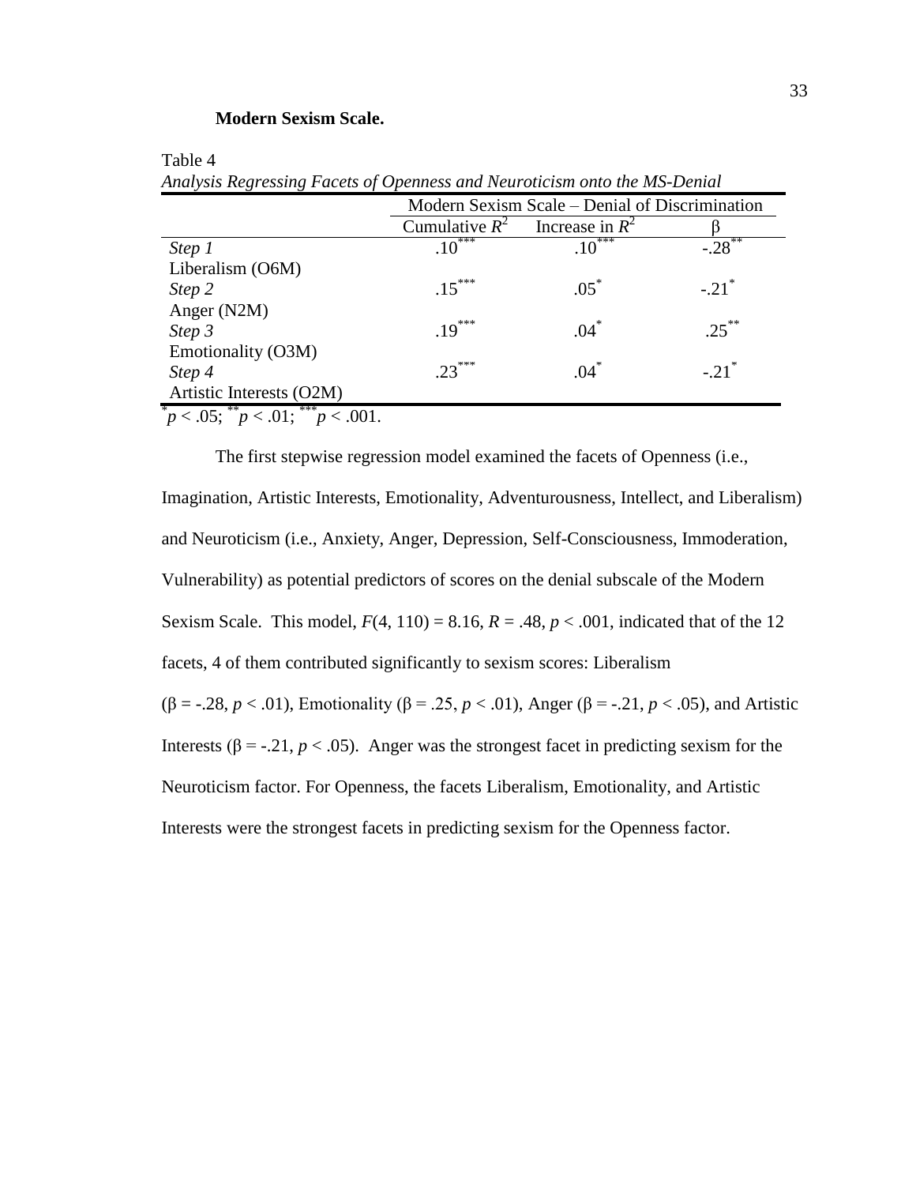**Modern Sexism Scale.**

Table 4

*Analysis Regressing Facets of Openness and Neuroticism onto the MS-Denial*

| | Modern Sexism Scale – Denial of Discrimination | | |
|---|---|---|---|
| | Cumulative $R^2$ | Increase in $R^2$ | β |
| *Step 1* | $.10^{***}$ | $.10^{***}$ | $-.28^{**}$ |
| Liberalism (O6M) | | | |
| *Step 2* | $.15^{***}$ | $.05^{*}$ | $-.21^{*}$ |
| Anger (N2M) | | | |
| *Step 3* | $.19^{***}$ | $.04^{*}$ | $.25^{**}$ |
| Emotionality (O3M) | | | |
| *Step 4* | $.23^{***}$ | $.04^{*}$ | $-.21^{*}$ |
| Artistic Interests (O2M) | | | |

$^{*}p < .05$; $^{**}p < .01$; $^{***}p < .001$.

The first stepwise regression model examined the facets of Openness (i.e., Imagination, Artistic Interests, Emotionality, Adventurousness, Intellect, and Liberalism) and Neuroticism (i.e., Anxiety, Anger, Depression, Self-Consciousness, Immoderation, Vulnerability) as potential predictors of scores on the denial subscale of the Modern Sexism Scale. This model, $F(4, 110) = 8.16$, $R = .48$, $p < .001$, indicated that of the 12 facets, 4 of them contributed significantly to sexism scores: Liberalism (β = -.28, $p < .01$), Emotionality (β = .25, $p < .01$), Anger (β = -.21, $p < .05$), and Artistic Interests (β = -.21, $p < .05$). Anger was the strongest facet in predicting sexism for the Neuroticism factor. For Openness, the facets Liberalism, Emotionality, and Artistic Interests were the strongest facets in predicting sexism for the Openness factor.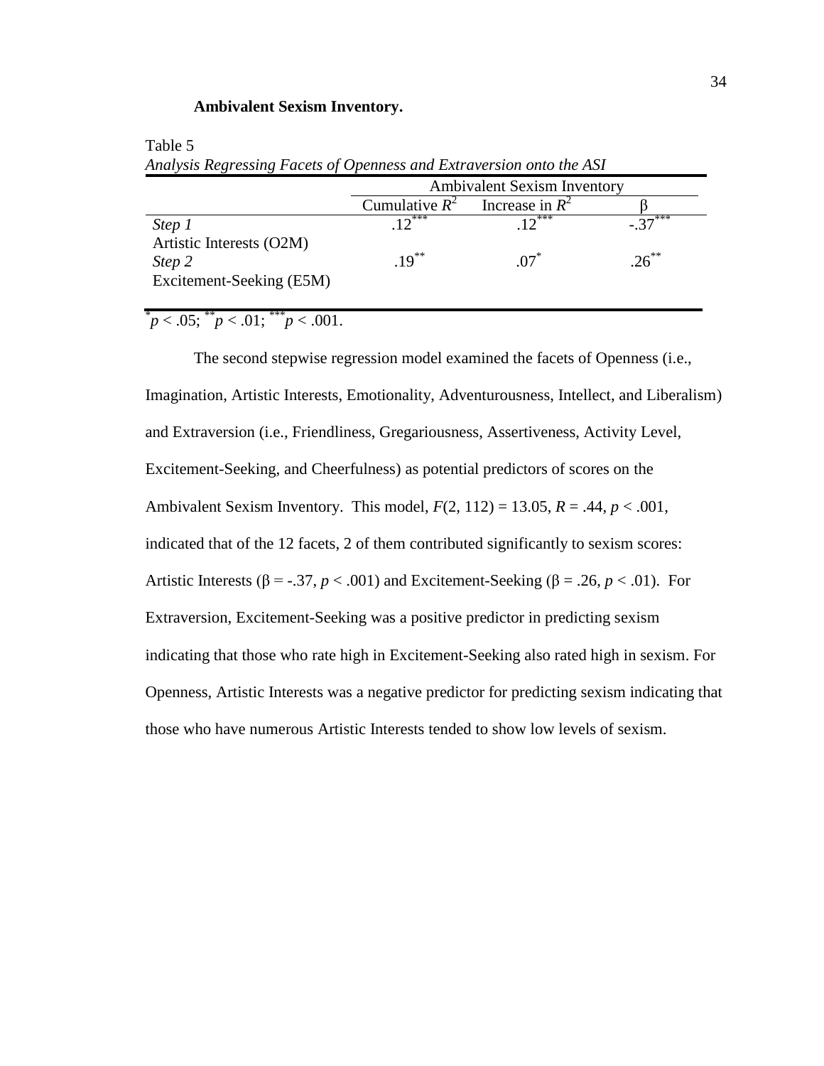**Ambivalent Sexism Inventory.**

Table 5

*Analysis Regressing Facets of Openness and Extraversion onto the ASI*

| | Ambivalent Sexism Inventory | | |
|---|---|---|---|
| | Cumulative $R^2$ | Increase in $R^2$ | β |
| *Step 1* | $.12^{***}$ | $.12^{***}$ | $-.37^{***}$ |
| Artistic Interests (O2M) | | | |
| *Step 2* | $.19^{**}$ | $.07^{*}$ | $.26^{**}$ |
| Excitement-Seeking (E5M) | | | |

$^{*}p < .05$; $^{**}p < .01$; $^{***}p < .001$.

The second stepwise regression model examined the facets of Openness (i.e., Imagination, Artistic Interests, Emotionality, Adventurousness, Intellect, and Liberalism) and Extraversion (i.e., Friendliness, Gregariousness, Assertiveness, Activity Level, Excitement-Seeking, and Cheerfulness) as potential predictors of scores on the Ambivalent Sexism Inventory. This model, $F(2, 112) = 13.05$, $R = .44$, $p < .001$, indicated that of the 12 facets, 2 of them contributed significantly to sexism scores: Artistic Interests ($\beta = -.37$, $p < .001$) and Excitement-Seeking ($\beta = .26$, $p < .01$). For Extraversion, Excitement-Seeking was a positive predictor in predicting sexism indicating that those who rate high in Excitement-Seeking also rated high in sexism. For Openness, Artistic Interests was a negative predictor for predicting sexism indicating that those who have numerous Artistic Interests tended to show low levels of sexism.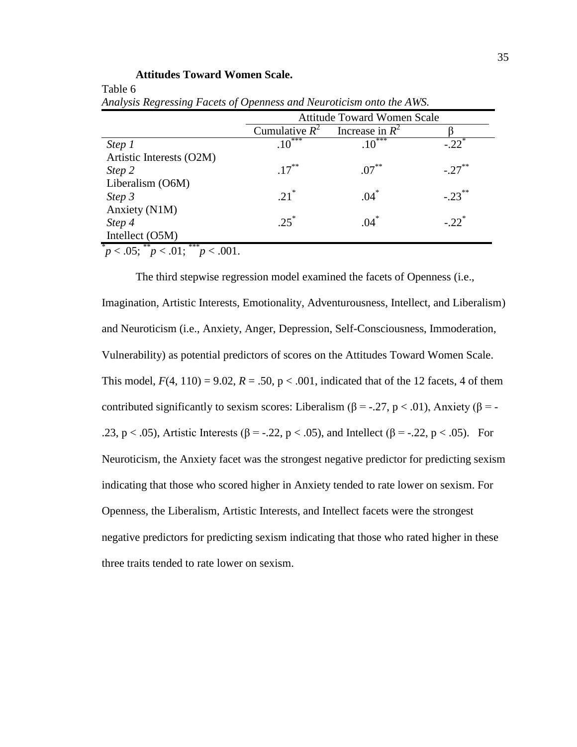**Attitudes Toward Women Scale.**

Table 6

*Analysis Regressing Facets of Openness and Neuroticism onto the AWS.*

| | Attitude Toward Women Scale | | |
|---|---|---|---|
| | Cumulative $R^2$ | Increase in $R^2$ | β |
| *Step 1* | $.10^{***}$ | $.10^{***}$ | $-.22^{*}$ |
| Artistic Interests (O2M) | | | |
| *Step 2* | $.17^{**}$ | $.07^{**}$ | $-.27^{**}$ |
| Liberalism (O6M) | | | |
| *Step 3* | $.21^{*}$ | $.04^{*}$ | $-.23^{**}$ |
| Anxiety (N1M) | | | |
| *Step 4* | $.25^{*}$ | $.04^{*}$ | $-.22^{*}$ |
| Intellect (O5M) | | | |

$^{*}p < .05$; $^{**}p < .01$; $^{***}p < .001$.

The third stepwise regression model examined the facets of Openness (i.e., Imagination, Artistic Interests, Emotionality, Adventurousness, Intellect, and Liberalism) and Neuroticism (i.e., Anxiety, Anger, Depression, Self-Consciousness, Immoderation, Vulnerability) as potential predictors of scores on the Attitudes Toward Women Scale. This model, $F(4, 110) = 9.02$, $R = .50$, $p < .001$, indicated that of the 12 facets, 4 of them contributed significantly to sexism scores: Liberalism ($\beta = -.27$, $p < .01$), Anxiety ($\beta = -.23$, $p < .05$), Artistic Interests ($\beta = -.22$, $p < .05$), and Intellect ($\beta = -.22$, $p < .05$). For Neuroticism, the Anxiety facet was the strongest negative predictor for predicting sexism indicating that those who scored higher in Anxiety tended to rate lower on sexism. For Openness, the Liberalism, Artistic Interests, and Intellect facets were the strongest negative predictors for predicting sexism indicating that those who rated higher in these three traits tended to rate lower on sexism.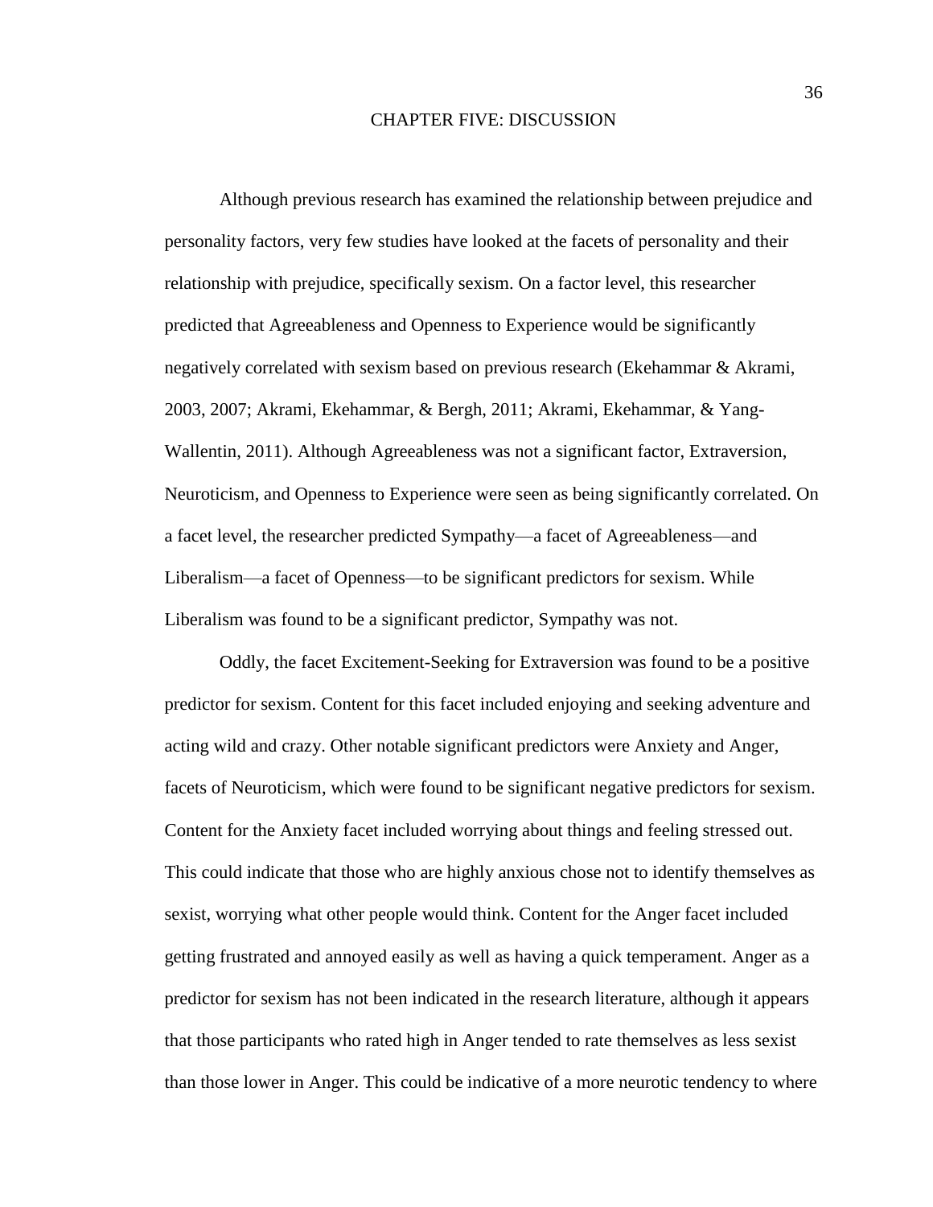# CHAPTER FIVE: DISCUSSION

Although previous research has examined the relationship between prejudice and personality factors, very few studies have looked at the facets of personality and their relationship with prejudice, specifically sexism. On a factor level, this researcher predicted that Agreeableness and Openness to Experience would be significantly negatively correlated with sexism based on previous research (Ekehammar & Akrami, 2003, 2007; Akrami, Ekehammar, & Bergh, 2011; Akrami, Ekehammar, & Yang-Wallentin, 2011). Although Agreeableness was not a significant factor, Extraversion, Neuroticism, and Openness to Experience were seen as being significantly correlated. On a facet level, the researcher predicted Sympathy—a facet of Agreeableness—and Liberalism—a facet of Openness—to be significant predictors for sexism. While Liberalism was found to be a significant predictor, Sympathy was not.

Oddly, the facet Excitement-Seeking for Extraversion was found to be a positive predictor for sexism. Content for this facet included enjoying and seeking adventure and acting wild and crazy. Other notable significant predictors were Anxiety and Anger, facets of Neuroticism, which were found to be significant negative predictors for sexism. Content for the Anxiety facet included worrying about things and feeling stressed out. This could indicate that those who are highly anxious chose not to identify themselves as sexist, worrying what other people would think. Content for the Anger facet included getting frustrated and annoyed easily as well as having a quick temperament. Anger as a predictor for sexism has not been indicated in the research literature, although it appears that those participants who rated high in Anger tended to rate themselves as less sexist than those lower in Anger. This could be indicative of a more neurotic tendency to where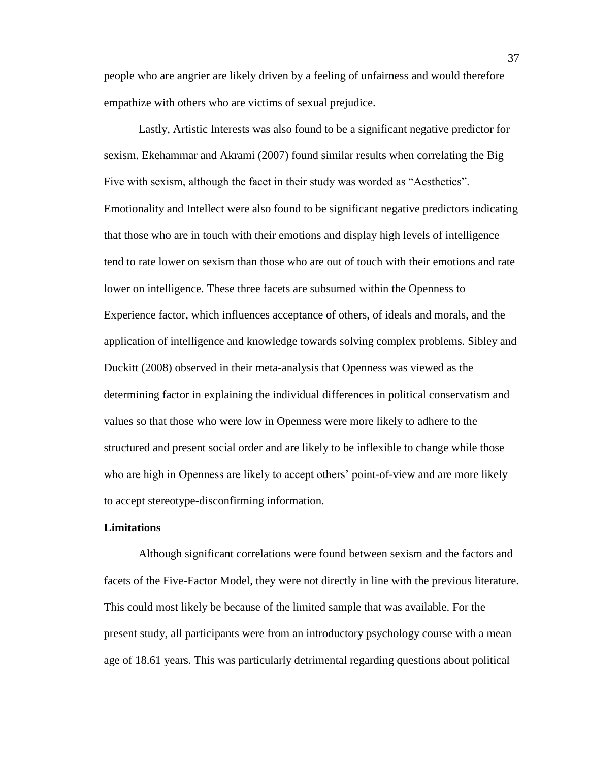people who are angrier are likely driven by a feeling of unfairness and would therefore empathize with others who are victims of sexual prejudice.

Lastly, Artistic Interests was also found to be a significant negative predictor for sexism. Ekehammar and Akrami (2007) found similar results when correlating the Big Five with sexism, although the facet in their study was worded as “Aesthetics”. Emotionality and Intellect were also found to be significant negative predictors indicating that those who are in touch with their emotions and display high levels of intelligence tend to rate lower on sexism than those who are out of touch with their emotions and rate lower on intelligence. These three facets are subsumed within the Openness to Experience factor, which influences acceptance of others, of ideals and morals, and the application of intelligence and knowledge towards solving complex problems. Sibley and Duckitt (2008) observed in their meta-analysis that Openness was viewed as the determining factor in explaining the individual differences in political conservatism and values so that those who were low in Openness were more likely to adhere to the structured and present social order and are likely to be inflexible to change while those who are high in Openness are likely to accept others’ point-of-view and are more likely to accept stereotype-disconfirming information.

**Limitations**

Although significant correlations were found between sexism and the factors and facets of the Five-Factor Model, they were not directly in line with the previous literature. This could most likely be because of the limited sample that was available. For the present study, all participants were from an introductory psychology course with a mean age of 18.61 years. This was particularly detrimental regarding questions about political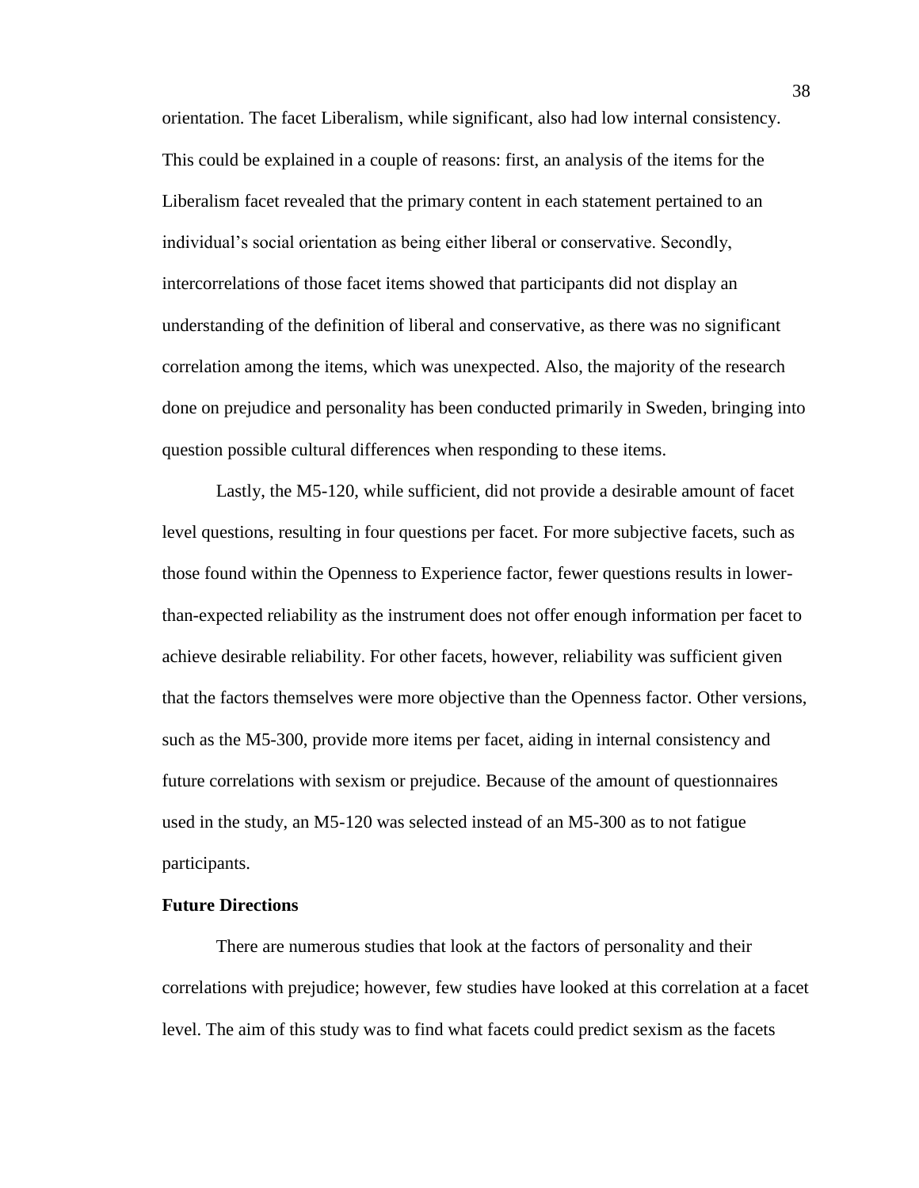orientation. The facet Liberalism, while significant, also had low internal consistency. This could be explained in a couple of reasons: first, an analysis of the items for the Liberalism facet revealed that the primary content in each statement pertained to an individual's social orientation as being either liberal or conservative. Secondly, intercorrelations of those facet items showed that participants did not display an understanding of the definition of liberal and conservative, as there was no significant correlation among the items, which was unexpected. Also, the majority of the research done on prejudice and personality has been conducted primarily in Sweden, bringing into question possible cultural differences when responding to these items.

Lastly, the M5-120, while sufficient, did not provide a desirable amount of facet level questions, resulting in four questions per facet. For more subjective facets, such as those found within the Openness to Experience factor, fewer questions results in lower-than-expected reliability as the instrument does not offer enough information per facet to achieve desirable reliability. For other facets, however, reliability was sufficient given that the factors themselves were more objective than the Openness factor. Other versions, such as the M5-300, provide more items per facet, aiding in internal consistency and future correlations with sexism or prejudice. Because of the amount of questionnaires used in the study, an M5-120 was selected instead of an M5-300 as to not fatigue participants.

**Future Directions**

There are numerous studies that look at the factors of personality and their correlations with prejudice; however, few studies have looked at this correlation at a facet level. The aim of this study was to find what facets could predict sexism as the facets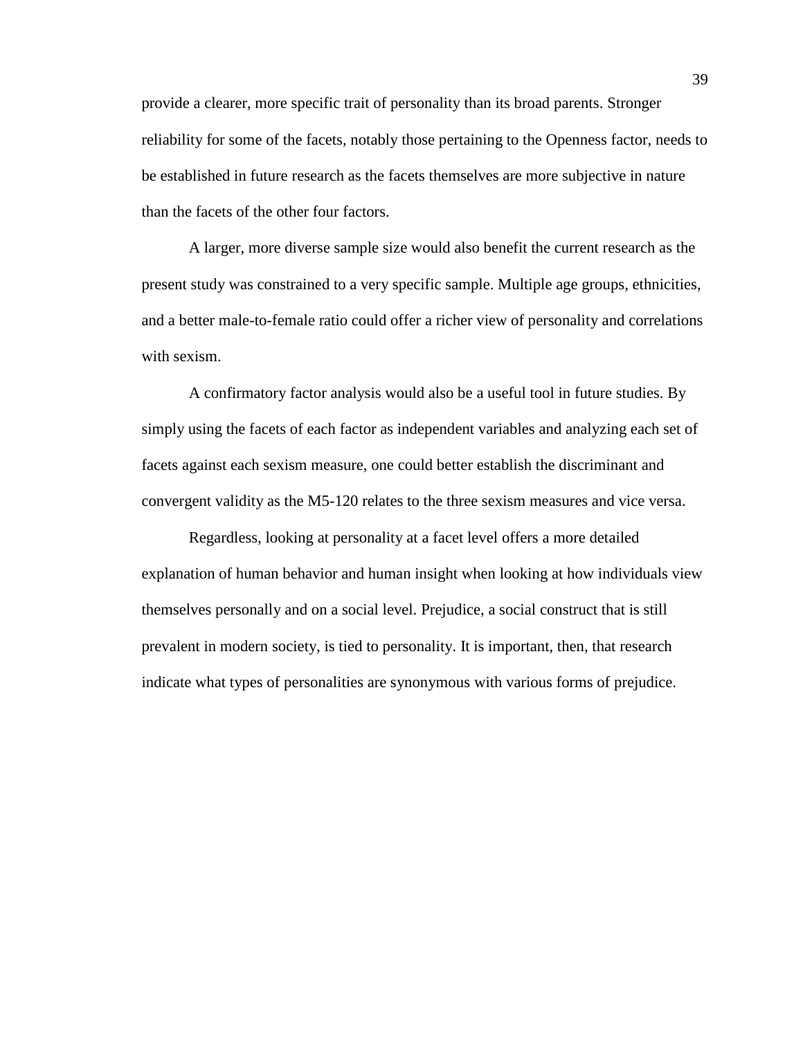provide a clearer, more specific trait of personality than its broad parents. Stronger reliability for some of the facets, notably those pertaining to the Openness factor, needs to be established in future research as the facets themselves are more subjective in nature than the facets of the other four factors.

A larger, more diverse sample size would also benefit the current research as the present study was constrained to a very specific sample. Multiple age groups, ethnicities, and a better male-to-female ratio could offer a richer view of personality and correlations with sexism.

A confirmatory factor analysis would also be a useful tool in future studies. By simply using the facets of each factor as independent variables and analyzing each set of facets against each sexism measure, one could better establish the discriminant and convergent validity as the M5-120 relates to the three sexism measures and vice versa.

Regardless, looking at personality at a facet level offers a more detailed explanation of human behavior and human insight when looking at how individuals view themselves personally and on a social level. Prejudice, a social construct that is still prevalent in modern society, is tied to personality. It is important, then, that research indicate what types of personalities are synonymous with various forms of prejudice.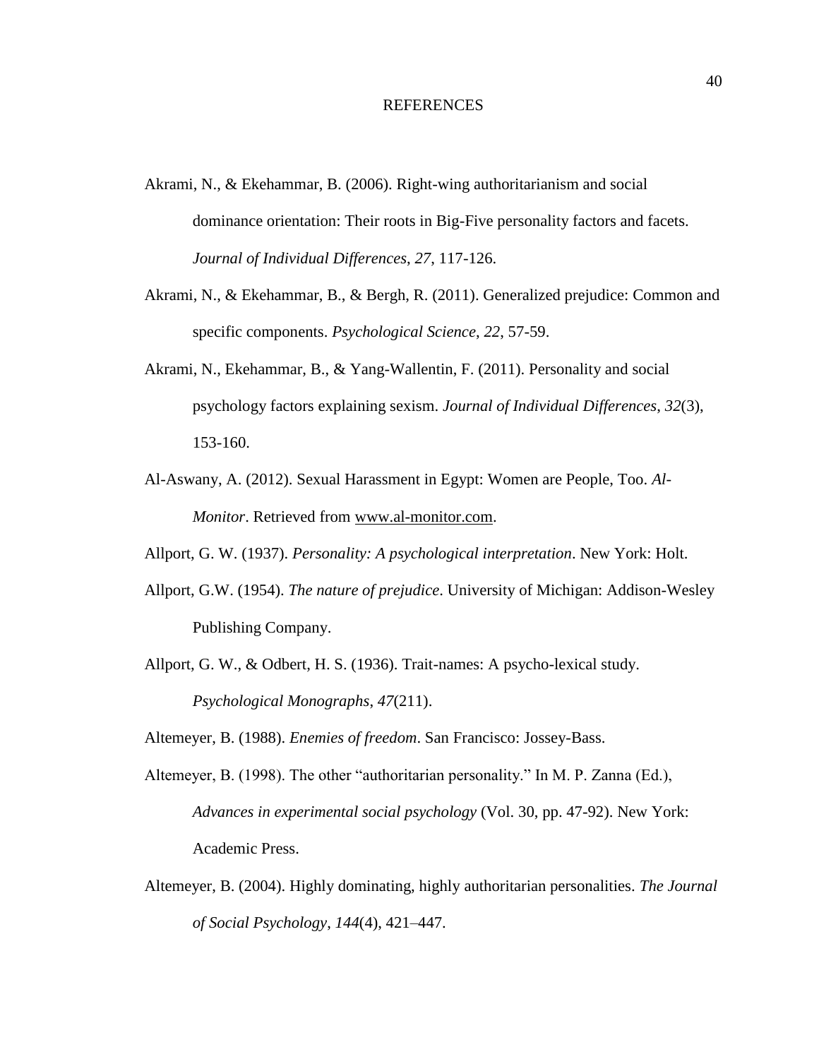# REFERENCES

Akrami, N., & Ekehammar, B. (2006). Right-wing authoritarianism and social dominance orientation: Their roots in Big-Five personality factors and facets. *Journal of Individual Differences*, *27*, 117-126.

Akrami, N., & Ekehammar, B., & Bergh, R. (2011). Generalized prejudice: Common and specific components. *Psychological Science*, *22*, 57-59.

Akrami, N., Ekehammar, B., & Yang-Wallentin, F. (2011). Personality and social psychology factors explaining sexism. *Journal of Individual Differences*, *32*(3), 153-160.

Al-Aswany, A. (2012). Sexual Harassment in Egypt: Women are People, Too. *Al-Monitor*. Retrieved from www.al-monitor.com.

Allport, G. W. (1937). *Personality: A psychological interpretation*. New York: Holt.

Allport, G.W. (1954). *The nature of prejudice*. University of Michigan: Addison-Wesley Publishing Company.

Allport, G. W., & Odbert, H. S. (1936). Trait-names: A psycho-lexical study. *Psychological Monographs*, *47*(211).

Altemeyer, B. (1988). *Enemies of freedom*. San Francisco: Jossey-Bass.

Altemeyer, B. (1998). The other "authoritarian personality." In M. P. Zanna (Ed.), *Advances in experimental social psychology* (Vol. 30, pp. 47-92). New York: Academic Press.

Altemeyer, B. (2004). Highly dominating, highly authoritarian personalities. *The Journal of Social Psychology*, *144*(4), 421–447.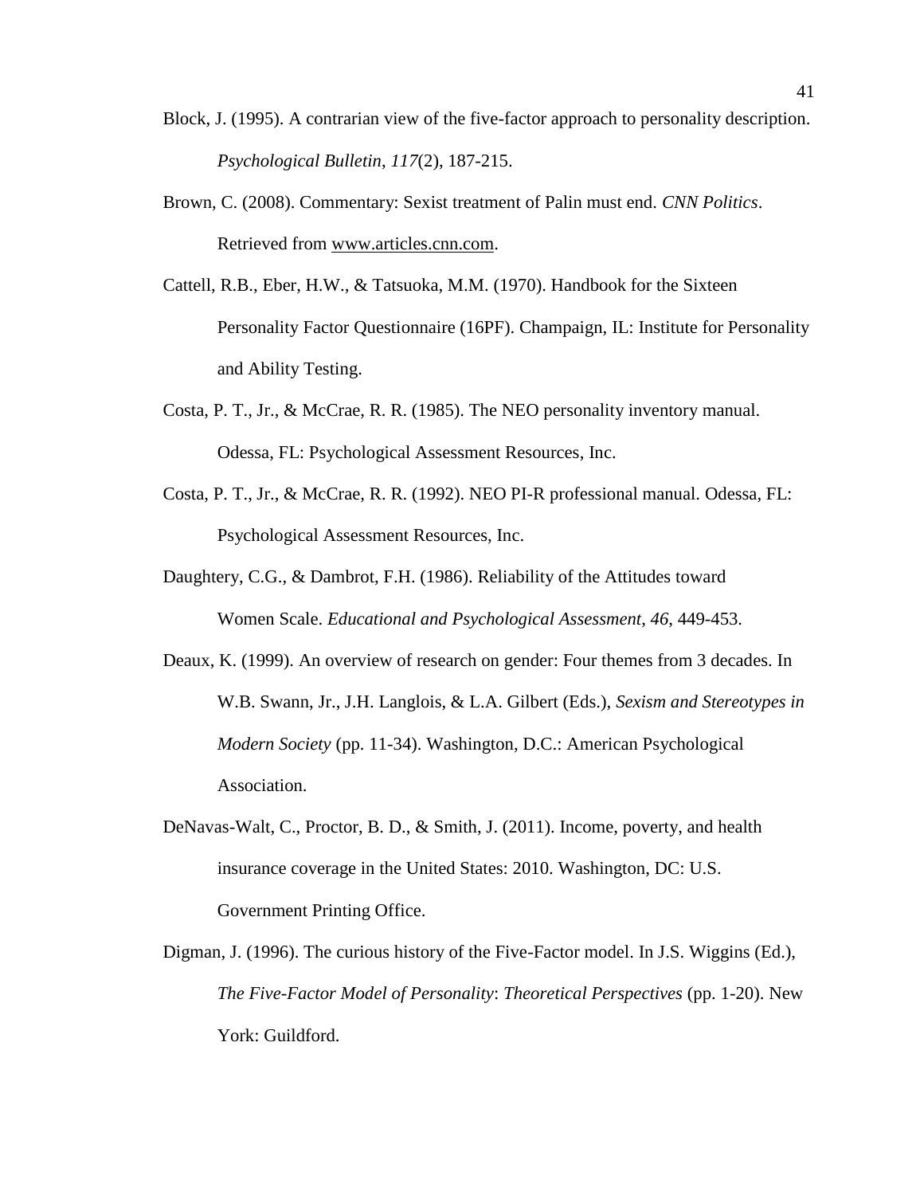Block, J. (1995). A contrarian view of the five-factor approach to personality description. *Psychological Bulletin*, *117*(2), 187-215.

Brown, C. (2008). Commentary: Sexist treatment of Palin must end. *CNN Politics*. Retrieved from www.articles.cnn.com.

Cattell, R.B., Eber, H.W., & Tatsuoka, M.M. (1970). Handbook for the Sixteen Personality Factor Questionnaire (16PF). Champaign, IL: Institute for Personality and Ability Testing.

Costa, P. T., Jr., & McCrae, R. R. (1985). The NEO personality inventory manual. Odessa, FL: Psychological Assessment Resources, Inc.

Costa, P. T., Jr., & McCrae, R. R. (1992). NEO PI-R professional manual. Odessa, FL: Psychological Assessment Resources, Inc.

Daughtery, C.G., & Dambrot, F.H. (1986). Reliability of the Attitudes toward Women Scale. *Educational and Psychological Assessment, 46*, 449-453.

Deaux, K. (1999). An overview of research on gender: Four themes from 3 decades. In W.B. Swann, Jr., J.H. Langlois, & L.A. Gilbert (Eds.), *Sexism and Stereotypes in Modern Society* (pp. 11-34). Washington, D.C.: American Psychological Association.

DeNavas-Walt, C., Proctor, B. D., & Smith, J. (2011). Income, poverty, and health insurance coverage in the United States: 2010. Washington, DC: U.S. Government Printing Office.

Digman, J. (1996). The curious history of the Five-Factor model. In J.S. Wiggins (Ed.), *The Five-Factor Model of Personality*: *Theoretical Perspectives* (pp. 1-20). New York: Guildford.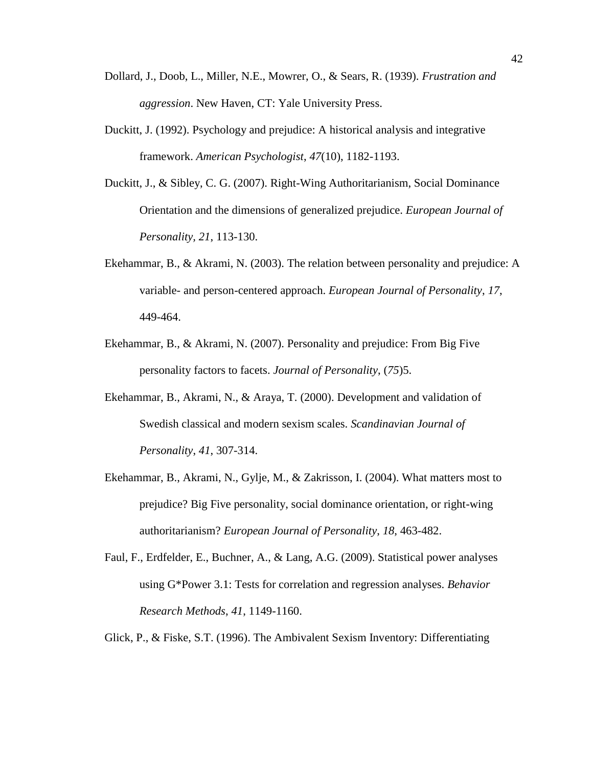Dollard, J., Doob, L., Miller, N.E., Mowrer, O., & Sears, R. (1939). *Frustration and aggression*. New Haven, CT: Yale University Press.

Duckitt, J. (1992). Psychology and prejudice: A historical analysis and integrative framework. *American Psychologist*, *47*(10), 1182-1193.

Duckitt, J., & Sibley, C. G. (2007). Right-Wing Authoritarianism, Social Dominance Orientation and the dimensions of generalized prejudice. *European Journal of Personality*, *21*, 113-130.

Ekehammar, B., & Akrami, N. (2003). The relation between personality and prejudice: A variable- and person-centered approach. *European Journal of Personality*, *17*, 449-464.

Ekehammar, B., & Akrami, N. (2007). Personality and prejudice: From Big Five personality factors to facets. *Journal of Personality*, (*75*)5.

Ekehammar, B., Akrami, N., & Araya, T. (2000). Development and validation of Swedish classical and modern sexism scales. *Scandinavian Journal of Personality*, *41*, 307-314.

Ekehammar, B., Akrami, N., Gylje, M., & Zakrisson, I. (2004). What matters most to prejudice? Big Five personality, social dominance orientation, or right-wing authoritarianism? *European Journal of Personality*, *18*, 463-482.

Faul, F., Erdfelder, E., Buchner, A., & Lang, A.G. (2009). Statistical power analyses using G*Power 3.1: Tests for correlation and regression analyses. *Behavior Research Methods*, *41*, 1149-1160.

Glick, P., & Fiske, S.T. (1996). The Ambivalent Sexism Inventory: Differentiating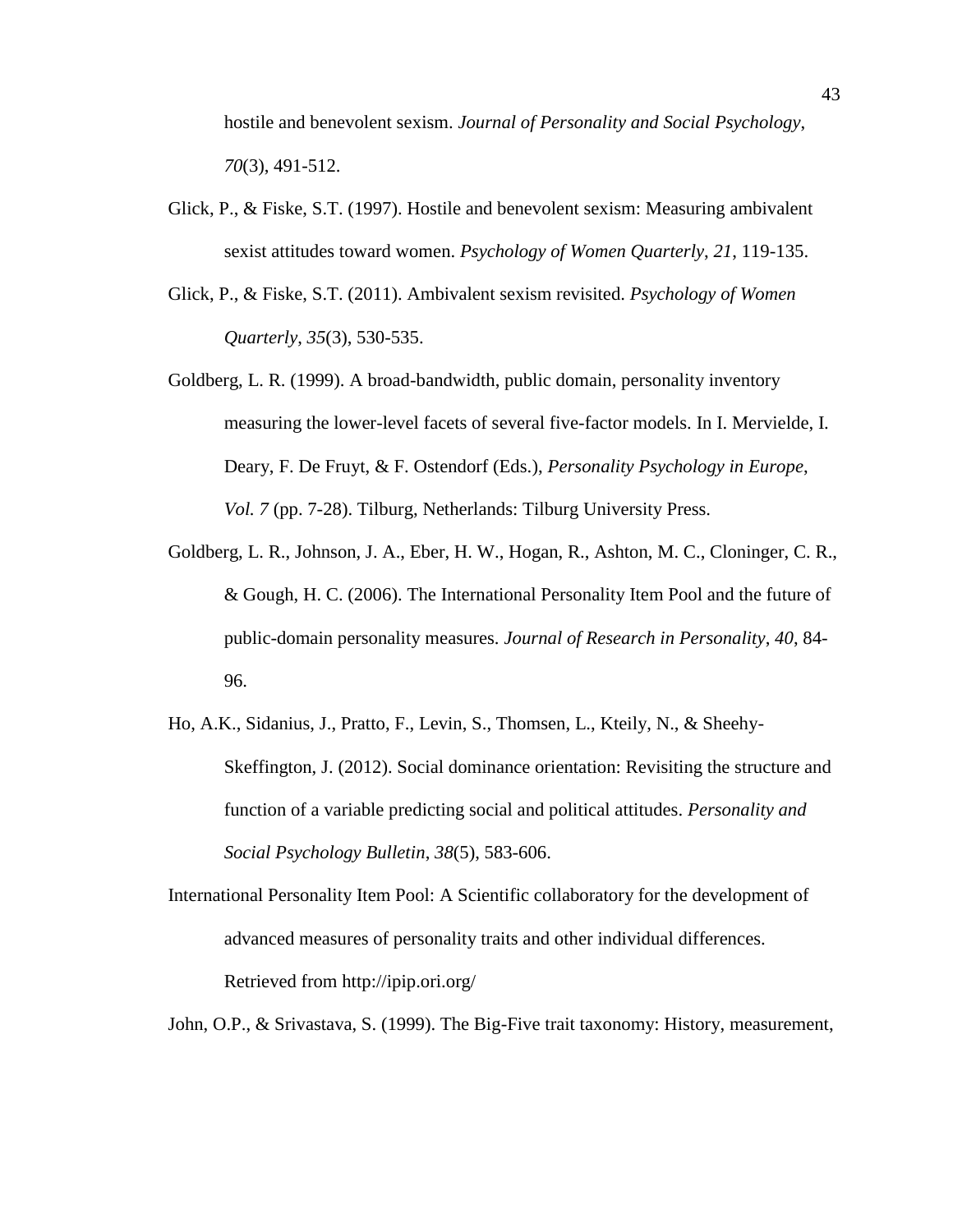hostile and benevolent sexism. *Journal of Personality and Social Psychology*, *70*(3), 491-512.

Glick, P., & Fiske, S.T. (1997). Hostile and benevolent sexism: Measuring ambivalent sexist attitudes toward women. *Psychology of Women Quarterly*, *21*, 119-135.

Glick, P., & Fiske, S.T. (2011). Ambivalent sexism revisited. *Psychology of Women Quarterly*, *35*(3), 530-535.

Goldberg, L. R. (1999). A broad-bandwidth, public domain, personality inventory measuring the lower-level facets of several five-factor models. In I. Mervielde, I. Deary, F. De Fruyt, & F. Ostendorf (Eds.), *Personality Psychology in Europe*, *Vol. 7* (pp. 7-28). Tilburg, Netherlands: Tilburg University Press.

Goldberg, L. R., Johnson, J. A., Eber, H. W., Hogan, R., Ashton, M. C., Cloninger, C. R., & Gough, H. C. (2006). The International Personality Item Pool and the future of public-domain personality measures. *Journal of Research in Personality*, *40*, 84-96.

Ho, A.K., Sidanius, J., Pratto, F., Levin, S., Thomsen, L., Kteily, N., & Sheehy-Skeffington, J. (2012). Social dominance orientation: Revisiting the structure and function of a variable predicting social and political attitudes. *Personality and Social Psychology Bulletin*, *38*(5), 583-606.

International Personality Item Pool: A Scientific collaboratory for the development of advanced measures of personality traits and other individual differences. Retrieved from http://ipip.ori.org/

John, O.P., & Srivastava, S. (1999). The Big-Five trait taxonomy: History, measurement,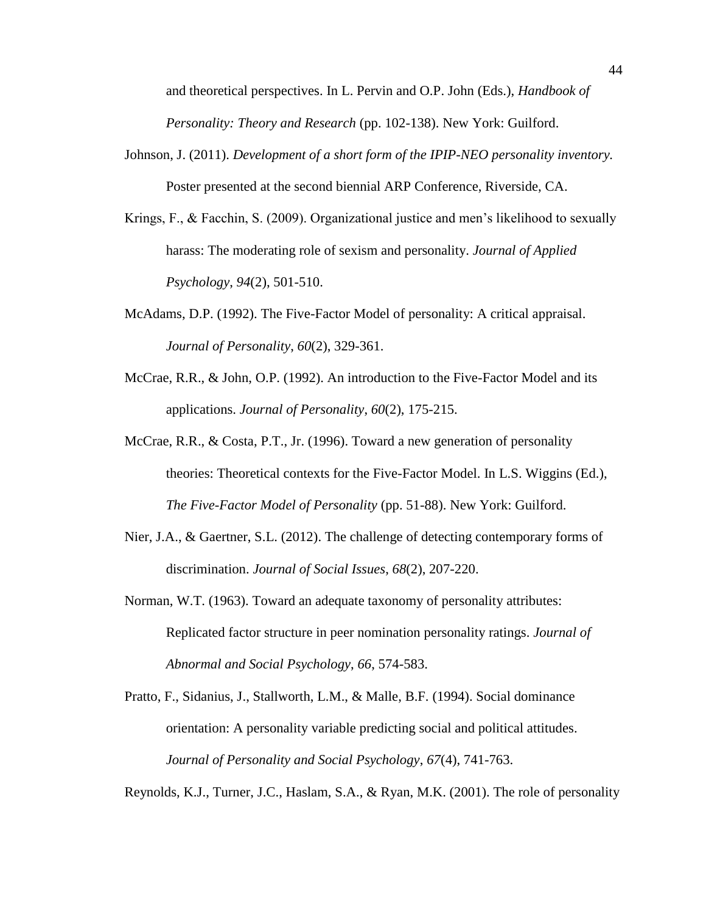and theoretical perspectives. In L. Pervin and O.P. John (Eds.), *Handbook of Personality: Theory and Research* (pp. 102-138). New York: Guilford.

Johnson, J. (2011). *Development of a short form of the IPIP-NEO personality inventory.* Poster presented at the second biennial ARP Conference, Riverside, CA.

Krings, F., & Facchin, S. (2009). Organizational justice and men's likelihood to sexually harass: The moderating role of sexism and personality. *Journal of Applied Psychology*, *94*(2), 501-510.

McAdams, D.P. (1992). The Five-Factor Model of personality: A critical appraisal. *Journal of Personality*, *60*(2), 329-361.

McCrae, R.R., & John, O.P. (1992). An introduction to the Five-Factor Model and its applications. *Journal of Personality*, *60*(2), 175-215.

McCrae, R.R., & Costa, P.T., Jr. (1996). Toward a new generation of personality theories: Theoretical contexts for the Five-Factor Model. In L.S. Wiggins (Ed.), *The Five-Factor Model of Personality* (pp. 51-88). New York: Guilford.

Nier, J.A., & Gaertner, S.L. (2012). The challenge of detecting contemporary forms of discrimination. *Journal of Social Issues*, *68*(2), 207-220.

Norman, W.T. (1963). Toward an adequate taxonomy of personality attributes: Replicated factor structure in peer nomination personality ratings. *Journal of Abnormal and Social Psychology*, *66*, 574-583.

Pratto, F., Sidanius, J., Stallworth, L.M., & Malle, B.F. (1994). Social dominance orientation: A personality variable predicting social and political attitudes. *Journal of Personality and Social Psychology*, *67*(4), 741-763.

Reynolds, K.J., Turner, J.C., Haslam, S.A., & Ryan, M.K. (2001). The role of personality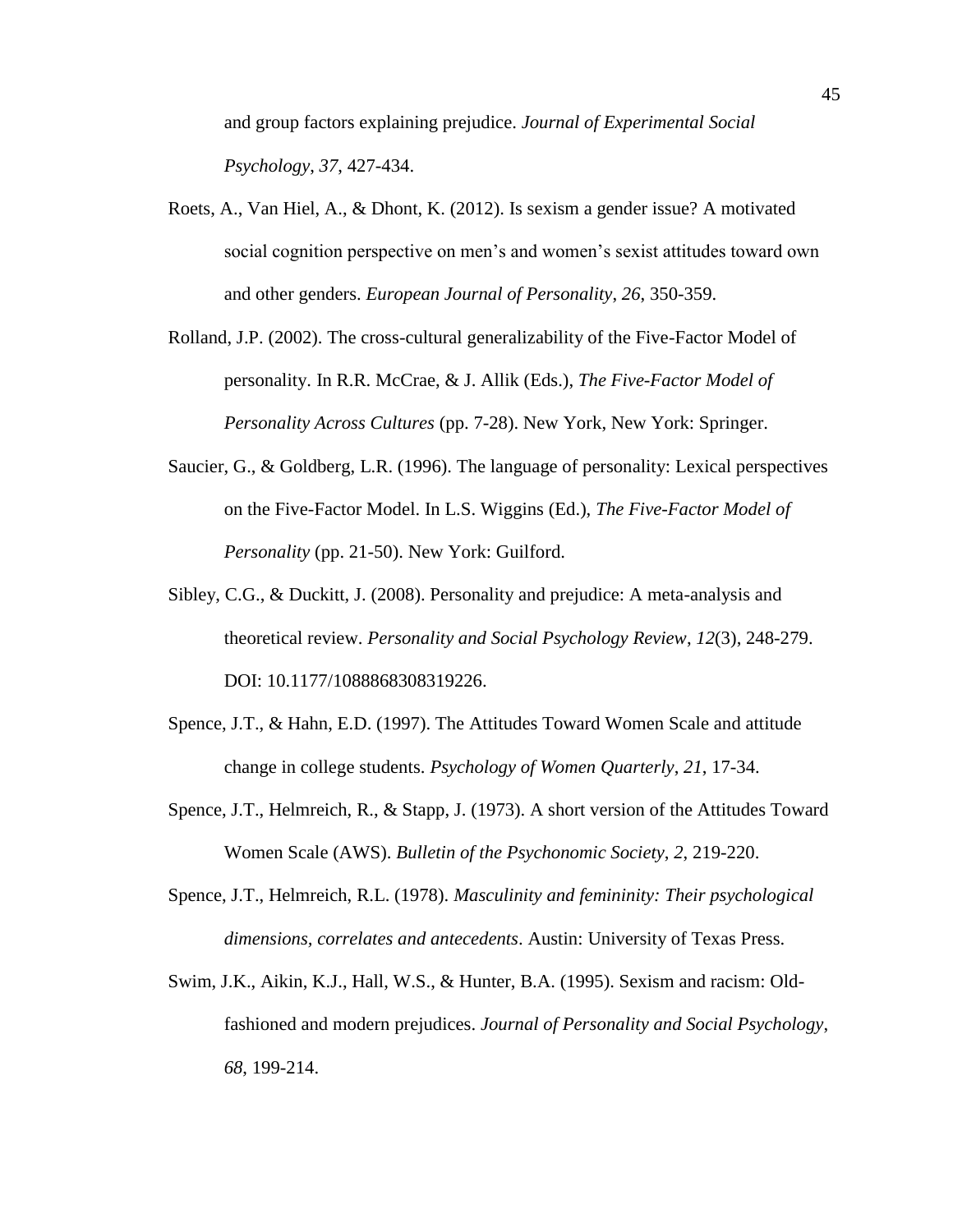and group factors explaining prejudice. *Journal of Experimental Social Psychology*, *37*, 427-434.

Roets, A., Van Hiel, A., & Dhont, K. (2012). Is sexism a gender issue? A motivated social cognition perspective on men's and women's sexist attitudes toward own and other genders. *European Journal of Personality*, *26*, 350-359.

Rolland, J.P. (2002). The cross-cultural generalizability of the Five-Factor Model of personality. In R.R. McCrae, & J. Allik (Eds.), *The Five-Factor Model of Personality Across Cultures* (pp. 7-28). New York, New York: Springer.

Saucier, G., & Goldberg, L.R. (1996). The language of personality: Lexical perspectives on the Five-Factor Model. In L.S. Wiggins (Ed.), *The Five-Factor Model of Personality* (pp. 21-50). New York: Guilford.

Sibley, C.G., & Duckitt, J. (2008). Personality and prejudice: A meta-analysis and theoretical review. *Personality and Social Psychology Review*, *12*(3), 248-279. DOI: 10.1177/1088868308319226.

Spence, J.T., & Hahn, E.D. (1997). The Attitudes Toward Women Scale and attitude change in college students. *Psychology of Women Quarterly*, *21*, 17-34.

Spence, J.T., Helmreich, R., & Stapp, J. (1973). A short version of the Attitudes Toward Women Scale (AWS). *Bulletin of the Psychonomic Society*, *2*, 219-220.

Spence, J.T., Helmreich, R.L. (1978). *Masculinity and femininity: Their psychological dimensions, correlates and antecedents*. Austin: University of Texas Press.

Swim, J.K., Aikin, K.J., Hall, W.S., & Hunter, B.A. (1995). Sexism and racism: Old-fashioned and modern prejudices. *Journal of Personality and Social Psychology*, *68*, 199-214.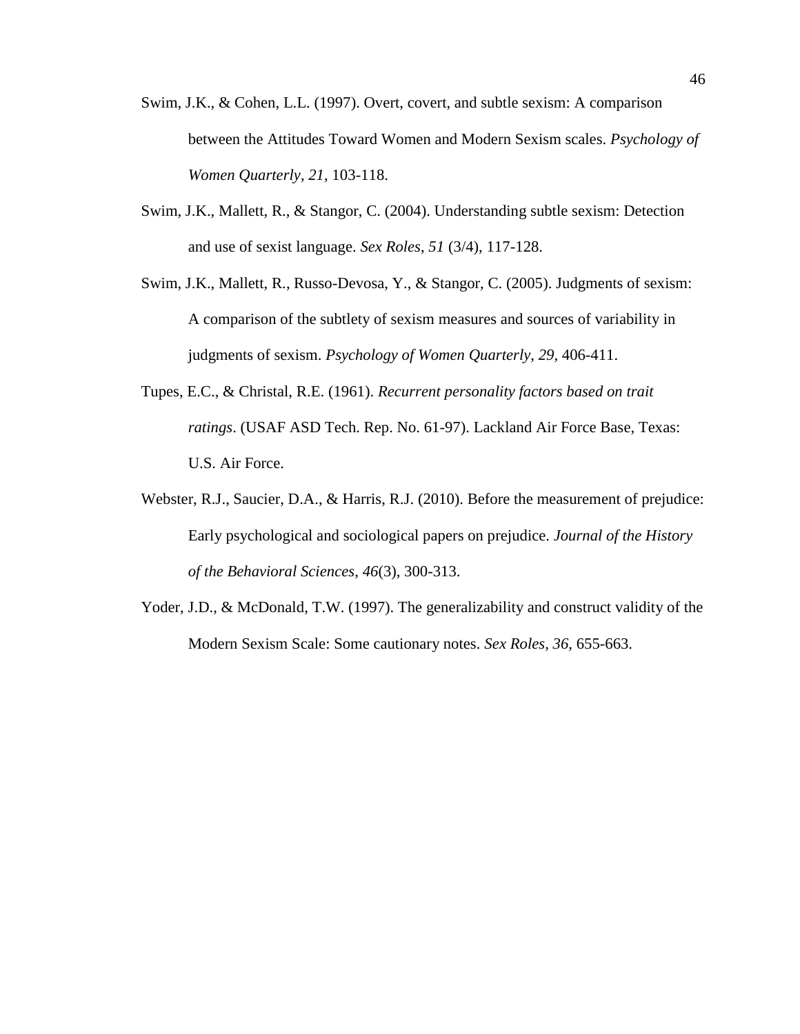Swim, J.K., & Cohen, L.L. (1997). Overt, covert, and subtle sexism: A comparison between the Attitudes Toward Women and Modern Sexism scales. *Psychology of Women Quarterly*, *21*, 103-118.

Swim, J.K., Mallett, R., & Stangor, C. (2004). Understanding subtle sexism: Detection and use of sexist language. *Sex Roles*, *51* (3/4), 117-128.

Swim, J.K., Mallett, R., Russo-Devosa, Y., & Stangor, C. (2005). Judgments of sexism: A comparison of the subtlety of sexism measures and sources of variability in judgments of sexism. *Psychology of Women Quarterly*, *29*, 406-411.

Tupes, E.C., & Christal, R.E. (1961). *Recurrent personality factors based on trait ratings*. (USAF ASD Tech. Rep. No. 61-97). Lackland Air Force Base, Texas: U.S. Air Force.

Webster, R.J., Saucier, D.A., & Harris, R.J. (2010). Before the measurement of prejudice: Early psychological and sociological papers on prejudice. *Journal of the History of the Behavioral Sciences*, *46*(3), 300-313.

Yoder, J.D., & McDonald, T.W. (1997). The generalizability and construct validity of the Modern Sexism Scale: Some cautionary notes. *Sex Roles*, *36*, 655-663.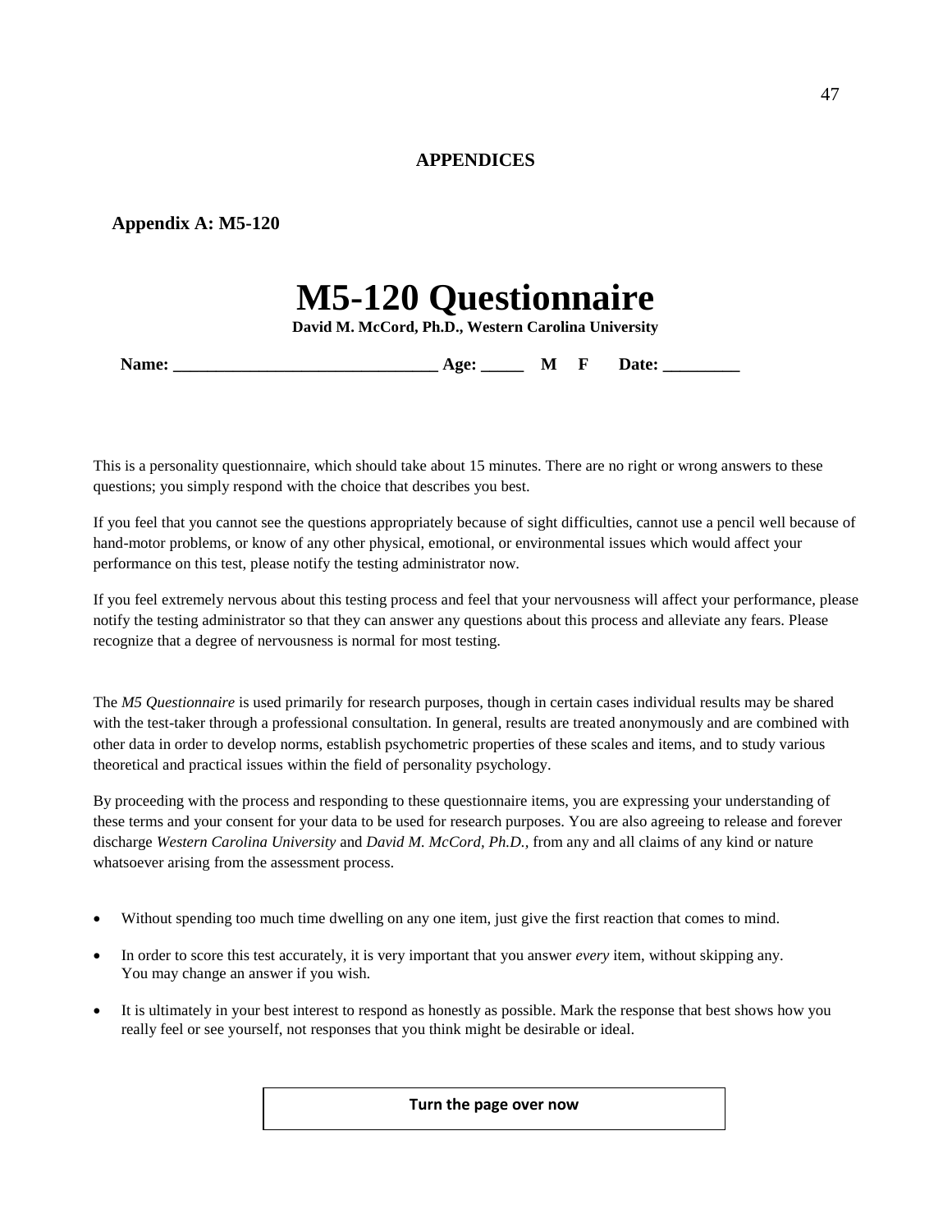## APPENDICES

### Appendix A: M5-120

# M5-120 Questionnaire

**David M. McCord, Ph.D., Western Carolina University**

**Name: _______________________________ Age: _____ M F Date: _________**

This is a personality questionnaire, which should take about 15 minutes. There are no right or wrong answers to these questions; you simply respond with the choice that describes you best.

If you feel that you cannot see the questions appropriately because of sight difficulties, cannot use a pencil well because of hand-motor problems, or know of any other physical, emotional, or environmental issues which would affect your performance on this test, please notify the testing administrator now.

If you feel extremely nervous about this testing process and feel that your nervousness will affect your performance, please notify the testing administrator so that they can answer any questions about this process and alleviate any fears. Please recognize that a degree of nervousness is normal for most testing.

The *M5 Questionnaire* is used primarily for research purposes, though in certain cases individual results may be shared with the test-taker through a professional consultation. In general, results are treated anonymously and are combined with other data in order to develop norms, establish psychometric properties of these scales and items, and to study various theoretical and practical issues within the field of personality psychology.

By proceeding with the process and responding to these questionnaire items, you are expressing your understanding of these terms and your consent for your data to be used for research purposes. You are also agreeing to release and forever discharge *Western Carolina University* and *David M. McCord, Ph.D.,* from any and all claims of any kind or nature whatsoever arising from the assessment process.

- Without spending too much time dwelling on any one item, just give the first reaction that comes to mind.
- In order to score this test accurately, it is very important that you answer *every* item, without skipping any. You may change an answer if you wish.
- It is ultimately in your best interest to respond as honestly as possible. Mark the response that best shows how you really feel or see yourself, not responses that you think might be desirable or ideal.

**Turn the page over now**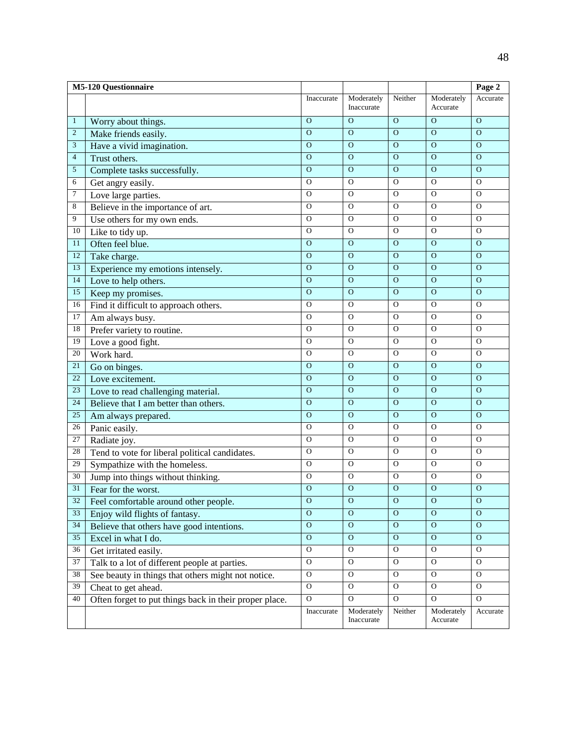| M5-120 Questionnaire | | | | | | Page 2 |
|---|---|---|---|---|---|---|
| | | Inaccurate | Moderately Inaccurate | Neither | Moderately Accurate | Accurate |
| 1 | Worry about things. | O | O | O | O | O |
| 2 | Make friends easily. | O | O | O | O | O |
| 3 | Have a vivid imagination. | O | O | O | O | O |
| 4 | Trust others. | O | O | O | O | O |
| 5 | Complete tasks successfully. | O | O | O | O | O |
| 6 | Get angry easily. | O | O | O | O | O |
| 7 | Love large parties. | O | O | O | O | O |
| 8 | Believe in the importance of art. | O | O | O | O | O |
| 9 | Use others for my own ends. | O | O | O | O | O |
| 10 | Like to tidy up. | O | O | O | O | O |
| 11 | Often feel blue. | O | O | O | O | O |
| 12 | Take charge. | O | O | O | O | O |
| 13 | Experience my emotions intensely. | O | O | O | O | O |
| 14 | Love to help others. | O | O | O | O | O |
| 15 | Keep my promises. | O | O | O | O | O |
| 16 | Find it difficult to approach others. | O | O | O | O | O |
| 17 | Am always busy. | O | O | O | O | O |
| 18 | Prefer variety to routine. | O | O | O | O | O |
| 19 | Love a good fight. | O | O | O | O | O |
| 20 | Work hard. | O | O | O | O | O |
| 21 | Go on binges. | O | O | O | O | O |
| 22 | Love excitement. | O | O | O | O | O |
| 23 | Love to read challenging material. | O | O | O | O | O |
| 24 | Believe that I am better than others. | O | O | O | O | O |
| 25 | Am always prepared. | O | O | O | O | O |
| 26 | Panic easily. | O | O | O | O | O |
| 27 | Radiate joy. | O | O | O | O | O |
| 28 | Tend to vote for liberal political candidates. | O | O | O | O | O |
| 29 | Sympathize with the homeless. | O | O | O | O | O |
| 30 | Jump into things without thinking. | O | O | O | O | O |
| 31 | Fear for the worst. | O | O | O | O | O |
| 32 | Feel comfortable around other people. | O | O | O | O | O |
| 33 | Enjoy wild flights of fantasy. | O | O | O | O | O |
| 34 | Believe that others have good intentions. | O | O | O | O | O |
| 35 | Excel in what I do. | O | O | O | O | O |
| 36 | Get irritated easily. | O | O | O | O | O |
| 37 | Talk to a lot of different people at parties. | O | O | O | O | O |
| 38 | See beauty in things that others might not notice. | O | O | O | O | O |
| 39 | Cheat to get ahead. | O | O | O | O | O |
| 40 | Often forget to put things back in their proper place. | O | O | O | O | O |
| | | Inaccurate | Moderately Inaccurate | Neither | Moderately Accurate | Accurate |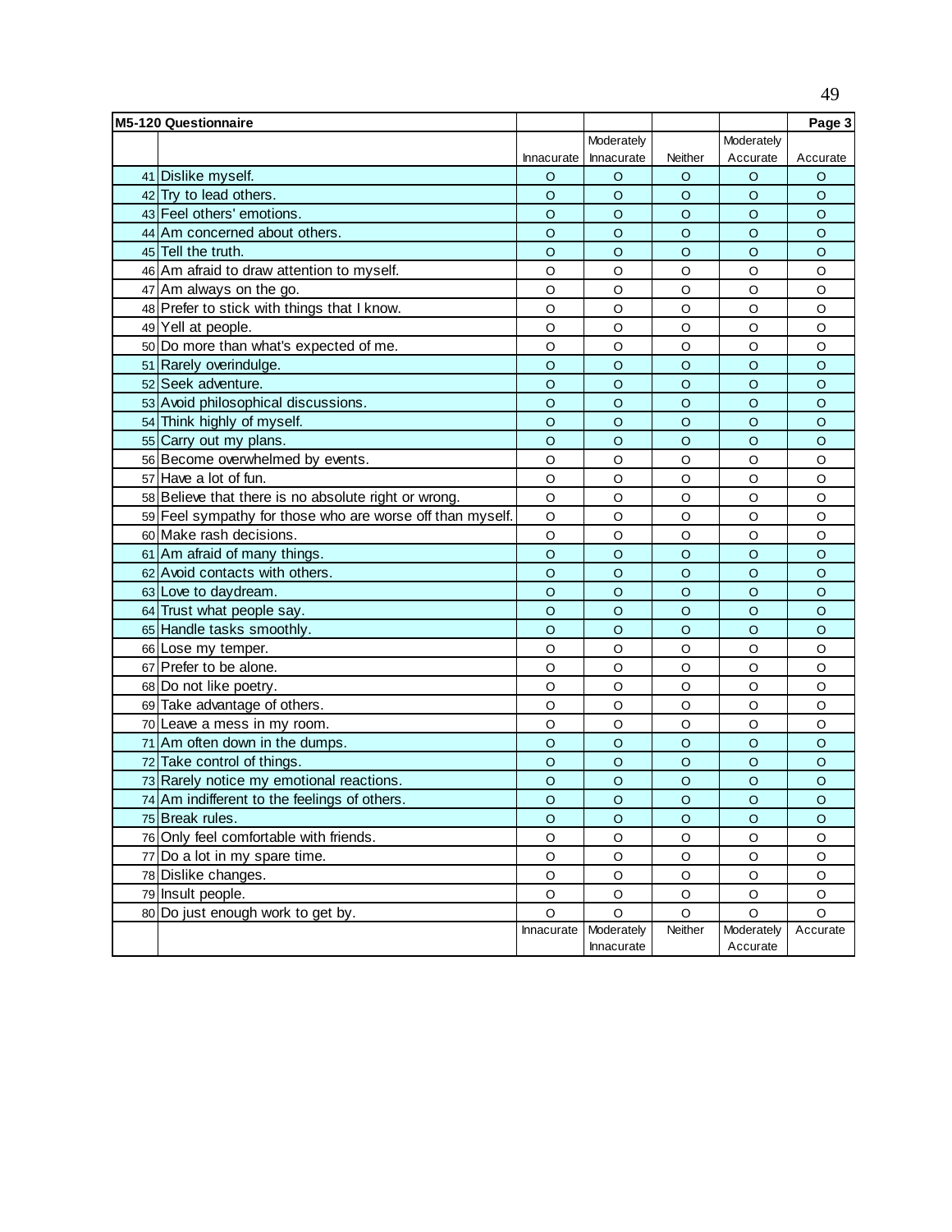| M5-120 Questionnaire | | | | | | Page 3 |
|---|---|---|---|---|---|---|
| | | Innacurate | Moderately Innacurate | Neither | Moderately Accurate | Accurate |
| 41 | Dislike myself. | O | O | O | O | O |
| 42 | Try to lead others. | O | O | O | O | O |
| 43 | Feel others' emotions. | O | O | O | O | O |
| 44 | Am concerned about others. | O | O | O | O | O |
| 45 | Tell the truth. | O | O | O | O | O |
| 46 | Am afraid to draw attention to myself. | O | O | O | O | O |
| 47 | Am always on the go. | O | O | O | O | O |
| 48 | Prefer to stick with things that I know. | O | O | O | O | O |
| 49 | Yell at people. | O | O | O | O | O |
| 50 | Do more than what's expected of me. | O | O | O | O | O |
| 51 | Rarely overindulge. | O | O | O | O | O |
| 52 | Seek adventure. | O | O | O | O | O |
| 53 | Avoid philosophical discussions. | O | O | O | O | O |
| 54 | Think highly of myself. | O | O | O | O | O |
| 55 | Carry out my plans. | O | O | O | O | O |
| 56 | Become overwhelmed by events. | O | O | O | O | O |
| 57 | Have a lot of fun. | O | O | O | O | O |
| 58 | Believe that there is no absolute right or wrong. | O | O | O | O | O |
| 59 | Feel sympathy for those who are worse off than myself. | O | O | O | O | O |
| 60 | Make rash decisions. | O | O | O | O | O |
| 61 | Am afraid of many things. | O | O | O | O | O |
| 62 | Avoid contacts with others. | O | O | O | O | O |
| 63 | Love to daydream. | O | O | O | O | O |
| 64 | Trust what people say. | O | O | O | O | O |
| 65 | Handle tasks smoothly. | O | O | O | O | O |
| 66 | Lose my temper. | O | O | O | O | O |
| 67 | Prefer to be alone. | O | O | O | O | O |
| 68 | Do not like poetry. | O | O | O | O | O |
| 69 | Take advantage of others. | O | O | O | O | O |
| 70 | Leave a mess in my room. | O | O | O | O | O |
| 71 | Am often down in the dumps. | O | O | O | O | O |
| 72 | Take control of things. | O | O | O | O | O |
| 73 | Rarely notice my emotional reactions. | O | O | O | O | O |
| 74 | Am indifferent to the feelings of others. | O | O | O | O | O |
| 75 | Break rules. | O | O | O | O | O |
| 76 | Only feel comfortable with friends. | O | O | O | O | O |
| 77 | Do a lot in my spare time. | O | O | O | O | O |
| 78 | Dislike changes. | O | O | O | O | O |
| 79 | Insult people. | O | O | O | O | O |
| 80 | Do just enough work to get by. | O | O | O | O | O |
| | | Innacurate | Moderately Innacurate | Neither | Moderately Accurate | Accurate |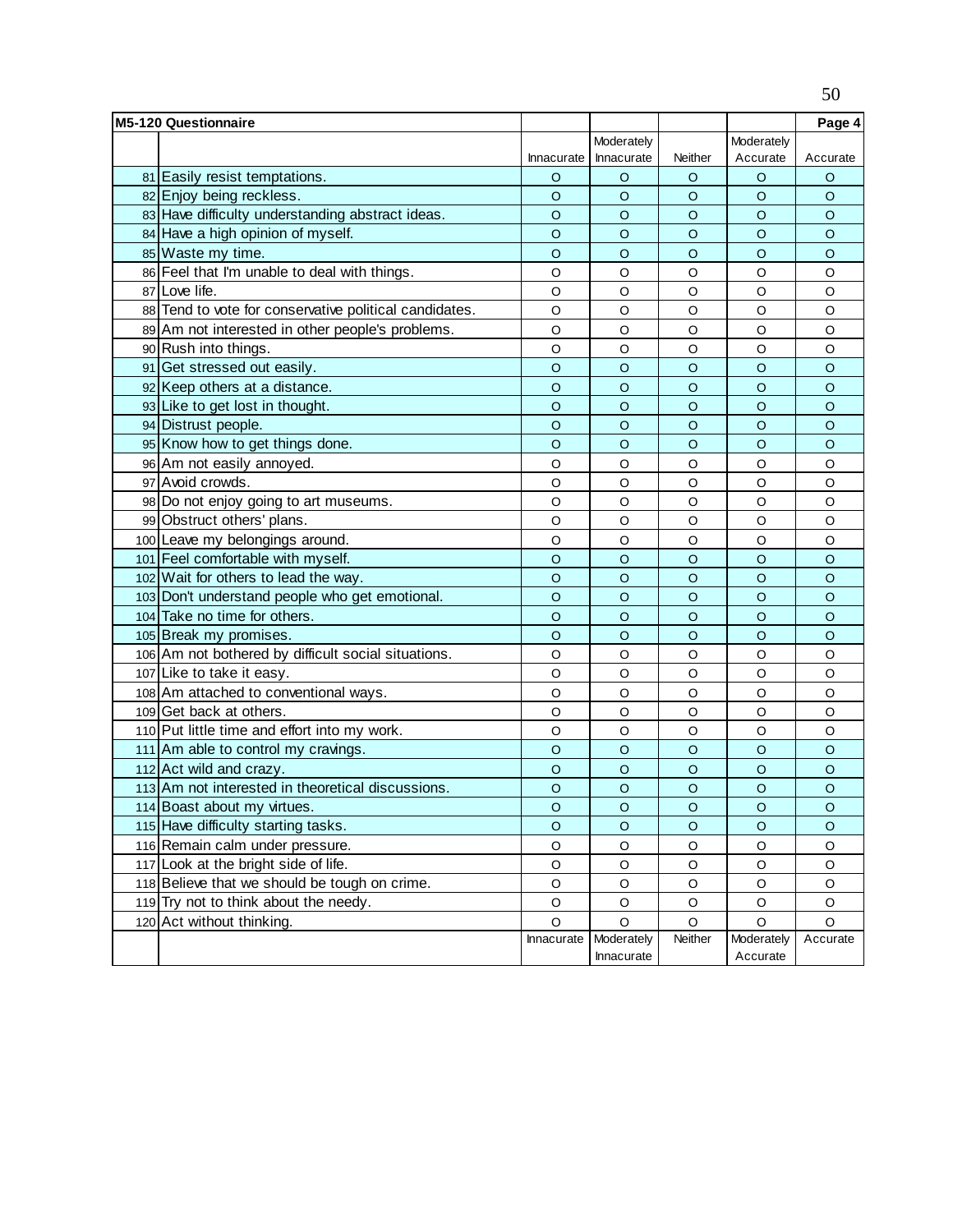| M5-120 Questionnaire | | | | | | Page 4 |
|---|---|---|---|---|---|---|
| | | Innacurate | Moderately Innacurate | Neither | Moderately Accurate | Accurate |
| 81 | Easily resist temptations. | O | O | O | O | O |
| 82 | Enjoy being reckless. | O | O | O | O | O |
| 83 | Have difficulty understanding abstract ideas. | O | O | O | O | O |
| 84 | Have a high opinion of myself. | O | O | O | O | O |
| 85 | Waste my time. | O | O | O | O | O |
| 86 | Feel that I'm unable to deal with things. | O | O | O | O | O |
| 87 | Love life. | O | O | O | O | O |
| 88 | Tend to vote for conservative political candidates. | O | O | O | O | O |
| 89 | Am not interested in other people's problems. | O | O | O | O | O |
| 90 | Rush into things. | O | O | O | O | O |
| 91 | Get stressed out easily. | O | O | O | O | O |
| 92 | Keep others at a distance. | O | O | O | O | O |
| 93 | Like to get lost in thought. | O | O | O | O | O |
| 94 | Distrust people. | O | O | O | O | O |
| 95 | Know how to get things done. | O | O | O | O | O |
| 96 | Am not easily annoyed. | O | O | O | O | O |
| 97 | Avoid crowds. | O | O | O | O | O |
| 98 | Do not enjoy going to art museums. | O | O | O | O | O |
| 99 | Obstruct others' plans. | O | O | O | O | O |
| 100 | Leave my belongings around. | O | O | O | O | O |
| 101 | Feel comfortable with myself. | O | O | O | O | O |
| 102 | Wait for others to lead the way. | O | O | O | O | O |
| 103 | Don't understand people who get emotional. | O | O | O | O | O |
| 104 | Take no time for others. | O | O | O | O | O |
| 105 | Break my promises. | O | O | O | O | O |
| 106 | Am not bothered by difficult social situations. | O | O | O | O | O |
| 107 | Like to take it easy. | O | O | O | O | O |
| 108 | Am attached to conventional ways. | O | O | O | O | O |
| 109 | Get back at others. | O | O | O | O | O |
| 110 | Put little time and effort into my work. | O | O | O | O | O |
| 111 | Am able to control my cravings. | O | O | O | O | O |
| 112 | Act wild and crazy. | O | O | O | O | O |
| 113 | Am not interested in theoretical discussions. | O | O | O | O | O |
| 114 | Boast about my virtues. | O | O | O | O | O |
| 115 | Have difficulty starting tasks. | O | O | O | O | O |
| 116 | Remain calm under pressure. | O | O | O | O | O |
| 117 | Look at the bright side of life. | O | O | O | O | O |
| 118 | Believe that we should be tough on crime. | O | O | O | O | O |
| 119 | Try not to think about the needy. | O | O | O | O | O |
| 120 | Act without thinking. | O | O | O | O | O |
| | | Innacurate | Moderately Innacurate | Neither | Moderately Accurate | Accurate |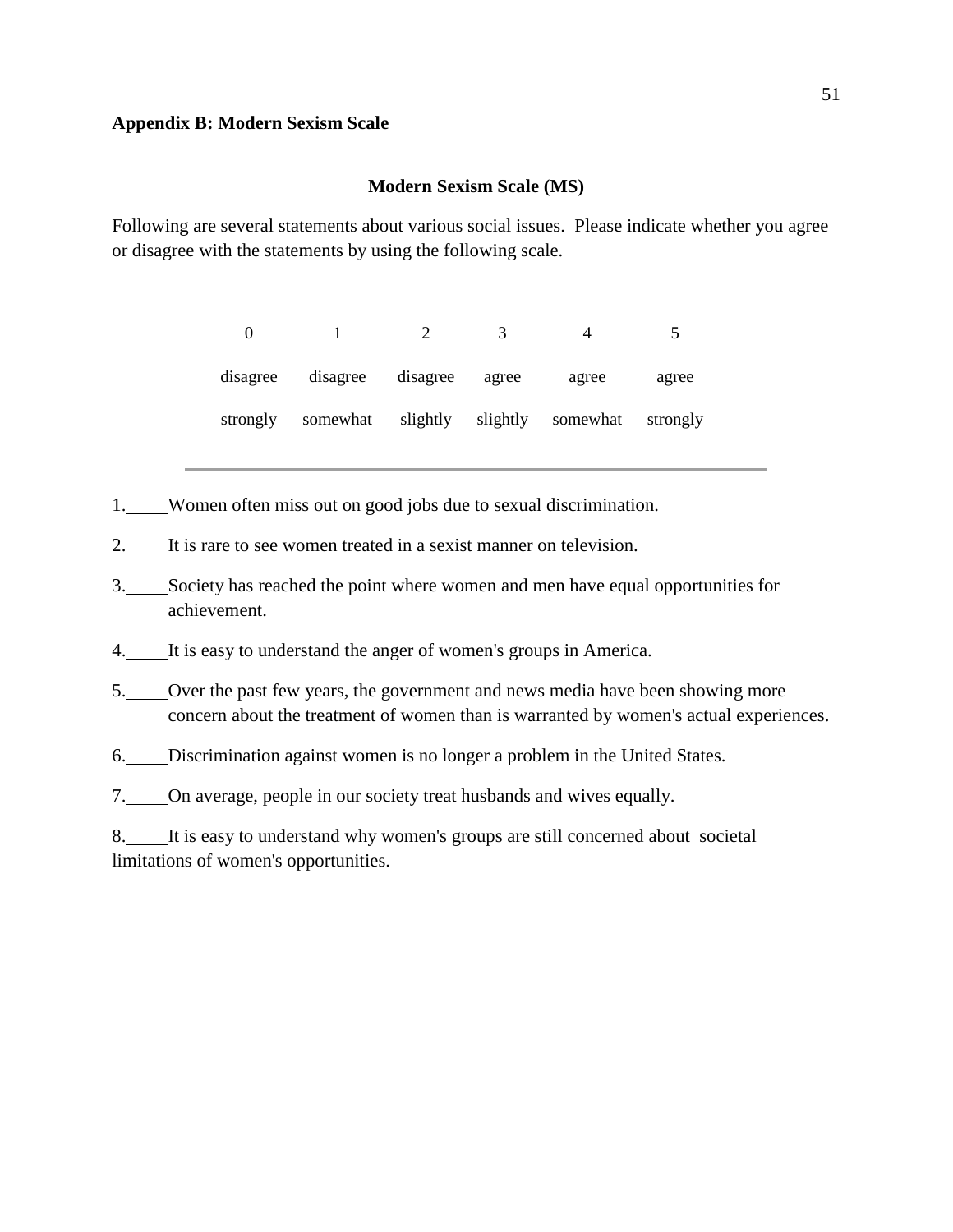**Appendix B: Modern Sexism Scale**

## Modern Sexism Scale (MS)

Following are several statements about various social issues. Please indicate whether you agree or disagree with the statements by using the following scale.

| 0 | 1 | 2 | 3 | 4 | 5 |
|---|---|---|---|---|---|
| disagree strongly | disagree somewhat | disagree slightly | agree slightly | agree somewhat | agree strongly |

---

1.\_\_\_\_\_Women often miss out on good jobs due to sexual discrimination.

2.\_\_\_\_\_It is rare to see women treated in a sexist manner on television.

3.\_\_\_\_\_Society has reached the point where women and men have equal opportunities for achievement.

4.\_\_\_\_\_It is easy to understand the anger of women's groups in America.

5.\_\_\_\_\_Over the past few years, the government and news media have been showing more concern about the treatment of women than is warranted by women's actual experiences.

6.\_\_\_\_\_Discrimination against women is no longer a problem in the United States.

7.\_\_\_\_\_On average, people in our society treat husbands and wives equally.

8.\_\_\_\_\_It is easy to understand why women's groups are still concerned about societal limitations of women's opportunities.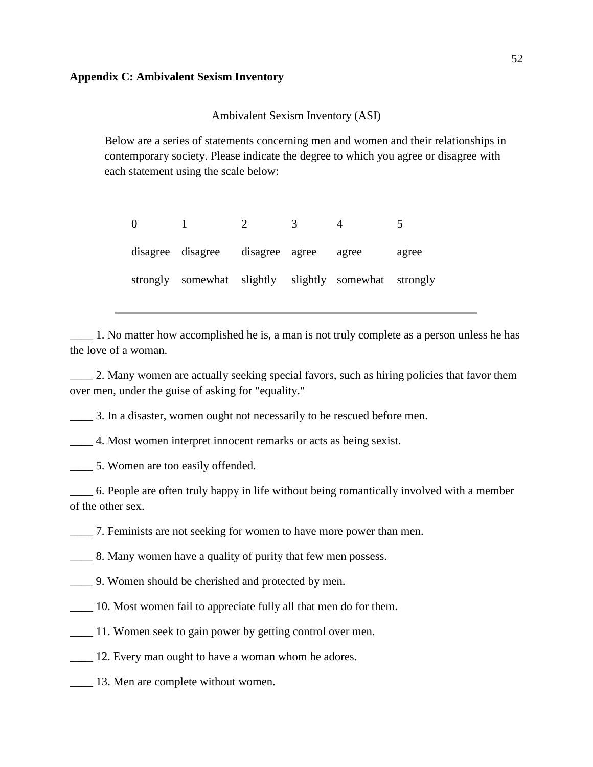**Appendix C: Ambivalent Sexism Inventory**

Ambivalent Sexism Inventory (ASI)

Below are a series of statements concerning men and women and their relationships in contemporary society. Please indicate the degree to which you agree or disagree with each statement using the scale below:

| 0 | 1 | 2 | 3 | 4 | 5 |
|---|---|---|---|---|---|
| disagree strongly | disagree somewhat | disagree slightly | agree slightly | agree somewhat | agree strongly |

\_\_\_\_ 1. No matter how accomplished he is, a man is not truly complete as a person unless he has the love of a woman.

\_\_\_\_ 2. Many women are actually seeking special favors, such as hiring policies that favor them over men, under the guise of asking for "equality."

\_\_\_\_ 3. In a disaster, women ought not necessarily to be rescued before men.

\_\_\_\_ 4. Most women interpret innocent remarks or acts as being sexist.

\_\_\_\_ 5. Women are too easily offended.

\_\_\_\_ 6. People are often truly happy in life without being romantically involved with a member of the other sex.

\_\_\_\_ 7. Feminists are not seeking for women to have more power than men.

\_\_\_\_ 8. Many women have a quality of purity that few men possess.

\_\_\_\_ 9. Women should be cherished and protected by men.

\_\_\_\_ 10. Most women fail to appreciate fully all that men do for them.

\_\_\_\_ 11. Women seek to gain power by getting control over men.

\_\_\_\_ 12. Every man ought to have a woman whom he adores.

\_\_\_\_ 13. Men are complete without women.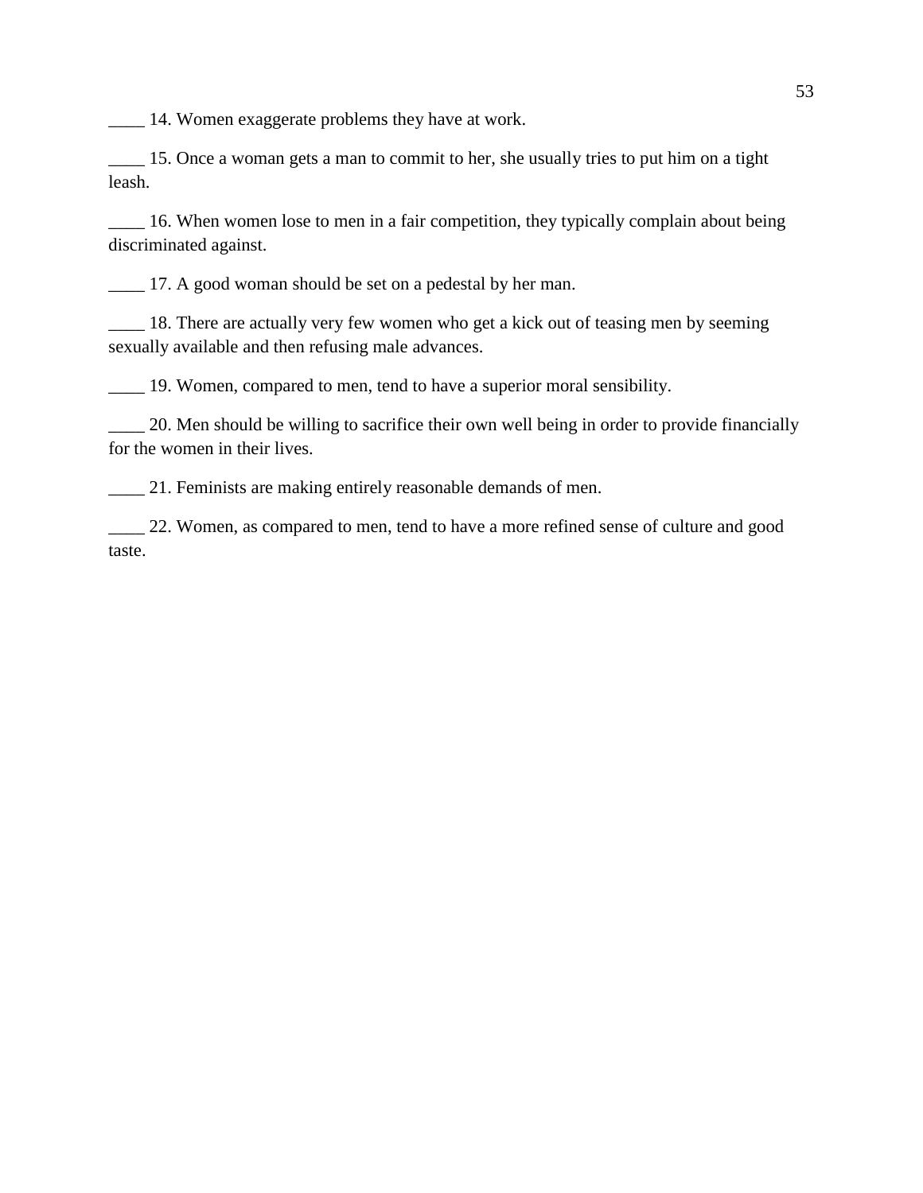____ 14. Women exaggerate problems they have at work.

____ 15. Once a woman gets a man to commit to her, she usually tries to put him on a tight leash.

____ 16. When women lose to men in a fair competition, they typically complain about being discriminated against.

____ 17. A good woman should be set on a pedestal by her man.

____ 18. There are actually very few women who get a kick out of teasing men by seeming sexually available and then refusing male advances.

____ 19. Women, compared to men, tend to have a superior moral sensibility.

____ 20. Men should be willing to sacrifice their own well being in order to provide financially for the women in their lives.

____ 21. Feminists are making entirely reasonable demands of men.

____ 22. Women, as compared to men, tend to have a more refined sense of culture and good taste.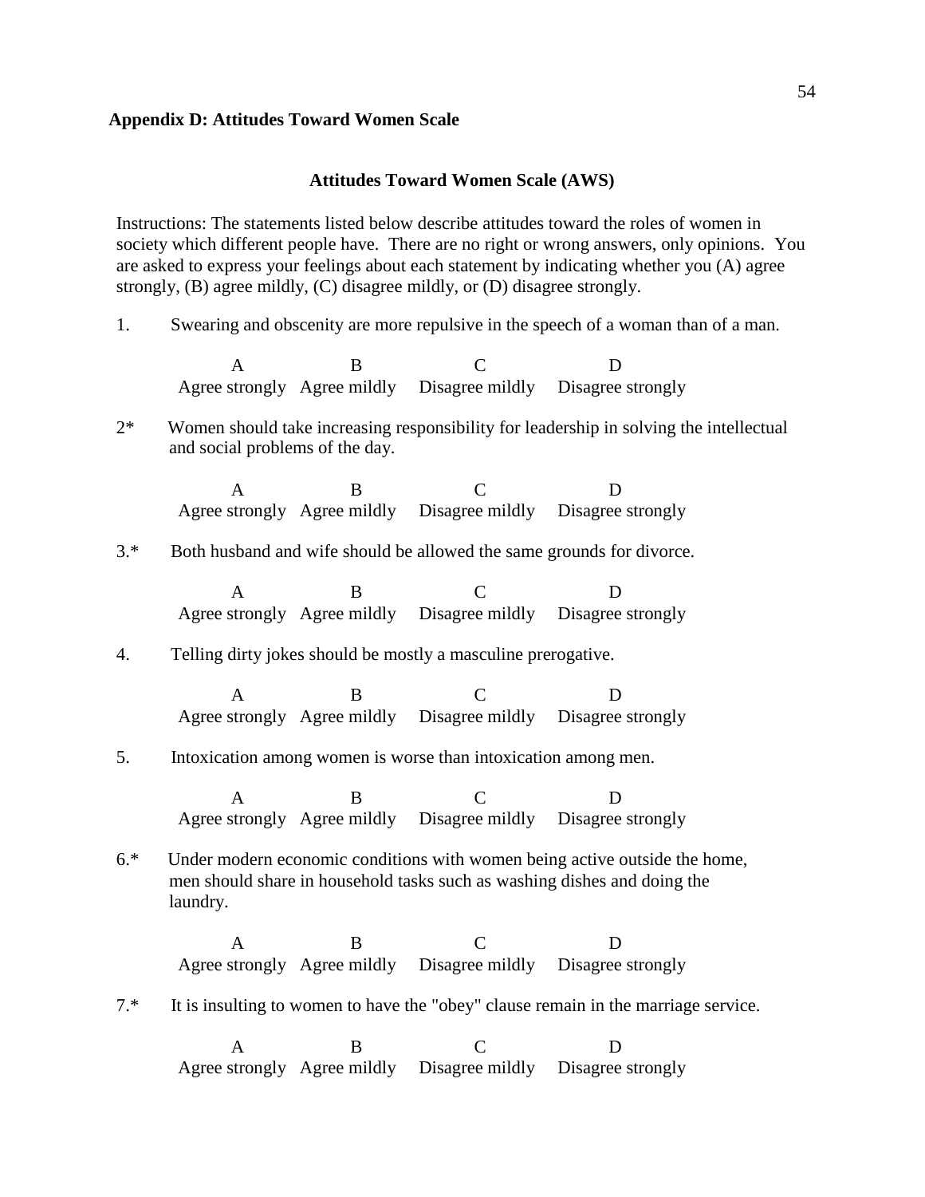**Appendix D: Attitudes Toward Women Scale**

**Attitudes Toward Women Scale (AWS)**

Instructions: The statements listed below describe attitudes toward the roles of women in society which different people have. There are no right or wrong answers, only opinions. You are asked to express your feelings about each statement by indicating whether you (A) agree strongly, (B) agree mildly, (C) disagree mildly, or (D) disagree strongly.

1. Swearing and obscenity are more repulsive in the speech of a woman than of a man.

   A Agree strongly   B Agree mildly   C Disagree mildly   D Disagree strongly

2* Women should take increasing responsibility for leadership in solving the intellectual and social problems of the day.

   A Agree strongly   B Agree mildly   C Disagree mildly   D Disagree strongly

3.* Both husband and wife should be allowed the same grounds for divorce.

   A Agree strongly   B Agree mildly   C Disagree mildly   D Disagree strongly

4. Telling dirty jokes should be mostly a masculine prerogative.

   A Agree strongly   B Agree mildly   C Disagree mildly   D Disagree strongly

5. Intoxication among women is worse than intoxication among men.

   A Agree strongly   B Agree mildly   C Disagree mildly   D Disagree strongly

6.* Under modern economic conditions with women being active outside the home, men should share in household tasks such as washing dishes and doing the laundry.

   A Agree strongly   B Agree mildly   C Disagree mildly   D Disagree strongly

7.* It is insulting to women to have the "obey" clause remain in the marriage service.

   A Agree strongly   B Agree mildly   C Disagree mildly   D Disagree strongly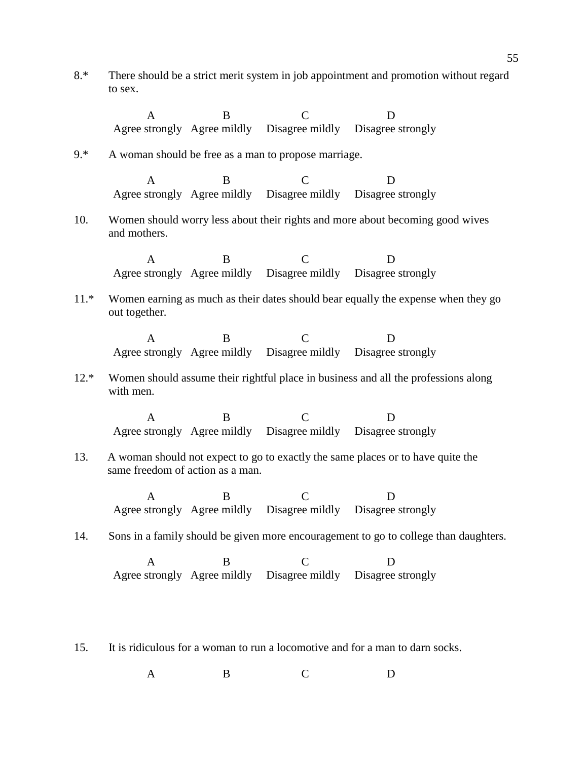8.* There should be a strict merit system in job appointment and promotion without regard to sex.

| A | B | C | D |
|---|---|---|---|
| Agree strongly | Agree mildly | Disagree mildly | Disagree strongly |

9.* A woman should be free as a man to propose marriage.

| A | B | C | D |
|---|---|---|---|
| Agree strongly | Agree mildly | Disagree mildly | Disagree strongly |

10. Women should worry less about their rights and more about becoming good wives and mothers.

| A | B | C | D |
|---|---|---|---|
| Agree strongly | Agree mildly | Disagree mildly | Disagree strongly |

11.* Women earning as much as their dates should bear equally the expense when they go out together.

| A | B | C | D |
|---|---|---|---|
| Agree strongly | Agree mildly | Disagree mildly | Disagree strongly |

12.* Women should assume their rightful place in business and all the professions along with men.

| A | B | C | D |
|---|---|---|---|
| Agree strongly | Agree mildly | Disagree mildly | Disagree strongly |

13. A woman should not expect to go to exactly the same places or to have quite the same freedom of action as a man.

| A | B | C | D |
|---|---|---|---|
| Agree strongly | Agree mildly | Disagree mildly | Disagree strongly |

14. Sons in a family should be given more encouragement to go to college than daughters.

| A | B | C | D |
|---|---|---|---|
| Agree strongly | Agree mildly | Disagree mildly | Disagree strongly |

15. It is ridiculous for a woman to run a locomotive and for a man to darn socks.

| A | B | C | D |
|---|---|---|---|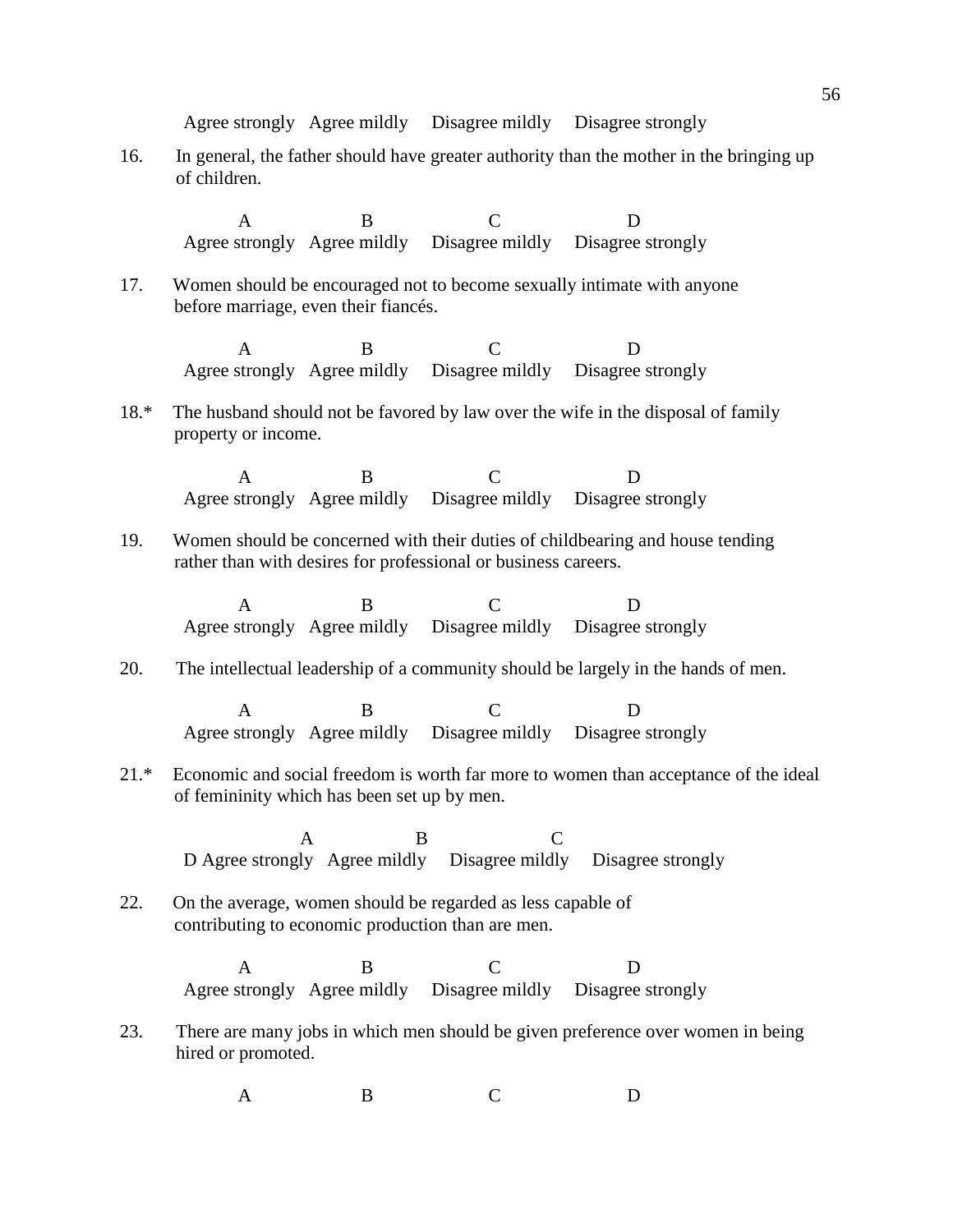Agree strongly   Agree mildly   Disagree mildly   Disagree strongly

16. In general, the father should have greater authority than the mother in the bringing up of children.

A   B   C   D
Agree strongly   Agree mildly   Disagree mildly   Disagree strongly

17. Women should be encouraged not to become sexually intimate with anyone before marriage, even their fiancés.

A   B   C   D
Agree strongly   Agree mildly   Disagree mildly   Disagree strongly

18.* The husband should not be favored by law over the wife in the disposal of family property or income.

A   B   C   D
Agree strongly   Agree mildly   Disagree mildly   Disagree strongly

19. Women should be concerned with their duties of childbearing and house tending rather than with desires for professional or business careers.

A   B   C   D
Agree strongly   Agree mildly   Disagree mildly   Disagree strongly

20. The intellectual leadership of a community should be largely in the hands of men.

A   B   C   D
Agree strongly   Agree mildly   Disagree mildly   Disagree strongly

21.* Economic and social freedom is worth far more to women than acceptance of the ideal of femininity which has been set up by men.

A   B   C
D Agree strongly   Agree mildly   Disagree mildly   Disagree strongly

22. On the average, women should be regarded as less capable of contributing to economic production than are men.

A   B   C   D
Agree strongly   Agree mildly   Disagree mildly   Disagree strongly

23. There are many jobs in which men should be given preference over women in being hired or promoted.

A   B   C   D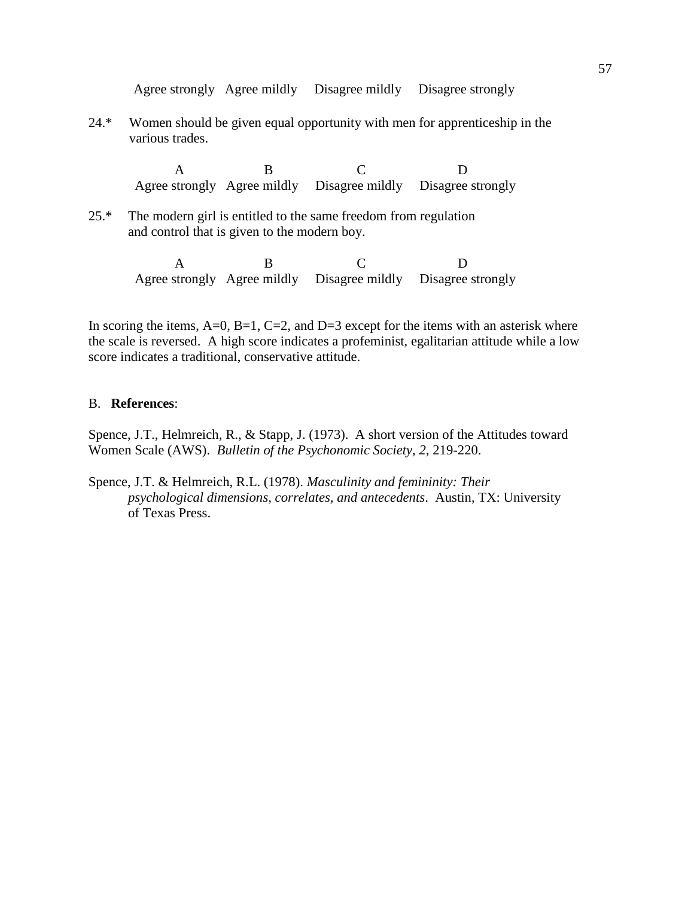Agree strongly Agree mildly Disagree mildly Disagree strongly

24.* Women should be given equal opportunity with men for apprenticeship in the various trades.

| A | B | C | D |
|---|---|---|---|
| Agree strongly | Agree mildly | Disagree mildly | Disagree strongly |

25.* The modern girl is entitled to the same freedom from regulation and control that is given to the modern boy.

| A | B | C | D |
|---|---|---|---|
| Agree strongly | Agree mildly | Disagree mildly | Disagree strongly |

In scoring the items, A=0, B=1, C=2, and D=3 except for the items with an asterisk where the scale is reversed. A high score indicates a profeminist, egalitarian attitude while a low score indicates a traditional, conservative attitude.

B. **References**:

Spence, J.T., Helmreich, R., & Stapp, J. (1973). A short version of the Attitudes toward Women Scale (AWS). *Bulletin of the Psychonomic Society*, *2*, 219-220.

Spence, J.T. & Helmreich, R.L. (1978). *Masculinity and femininity: Their psychological dimensions, correlates, and antecedents*. Austin, TX: University of Texas Press.